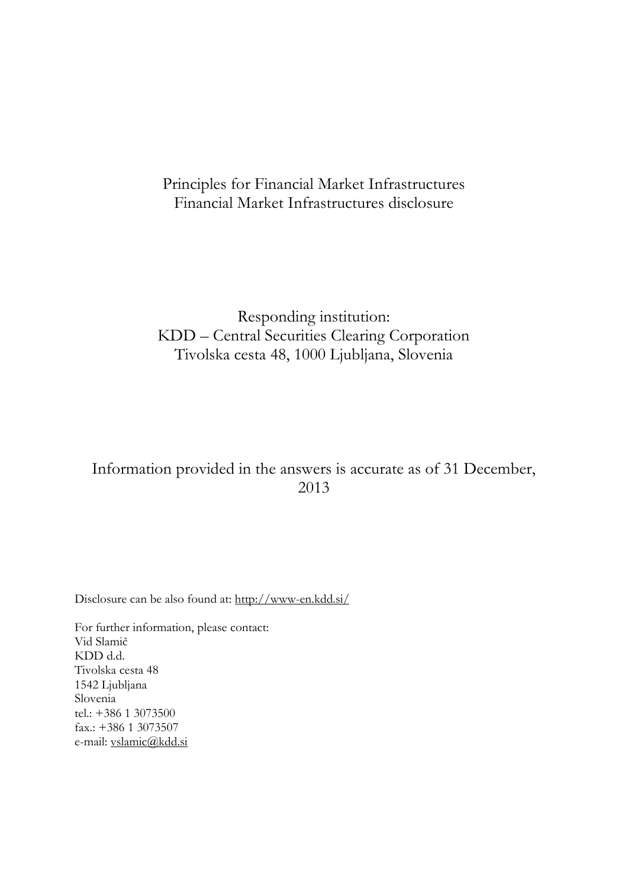# Principles for Financial Market Infrastructures
# Financial Market Infrastructures disclosure

Responding institution:
KDD – Central Securities Clearing Corporation
Tivolska cesta 48, 1000 Ljubljana, Slovenia

Information provided in the answers is accurate as of 31 December, 2013

Disclosure can be also found at: http://www-en.kdd.si/

For further information, please contact:
Vid Slamič
KDD d.d.
Tivolska cesta 48
1542 Ljubljana
Slovenia
tel.: +386 1 3073500
fax.: +386 1 3073507
e-mail: vslamic@kdd.si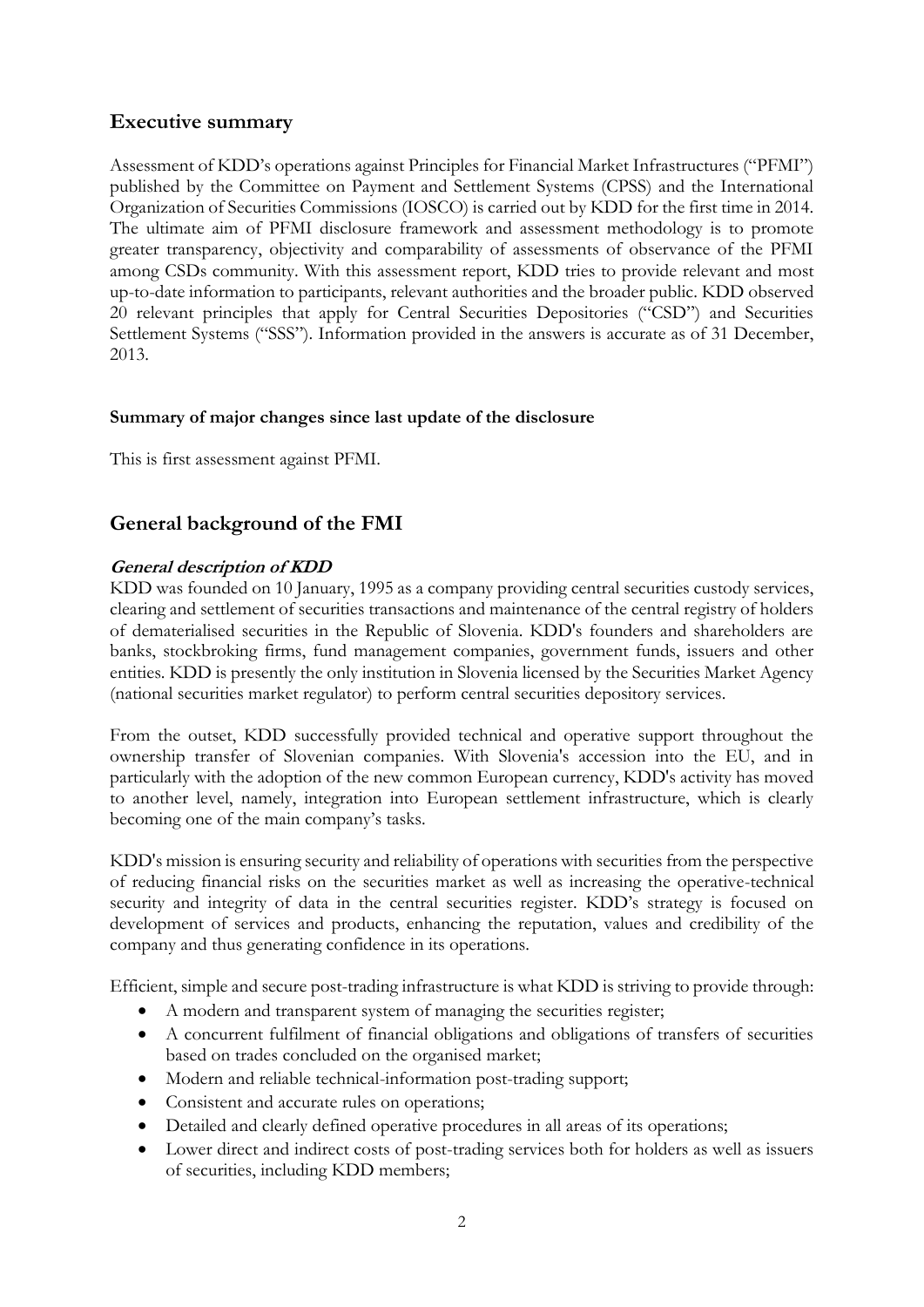## Executive summary

Assessment of KDD's operations against Principles for Financial Market Infrastructures ("PFMI") published by the Committee on Payment and Settlement Systems (CPSS) and the International Organization of Securities Commissions (IOSCO) is carried out by KDD for the first time in 2014. The ultimate aim of PFMI disclosure framework and assessment methodology is to promote greater transparency, objectivity and comparability of assessments of observance of the PFMI among CSDs community. With this assessment report, KDD tries to provide relevant and most up-to-date information to participants, relevant authorities and the broader public. KDD observed 20 relevant principles that apply for Central Securities Depositories ("CSD") and Securities Settlement Systems ("SSS"). Information provided in the answers is accurate as of 31 December, 2013.

**Summary of major changes since last update of the disclosure**

This is first assessment against PFMI.

## General background of the FMI

***General description of KDD***

KDD was founded on 10 January, 1995 as a company providing central securities custody services, clearing and settlement of securities transactions and maintenance of the central registry of holders of dematerialised securities in the Republic of Slovenia. KDD's founders and shareholders are banks, stockbroking firms, fund management companies, government funds, issuers and other entities. KDD is presently the only institution in Slovenia licensed by the Securities Market Agency (national securities market regulator) to perform central securities depository services.

From the outset, KDD successfully provided technical and operative support throughout the ownership transfer of Slovenian companies. With Slovenia's accession into the EU, and in particularly with the adoption of the new common European currency, KDD's activity has moved to another level, namely, integration into European settlement infrastructure, which is clearly becoming one of the main company's tasks.

KDD's mission is ensuring security and reliability of operations with securities from the perspective of reducing financial risks on the securities market as well as increasing the operative-technical security and integrity of data in the central securities register. KDD's strategy is focused on development of services and products, enhancing the reputation, values and credibility of the company and thus generating confidence in its operations.

Efficient, simple and secure post-trading infrastructure is what KDD is striving to provide through:

- A modern and transparent system of managing the securities register;
- A concurrent fulfilment of financial obligations and obligations of transfers of securities based on trades concluded on the organised market;
- Modern and reliable technical-information post-trading support;
- Consistent and accurate rules on operations;
- Detailed and clearly defined operative procedures in all areas of its operations;
- Lower direct and indirect costs of post-trading services both for holders as well as issuers of securities, including KDD members;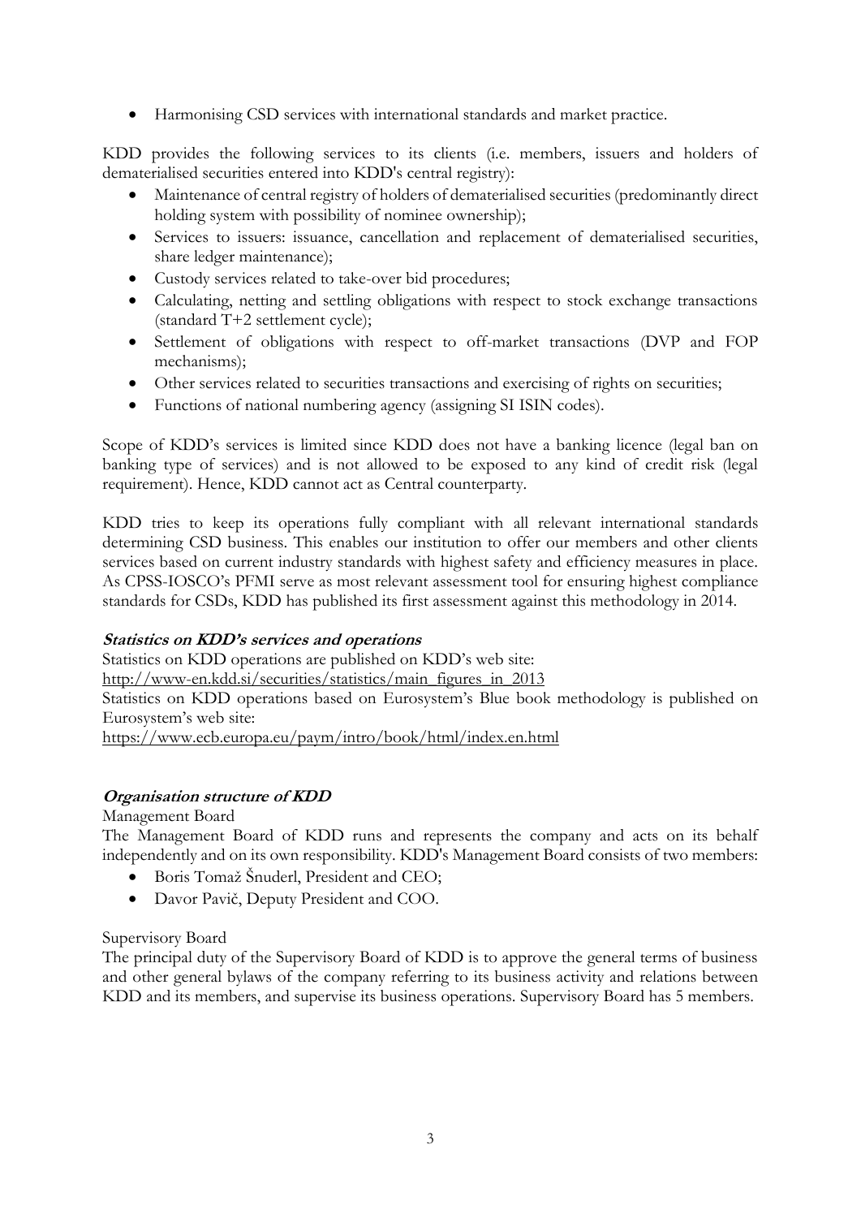- Harmonising CSD services with international standards and market practice.

KDD provides the following services to its clients (i.e. members, issuers and holders of dematerialised securities entered into KDD's central registry):

- Maintenance of central registry of holders of dematerialised securities (predominantly direct holding system with possibility of nominee ownership);
- Services to issuers: issuance, cancellation and replacement of dematerialised securities, share ledger maintenance);
- Custody services related to take-over bid procedures;
- Calculating, netting and settling obligations with respect to stock exchange transactions (standard T+2 settlement cycle);
- Settlement of obligations with respect to off-market transactions (DVP and FOP mechanisms);
- Other services related to securities transactions and exercising of rights on securities;
- Functions of national numbering agency (assigning SI ISIN codes).

Scope of KDD's services is limited since KDD does not have a banking licence (legal ban on banking type of services) and is not allowed to be exposed to any kind of credit risk (legal requirement). Hence, KDD cannot act as Central counterparty.

KDD tries to keep its operations fully compliant with all relevant international standards determining CSD business. This enables our institution to offer our members and other clients services based on current industry standards with highest safety and efficiency measures in place. As CPSS-IOSCO's PFMI serve as most relevant assessment tool for ensuring highest compliance standards for CSDs, KDD has published its first assessment against this methodology in 2014.

***Statistics on KDD's services and operations***

Statistics on KDD operations are published on KDD's web site:
http://www-en.kdd.si/securities/statistics/main_figures_in_2013
Statistics on KDD operations based on Eurosystem's Blue book methodology is published on Eurosystem's web site:
https://www.ecb.europa.eu/paym/intro/book/html/index.en.html

***Organisation structure of KDD***

Management Board

The Management Board of KDD runs and represents the company and acts on its behalf independently and on its own responsibility. KDD's Management Board consists of two members:

- Boris Tomaž Šnuderl, President and CEO;
- Davor Pavič, Deputy President and COO.

Supervisory Board

The principal duty of the Supervisory Board of KDD is to approve the general terms of business and other general bylaws of the company referring to its business activity and relations between KDD and its members, and supervise its business operations. Supervisory Board has 5 members.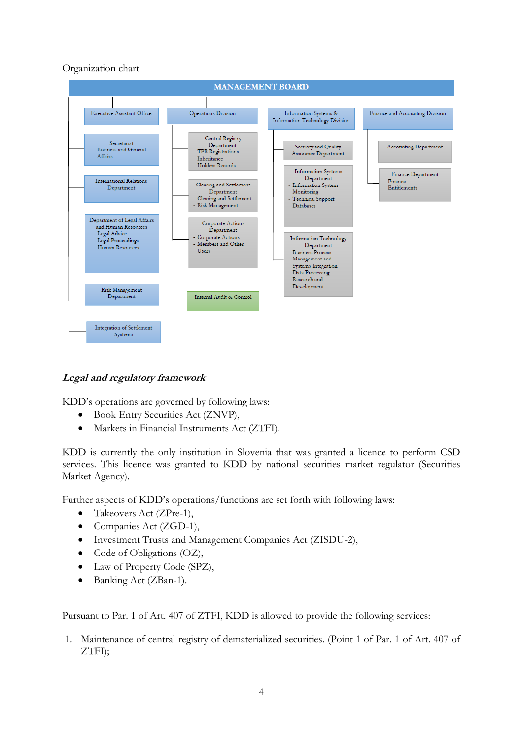Organization chart

MANAGEMENT BOARD

- Executive Assistant Office
  - Secretariat
    - Business and General Affairs
  - International Relations Department
  - Department of Legal Affairs and Human Resources
    - Legal Advice
    - Legal Proceedings
    - Human Resources
  - Risk Management Department
  - Integration of Settlement Systems
- Operations Division
  - Central Registry Department:
    - TPR Registrations
    - Inheritance
    - Holders Records
  - Clearing and Settlement Department
    - Clearing and Settlement
    - Risk Management
  - Corporate Actions Department
    - Corporate Actions
    - Members and Other Users
  - Internal Audit & Control
- Information Systems & Information Technology Division
  - Security and Quality Assurance Department
  - Information Systems Department
    - Information System Monitoring
    - Technical Support
    - Databases
  - Information Technology Department
    - Business Process Management and Systems Integration
    - Data Processing
    - Research and Development
- Finance and Accounting Division
  - Accounting Department
  - Finance Department
    - Finance
    - Entitlements

### *Legal and regulatory framework*

KDD's operations are governed by following laws:

- Book Entry Securities Act (ZNVP),
- Markets in Financial Instruments Act (ZTFI).

KDD is currently the only institution in Slovenia that was granted a licence to perform CSD services. This licence was granted to KDD by national securities market regulator (Securities Market Agency).

Further aspects of KDD's operations/functions are set forth with following laws:

- Takeovers Act (ZPre-1),
- Companies Act (ZGD-1),
- Investment Trusts and Management Companies Act (ZISDU-2),
- Code of Obligations (OZ),
- Law of Property Code (SPZ),
- Banking Act (ZBan-1).

Pursuant to Par. 1 of Art. 407 of ZTFI, KDD is allowed to provide the following services:

1. Maintenance of central registry of dematerialized securities. (Point 1 of Par. 1 of Art. 407 of ZTFI);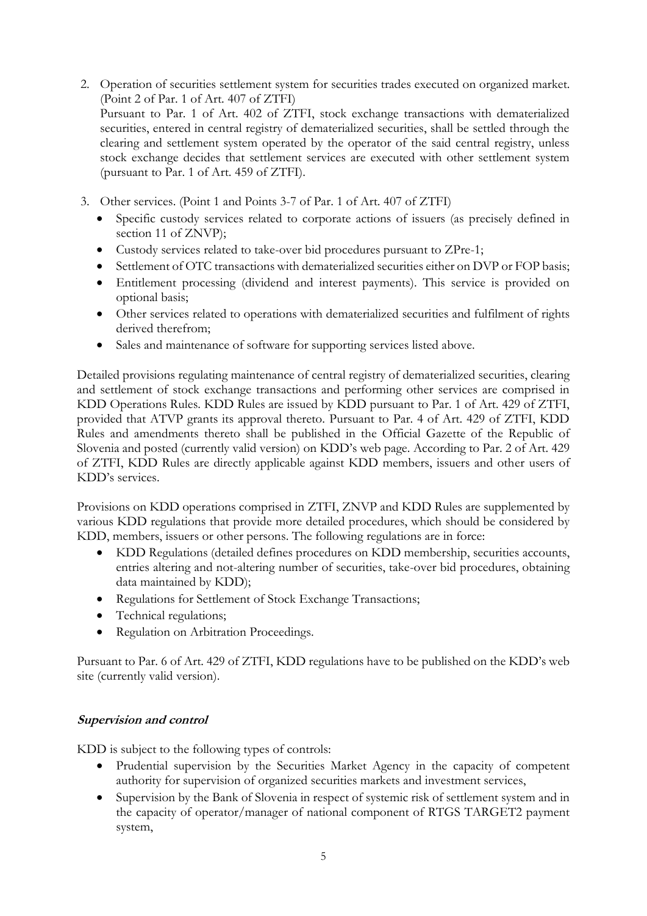2. Operation of securities settlement system for securities trades executed on organized market. (Point 2 of Par. 1 of Art. 407 of ZTFI)
   Pursuant to Par. 1 of Art. 402 of ZTFI, stock exchange transactions with dematerialized securities, entered in central registry of dematerialized securities, shall be settled through the clearing and settlement system operated by the operator of the said central registry, unless stock exchange decides that settlement services are executed with other settlement system (pursuant to Par. 1 of Art. 459 of ZTFI).

3. Other services. (Point 1 and Points 3-7 of Par. 1 of Art. 407 of ZTFI)
   - Specific custody services related to corporate actions of issuers (as precisely defined in section 11 of ZNVP);
   - Custody services related to take-over bid procedures pursuant to ZPre-1;
   - Settlement of OTC transactions with dematerialized securities either on DVP or FOP basis;
   - Entitlement processing (dividend and interest payments). This service is provided on optional basis;
   - Other services related to operations with dematerialized securities and fulfilment of rights derived therefrom;
   - Sales and maintenance of software for supporting services listed above.

Detailed provisions regulating maintenance of central registry of dematerialized securities, clearing and settlement of stock exchange transactions and performing other services are comprised in KDD Operations Rules. KDD Rules are issued by KDD pursuant to Par. 1 of Art. 429 of ZTFI, provided that ATVP grants its approval thereto. Pursuant to Par. 4 of Art. 429 of ZTFI, KDD Rules and amendments thereto shall be published in the Official Gazette of the Republic of Slovenia and posted (currently valid version) on KDD's web page. According to Par. 2 of Art. 429 of ZTFI, KDD Rules are directly applicable against KDD members, issuers and other users of KDD's services.

Provisions on KDD operations comprised in ZTFI, ZNVP and KDD Rules are supplemented by various KDD regulations that provide more detailed procedures, which should be considered by KDD, members, issuers or other persons. The following regulations are in force:

- KDD Regulations (detailed defines procedures on KDD membership, securities accounts, entries altering and not-altering number of securities, take-over bid procedures, obtaining data maintained by KDD);
- Regulations for Settlement of Stock Exchange Transactions;
- Technical regulations;
- Regulation on Arbitration Proceedings.

Pursuant to Par. 6 of Art. 429 of ZTFI, KDD regulations have to be published on the KDD's web site (currently valid version).

***Supervision and control***

KDD is subject to the following types of controls:

- Prudential supervision by the Securities Market Agency in the capacity of competent authority for supervision of organized securities markets and investment services,
- Supervision by the Bank of Slovenia in respect of systemic risk of settlement system and in the capacity of operator/manager of national component of RTGS TARGET2 payment system,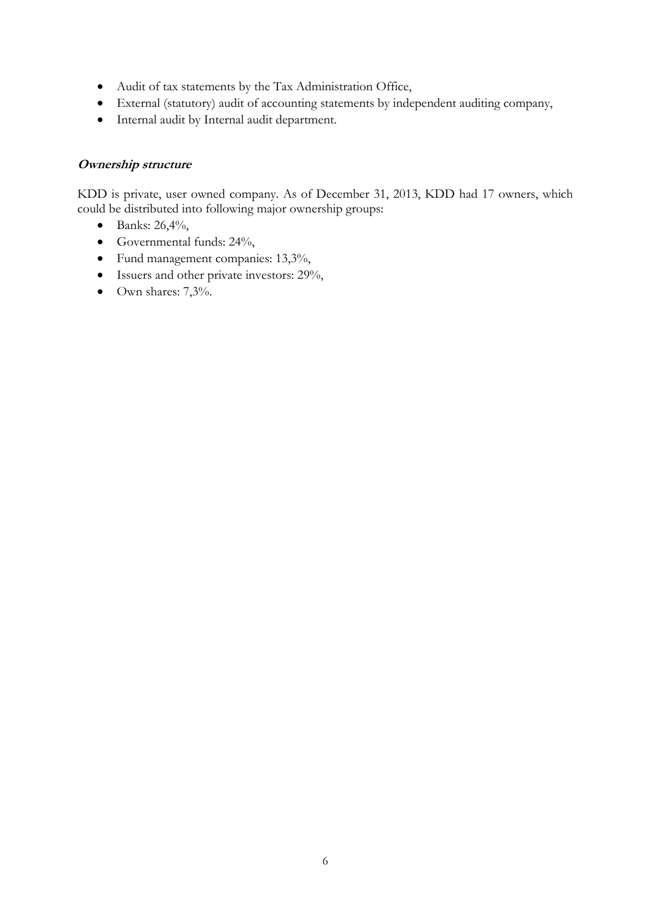- Audit of tax statements by the Tax Administration Office,
- External (statutory) audit of accounting statements by independent auditing company,
- Internal audit by Internal audit department.

***Ownership structure***

KDD is private, user owned company. As of December 31, 2013, KDD had 17 owners, which could be distributed into following major ownership groups:

- Banks: 26,4%,
- Governmental funds: 24%,
- Fund management companies: 13,3%,
- Issuers and other private investors: 29%,
- Own shares: 7,3%.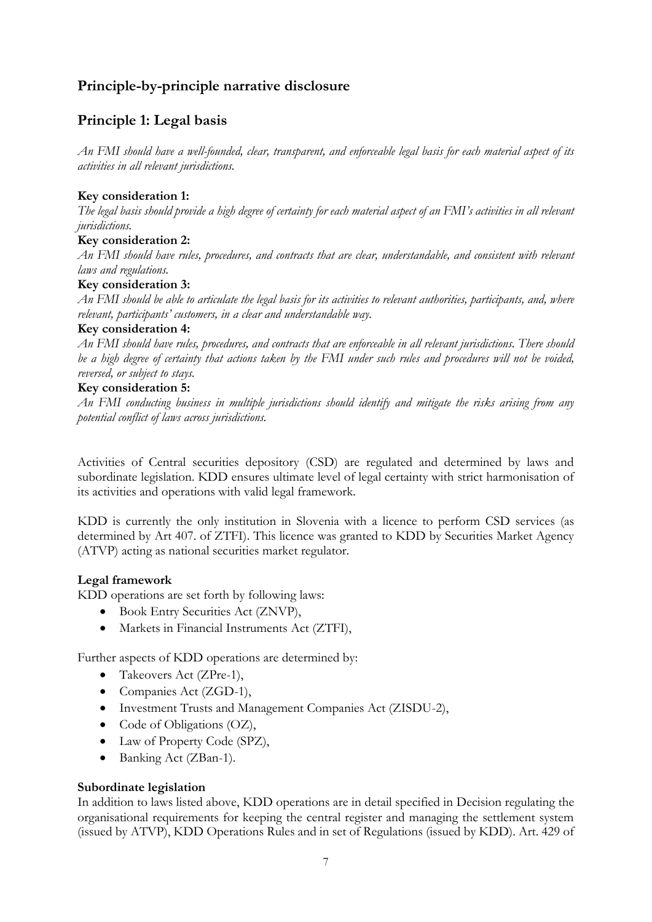## Principle-by-principle narrative disclosure

## Principle 1: Legal basis

*An FMI should have a well-founded, clear, transparent, and enforceable legal basis for each material aspect of its activities in all relevant jurisdictions.*

**Key consideration 1:**
*The legal basis should provide a high degree of certainty for each material aspect of an FMI's activities in all relevant jurisdictions.*

**Key consideration 2:**
*An FMI should have rules, procedures, and contracts that are clear, understandable, and consistent with relevant laws and regulations.*

**Key consideration 3:**
*An FMI should be able to articulate the legal basis for its activities to relevant authorities, participants, and, where relevant, participants' customers, in a clear and understandable way.*

**Key consideration 4:**
*An FMI should have rules, procedures, and contracts that are enforceable in all relevant jurisdictions. There should be a high degree of certainty that actions taken by the FMI under such rules and procedures will not be voided, reversed, or subject to stays.*

**Key consideration 5:**
*An FMI conducting business in multiple jurisdictions should identify and mitigate the risks arising from any potential conflict of laws across jurisdictions.*

Activities of Central securities depository (CSD) are regulated and determined by laws and subordinate legislation. KDD ensures ultimate level of legal certainty with strict harmonisation of its activities and operations with valid legal framework.

KDD is currently the only institution in Slovenia with a licence to perform CSD services (as determined by Art 407. of ZTFI). This licence was granted to KDD by Securities Market Agency (ATVP) acting as national securities market regulator.

**Legal framework**
KDD operations are set forth by following laws:

- Book Entry Securities Act (ZNVP),
- Markets in Financial Instruments Act (ZTFI),

Further aspects of KDD operations are determined by:

- Takeovers Act (ZPre-1),
- Companies Act (ZGD-1),
- Investment Trusts and Management Companies Act (ZISDU-2),
- Code of Obligations (OZ),
- Law of Property Code (SPZ),
- Banking Act (ZBan-1).

**Subordinate legislation**
In addition to laws listed above, KDD operations are in detail specified in Decision regulating the organisational requirements for keeping the central register and managing the settlement system (issued by ATVP), KDD Operations Rules and in set of Regulations (issued by KDD). Art. 429 of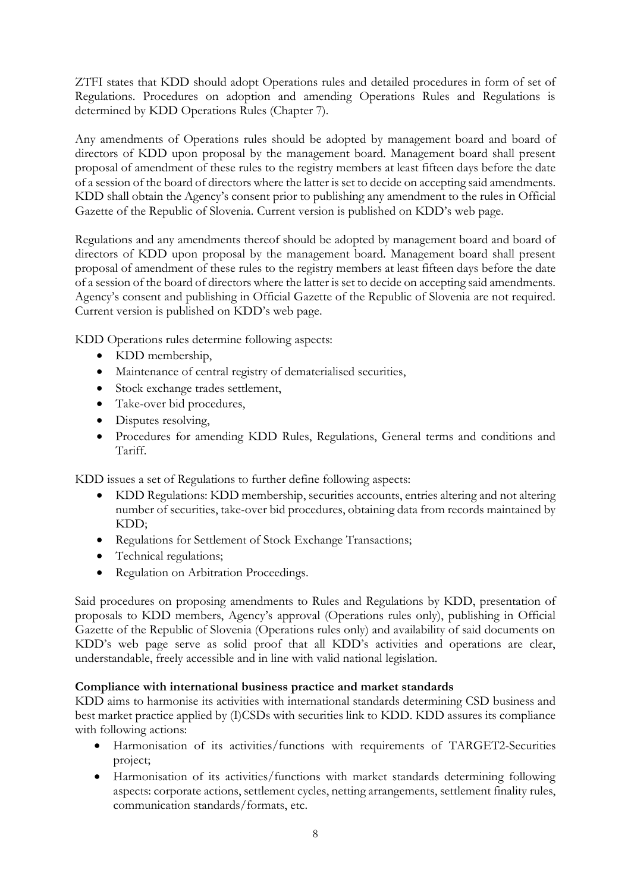ZTFI states that KDD should adopt Operations rules and detailed procedures in form of set of Regulations. Procedures on adoption and amending Operations Rules and Regulations is determined by KDD Operations Rules (Chapter 7).

Any amendments of Operations rules should be adopted by management board and board of directors of KDD upon proposal by the management board. Management board shall present proposal of amendment of these rules to the registry members at least fifteen days before the date of a session of the board of directors where the latter is set to decide on accepting said amendments. KDD shall obtain the Agency's consent prior to publishing any amendment to the rules in Official Gazette of the Republic of Slovenia. Current version is published on KDD's web page.

Regulations and any amendments thereof should be adopted by management board and board of directors of KDD upon proposal by the management board. Management board shall present proposal of amendment of these rules to the registry members at least fifteen days before the date of a session of the board of directors where the latter is set to decide on accepting said amendments. Agency's consent and publishing in Official Gazette of the Republic of Slovenia are not required. Current version is published on KDD's web page.

KDD Operations rules determine following aspects:

- KDD membership,
- Maintenance of central registry of dematerialised securities,
- Stock exchange trades settlement,
- Take-over bid procedures,
- Disputes resolving,
- Procedures for amending KDD Rules, Regulations, General terms and conditions and Tariff.

KDD issues a set of Regulations to further define following aspects:

- KDD Regulations: KDD membership, securities accounts, entries altering and not altering number of securities, take-over bid procedures, obtaining data from records maintained by KDD;
- Regulations for Settlement of Stock Exchange Transactions;
- Technical regulations;
- Regulation on Arbitration Proceedings.

Said procedures on proposing amendments to Rules and Regulations by KDD, presentation of proposals to KDD members, Agency's approval (Operations rules only), publishing in Official Gazette of the Republic of Slovenia (Operations rules only) and availability of said documents on KDD's web page serve as solid proof that all KDD's activities and operations are clear, understandable, freely accessible and in line with valid national legislation.

**Compliance with international business practice and market standards**

KDD aims to harmonise its activities with international standards determining CSD business and best market practice applied by (I)CSDs with securities link to KDD. KDD assures its compliance with following actions:

- Harmonisation of its activities/functions with requirements of TARGET2-Securities project;
- Harmonisation of its activities/functions with market standards determining following aspects: corporate actions, settlement cycles, netting arrangements, settlement finality rules, communication standards/formats, etc.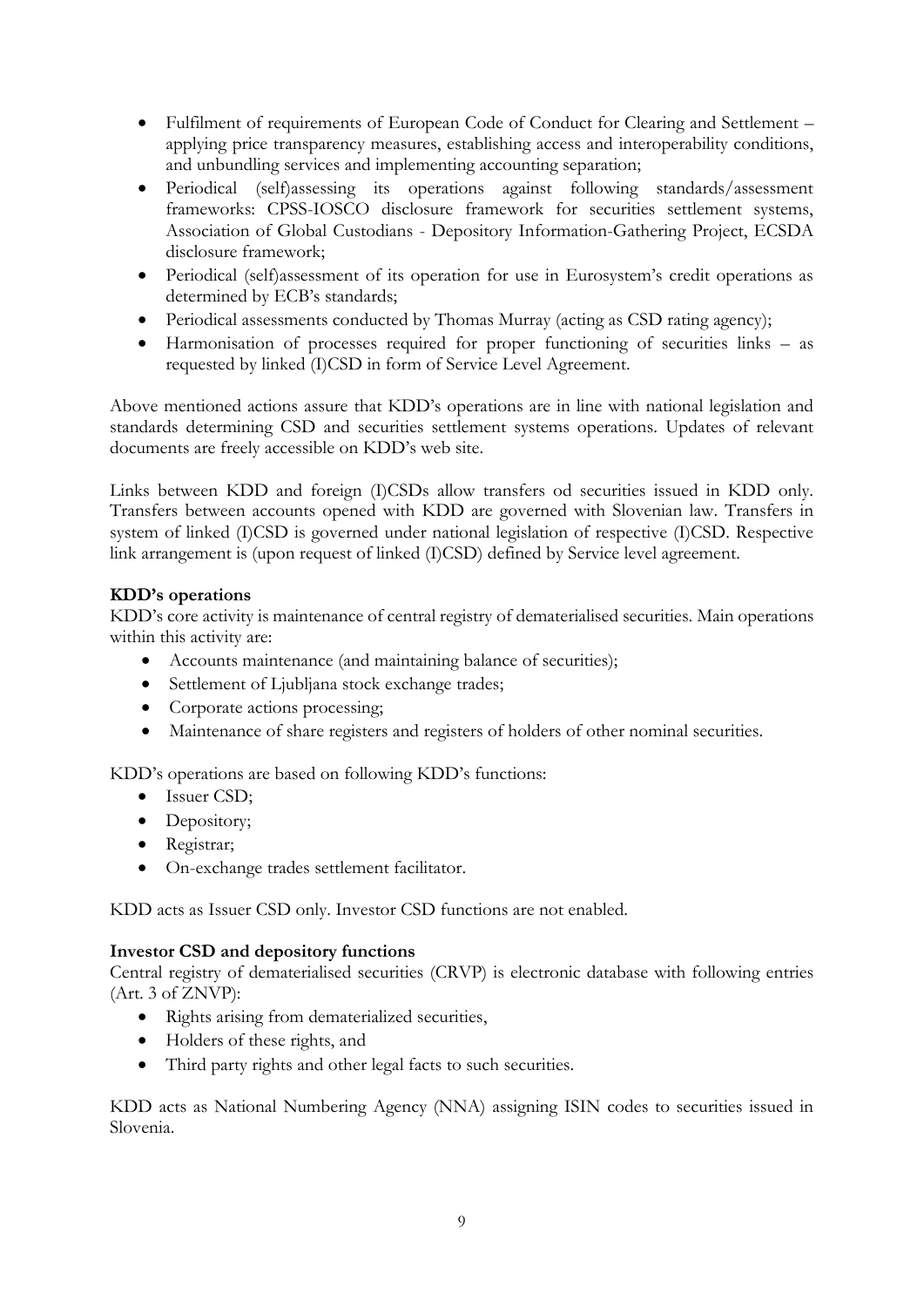- Fulfilment of requirements of European Code of Conduct for Clearing and Settlement – applying price transparency measures, establishing access and interoperability conditions, and unbundling services and implementing accounting separation;
- Periodical (self)assessing its operations against following standards/assessment frameworks: CPSS-IOSCO disclosure framework for securities settlement systems, Association of Global Custodians - Depository Information-Gathering Project, ECSDA disclosure framework;
- Periodical (self)assessment of its operation for use in Eurosystem's credit operations as determined by ECB's standards;
- Periodical assessments conducted by Thomas Murray (acting as CSD rating agency);
- Harmonisation of processes required for proper functioning of securities links – as requested by linked (I)CSD in form of Service Level Agreement.

Above mentioned actions assure that KDD's operations are in line with national legislation and standards determining CSD and securities settlement systems operations. Updates of relevant documents are freely accessible on KDD's web site.

Links between KDD and foreign (I)CSDs allow transfers od securities issued in KDD only. Transfers between accounts opened with KDD are governed with Slovenian law. Transfers in system of linked (I)CSD is governed under national legislation of respective (I)CSD. Respective link arrangement is (upon request of linked (I)CSD) defined by Service level agreement.

**KDD's operations**

KDD's core activity is maintenance of central registry of dematerialised securities. Main operations within this activity are:

- Accounts maintenance (and maintaining balance of securities);
- Settlement of Ljubljana stock exchange trades;
- Corporate actions processing;
- Maintenance of share registers and registers of holders of other nominal securities.

KDD's operations are based on following KDD's functions:

- Issuer CSD;
- Depository;
- Registrar;
- On-exchange trades settlement facilitator.

KDD acts as Issuer CSD only. Investor CSD functions are not enabled.

**Investor CSD and depository functions**

Central registry of dematerialised securities (CRVP) is electronic database with following entries (Art. 3 of ZNVP):

- Rights arising from dematerialized securities,
- Holders of these rights, and
- Third party rights and other legal facts to such securities.

KDD acts as National Numbering Agency (NNA) assigning ISIN codes to securities issued in Slovenia.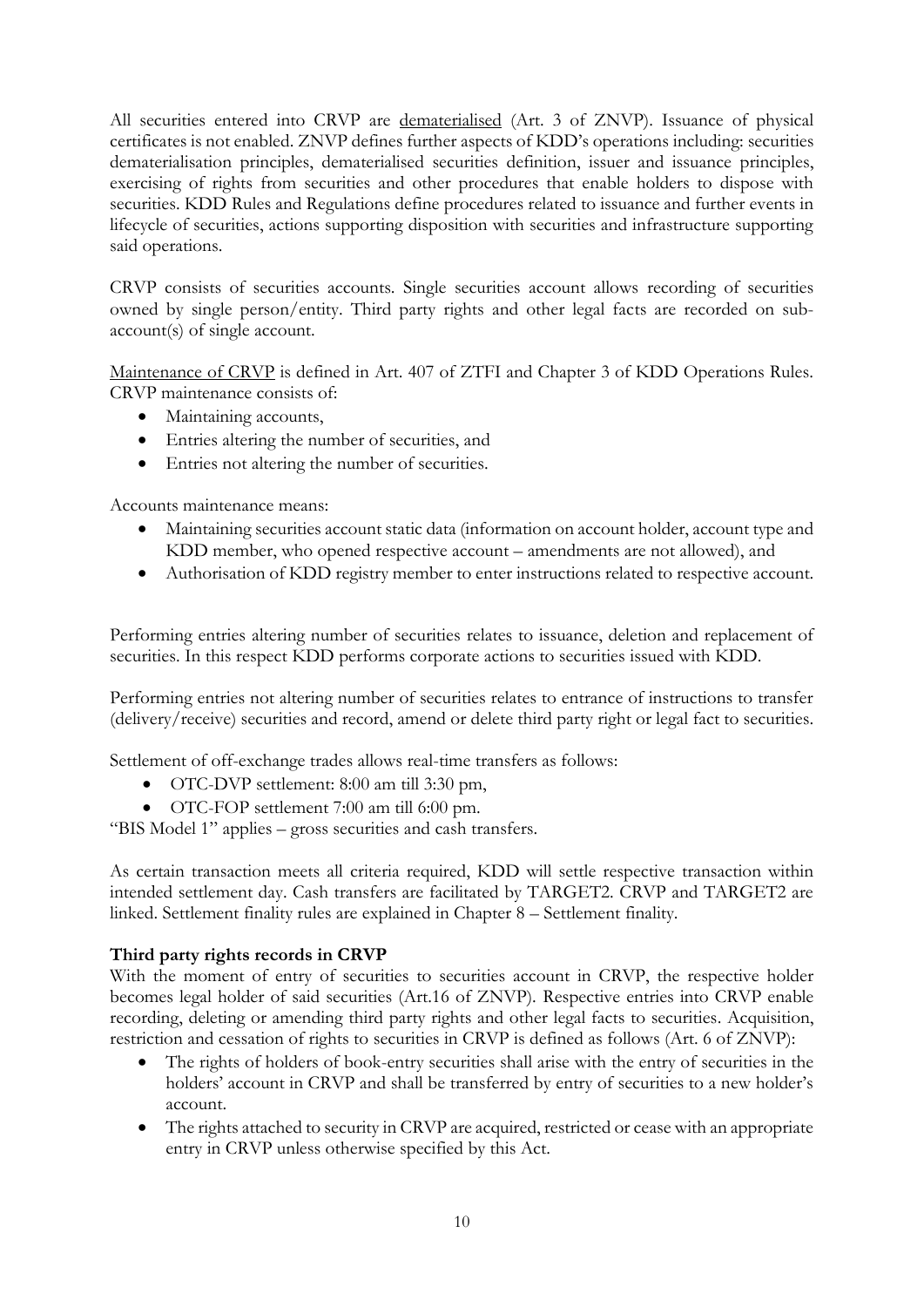All securities entered into CRVP are dematerialised (Art. 3 of ZNVP). Issuance of physical certificates is not enabled. ZNVP defines further aspects of KDD's operations including: securities dematerialisation principles, dematerialised securities definition, issuer and issuance principles, exercising of rights from securities and other procedures that enable holders to dispose with securities. KDD Rules and Regulations define procedures related to issuance and further events in lifecycle of securities, actions supporting disposition with securities and infrastructure supporting said operations.

CRVP consists of securities accounts. Single securities account allows recording of securities owned by single person/entity. Third party rights and other legal facts are recorded on sub-account(s) of single account.

Maintenance of CRVP is defined in Art. 407 of ZTFI and Chapter 3 of KDD Operations Rules. CRVP maintenance consists of:

- Maintaining accounts,
- Entries altering the number of securities, and
- Entries not altering the number of securities.

Accounts maintenance means:

- Maintaining securities account static data (information on account holder, account type and KDD member, who opened respective account – amendments are not allowed), and
- Authorisation of KDD registry member to enter instructions related to respective account.

Performing entries altering number of securities relates to issuance, deletion and replacement of securities. In this respect KDD performs corporate actions to securities issued with KDD.

Performing entries not altering number of securities relates to entrance of instructions to transfer (delivery/receive) securities and record, amend or delete third party right or legal fact to securities.

Settlement of off-exchange trades allows real-time transfers as follows:

- OTC-DVP settlement: 8:00 am till 3:30 pm,
- OTC-FOP settlement 7:00 am till 6:00 pm.

"BIS Model 1" applies – gross securities and cash transfers.

As certain transaction meets all criteria required, KDD will settle respective transaction within intended settlement day. Cash transfers are facilitated by TARGET2. CRVP and TARGET2 are linked. Settlement finality rules are explained in Chapter 8 – Settlement finality.

**Third party rights records in CRVP**

With the moment of entry of securities to securities account in CRVP, the respective holder becomes legal holder of said securities (Art.16 of ZNVP). Respective entries into CRVP enable recording, deleting or amending third party rights and other legal facts to securities. Acquisition, restriction and cessation of rights to securities in CRVP is defined as follows (Art. 6 of ZNVP):

- The rights of holders of book-entry securities shall arise with the entry of securities in the holders' account in CRVP and shall be transferred by entry of securities to a new holder's account.
- The rights attached to security in CRVP are acquired, restricted or cease with an appropriate entry in CRVP unless otherwise specified by this Act.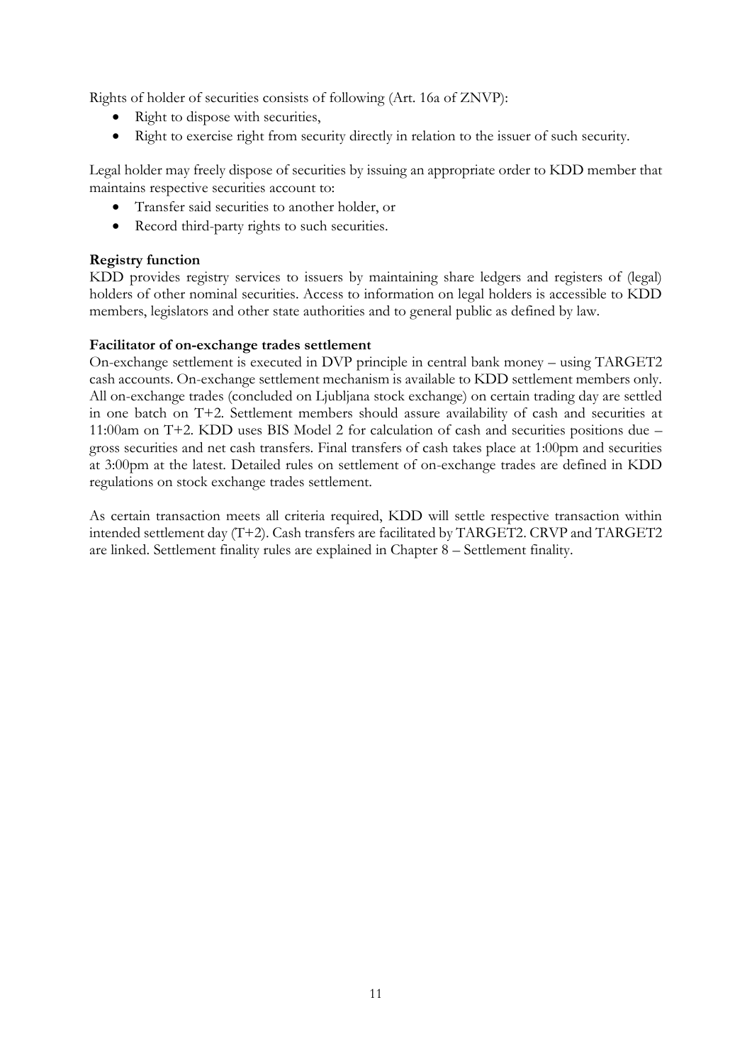Rights of holder of securities consists of following (Art. 16a of ZNVP):

- Right to dispose with securities,
- Right to exercise right from security directly in relation to the issuer of such security.

Legal holder may freely dispose of securities by issuing an appropriate order to KDD member that maintains respective securities account to:

- Transfer said securities to another holder, or
- Record third-party rights to such securities.

**Registry function**

KDD provides registry services to issuers by maintaining share ledgers and registers of (legal) holders of other nominal securities. Access to information on legal holders is accessible to KDD members, legislators and other state authorities and to general public as defined by law.

**Facilitator of on-exchange trades settlement**

On-exchange settlement is executed in DVP principle in central bank money – using TARGET2 cash accounts. On-exchange settlement mechanism is available to KDD settlement members only. All on-exchange trades (concluded on Ljubljana stock exchange) on certain trading day are settled in one batch on T+2. Settlement members should assure availability of cash and securities at 11:00am on T+2. KDD uses BIS Model 2 for calculation of cash and securities positions due – gross securities and net cash transfers. Final transfers of cash takes place at 1:00pm and securities at 3:00pm at the latest. Detailed rules on settlement of on-exchange trades are defined in KDD regulations on stock exchange trades settlement.

As certain transaction meets all criteria required, KDD will settle respective transaction within intended settlement day (T+2). Cash transfers are facilitated by TARGET2. CRVP and TARGET2 are linked. Settlement finality rules are explained in Chapter 8 – Settlement finality.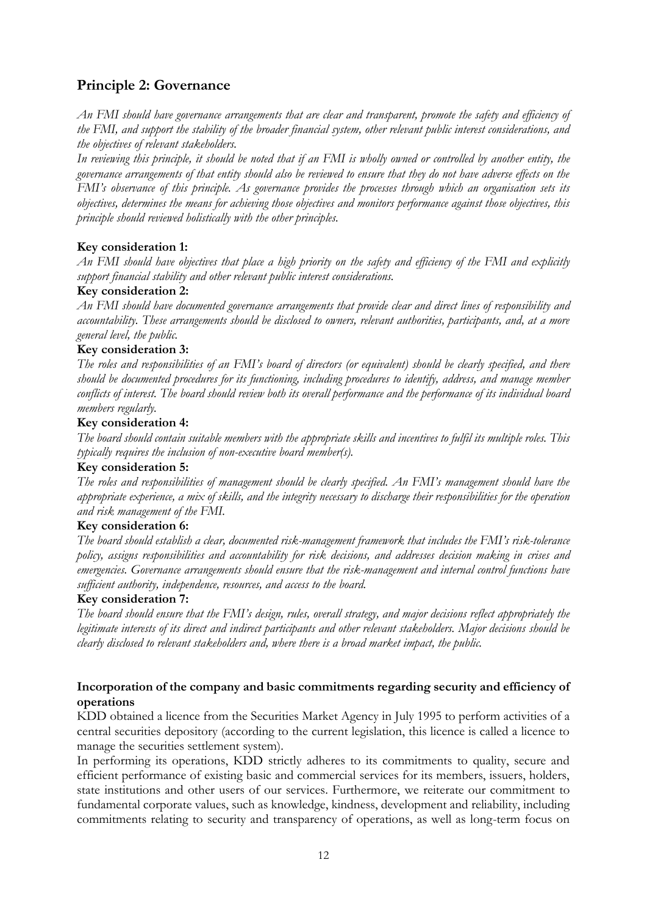## Principle 2: Governance

*An FMI should have governance arrangements that are clear and transparent, promote the safety and efficiency of the FMI, and support the stability of the broader financial system, other relevant public interest considerations, and the objectives of relevant stakeholders.*

*In reviewing this principle, it should be noted that if an FMI is wholly owned or controlled by another entity, the governance arrangements of that entity should also be reviewed to ensure that they do not have adverse effects on the FMI's observance of this principle. As governance provides the processes through which an organisation sets its objectives, determines the means for achieving those objectives and monitors performance against those objectives, this principle should reviewed holistically with the other principles.*

**Key consideration 1:**

*An FMI should have objectives that place a high priority on the safety and efficiency of the FMI and explicitly support financial stability and other relevant public interest considerations.*

**Key consideration 2:**

*An FMI should have documented governance arrangements that provide clear and direct lines of responsibility and accountability. These arrangements should be disclosed to owners, relevant authorities, participants, and, at a more general level, the public.*

**Key consideration 3:**

*The roles and responsibilities of an FMI's board of directors (or equivalent) should be clearly specified, and there should be documented procedures for its functioning, including procedures to identify, address, and manage member conflicts of interest. The board should review both its overall performance and the performance of its individual board members regularly.*

**Key consideration 4:**

*The board should contain suitable members with the appropriate skills and incentives to fulfil its multiple roles. This typically requires the inclusion of non-executive board member(s).*

**Key consideration 5:**

*The roles and responsibilities of management should be clearly specified. An FMI's management should have the appropriate experience, a mix of skills, and the integrity necessary to discharge their responsibilities for the operation and risk management of the FMI.*

**Key consideration 6:**

*The board should establish a clear, documented risk-management framework that includes the FMI's risk-tolerance policy, assigns responsibilities and accountability for risk decisions, and addresses decision making in crises and emergencies. Governance arrangements should ensure that the risk-management and internal control functions have sufficient authority, independence, resources, and access to the board.*

**Key consideration 7:**

*The board should ensure that the FMI's design, rules, overall strategy, and major decisions reflect appropriately the legitimate interests of its direct and indirect participants and other relevant stakeholders. Major decisions should be clearly disclosed to relevant stakeholders and, where there is a broad market impact, the public.*

**Incorporation of the company and basic commitments regarding security and efficiency of operations**

KDD obtained a licence from the Securities Market Agency in July 1995 to perform activities of a central securities depository (according to the current legislation, this licence is called a licence to manage the securities settlement system).

In performing its operations, KDD strictly adheres to its commitments to quality, secure and efficient performance of existing basic and commercial services for its members, issuers, holders, state institutions and other users of our services. Furthermore, we reiterate our commitment to fundamental corporate values, such as knowledge, kindness, development and reliability, including commitments relating to security and transparency of operations, as well as long-term focus on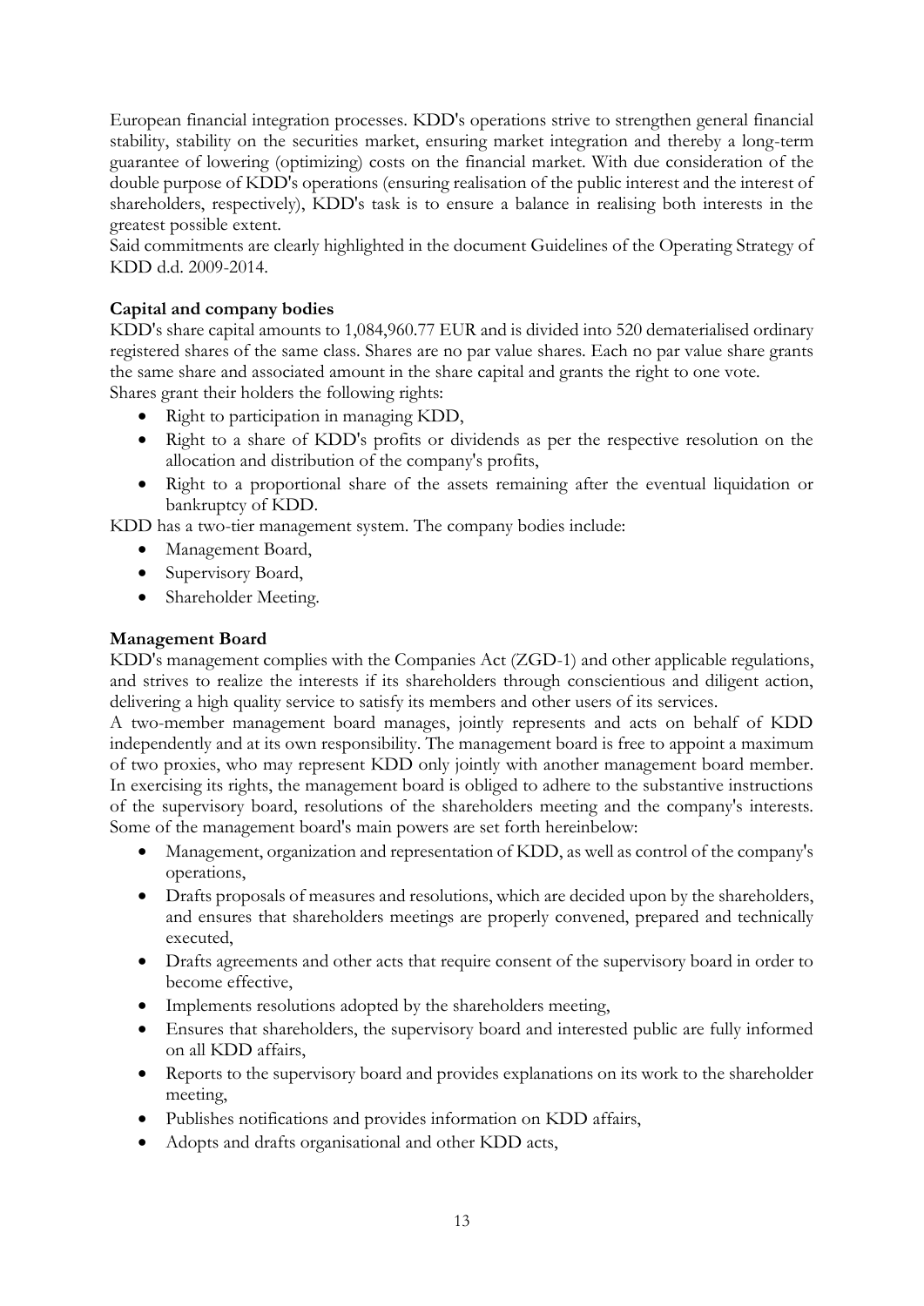European financial integration processes. KDD's operations strive to strengthen general financial stability, stability on the securities market, ensuring market integration and thereby a long-term guarantee of lowering (optimizing) costs on the financial market. With due consideration of the double purpose of KDD's operations (ensuring realisation of the public interest and the interest of shareholders, respectively), KDD's task is to ensure a balance in realising both interests in the greatest possible extent.

Said commitments are clearly highlighted in the document Guidelines of the Operating Strategy of KDD d.d. 2009-2014.

**Capital and company bodies**

KDD's share capital amounts to 1,084,960.77 EUR and is divided into 520 dematerialised ordinary registered shares of the same class. Shares are no par value shares. Each no par value share grants the same share and associated amount in the share capital and grants the right to one vote.

Shares grant their holders the following rights:

- Right to participation in managing KDD,
- Right to a share of KDD's profits or dividends as per the respective resolution on the allocation and distribution of the company's profits,
- Right to a proportional share of the assets remaining after the eventual liquidation or bankruptcy of KDD.

KDD has a two-tier management system. The company bodies include:

- Management Board,
- Supervisory Board,
- Shareholder Meeting.

**Management Board**

KDD's management complies with the Companies Act (ZGD-1) and other applicable regulations, and strives to realize the interests if its shareholders through conscientious and diligent action, delivering a high quality service to satisfy its members and other users of its services.

A two-member management board manages, jointly represents and acts on behalf of KDD independently and at its own responsibility. The management board is free to appoint a maximum of two proxies, who may represent KDD only jointly with another management board member. In exercising its rights, the management board is obliged to adhere to the substantive instructions of the supervisory board, resolutions of the shareholders meeting and the company's interests. Some of the management board's main powers are set forth hereinbelow:

- Management, organization and representation of KDD, as well as control of the company's operations,
- Drafts proposals of measures and resolutions, which are decided upon by the shareholders, and ensures that shareholders meetings are properly convened, prepared and technically executed,
- Drafts agreements and other acts that require consent of the supervisory board in order to become effective,
- Implements resolutions adopted by the shareholders meeting,
- Ensures that shareholders, the supervisory board and interested public are fully informed on all KDD affairs,
- Reports to the supervisory board and provides explanations on its work to the shareholder meeting,
- Publishes notifications and provides information on KDD affairs,
- Adopts and drafts organisational and other KDD acts,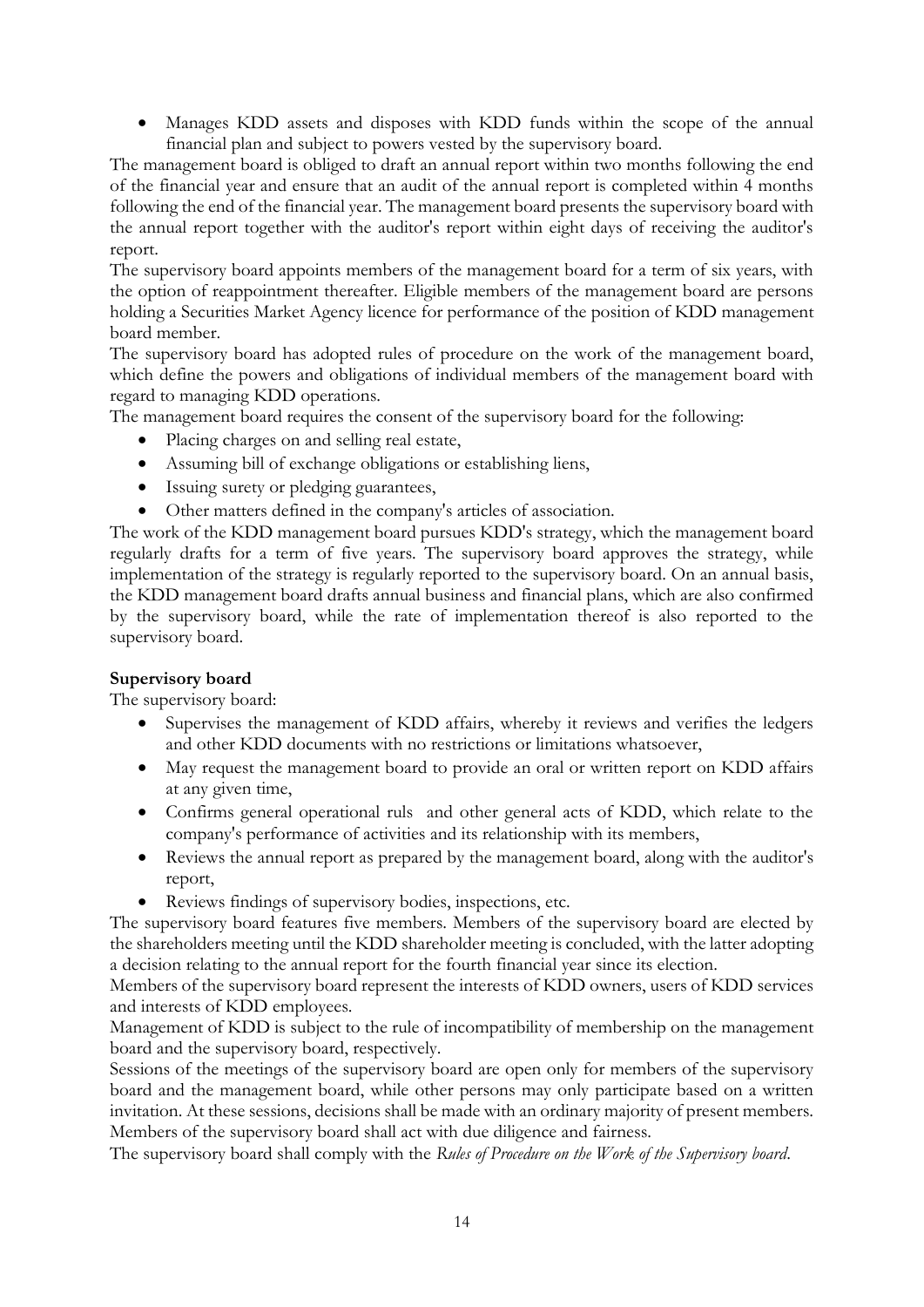- Manages KDD assets and disposes with KDD funds within the scope of the annual financial plan and subject to powers vested by the supervisory board.

The management board is obliged to draft an annual report within two months following the end of the financial year and ensure that an audit of the annual report is completed within 4 months following the end of the financial year. The management board presents the supervisory board with the annual report together with the auditor's report within eight days of receiving the auditor's report.

The supervisory board appoints members of the management board for a term of six years, with the option of reappointment thereafter. Eligible members of the management board are persons holding a Securities Market Agency licence for performance of the position of KDD management board member.

The supervisory board has adopted rules of procedure on the work of the management board, which define the powers and obligations of individual members of the management board with regard to managing KDD operations.

The management board requires the consent of the supervisory board for the following:

- Placing charges on and selling real estate,
- Assuming bill of exchange obligations or establishing liens,
- Issuing surety or pledging guarantees,
- Other matters defined in the company's articles of association.

The work of the KDD management board pursues KDD's strategy, which the management board regularly drafts for a term of five years. The supervisory board approves the strategy, while implementation of the strategy is regularly reported to the supervisory board. On an annual basis, the KDD management board drafts annual business and financial plans, which are also confirmed by the supervisory board, while the rate of implementation thereof is also reported to the supervisory board.

**Supervisory board**

The supervisory board:

- Supervises the management of KDD affairs, whereby it reviews and verifies the ledgers and other KDD documents with no restrictions or limitations whatsoever,
- May request the management board to provide an oral or written report on KDD affairs at any given time,
- Confirms general operational ruls and other general acts of KDD, which relate to the company's performance of activities and its relationship with its members,
- Reviews the annual report as prepared by the management board, along with the auditor's report,
- Reviews findings of supervisory bodies, inspections, etc.

The supervisory board features five members. Members of the supervisory board are elected by the shareholders meeting until the KDD shareholder meeting is concluded, with the latter adopting a decision relating to the annual report for the fourth financial year since its election.

Members of the supervisory board represent the interests of KDD owners, users of KDD services and interests of KDD employees.

Management of KDD is subject to the rule of incompatibility of membership on the management board and the supervisory board, respectively.

Sessions of the meetings of the supervisory board are open only for members of the supervisory board and the management board, while other persons may only participate based on a written invitation. At these sessions, decisions shall be made with an ordinary majority of present members. Members of the supervisory board shall act with due diligence and fairness.

The supervisory board shall comply with the *Rules of Procedure on the Work of the Supervisory board*.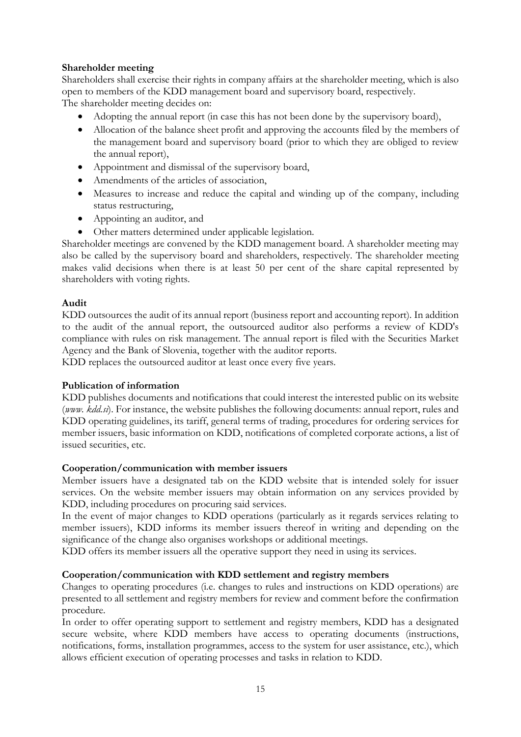**Shareholder meeting**

Shareholders shall exercise their rights in company affairs at the shareholder meeting, which is also open to members of the KDD management board and supervisory board, respectively.
The shareholder meeting decides on:

- Adopting the annual report (in case this has not been done by the supervisory board),
- Allocation of the balance sheet profit and approving the accounts filed by the members of the management board and supervisory board (prior to which they are obliged to review the annual report),
- Appointment and dismissal of the supervisory board,
- Amendments of the articles of association,
- Measures to increase and reduce the capital and winding up of the company, including status restructuring,
- Appointing an auditor, and
- Other matters determined under applicable legislation.

Shareholder meetings are convened by the KDD management board. A shareholder meeting may also be called by the supervisory board and shareholders, respectively. The shareholder meeting makes valid decisions when there is at least 50 per cent of the share capital represented by shareholders with voting rights.

**Audit**

KDD outsources the audit of its annual report (business report and accounting report). In addition to the audit of the annual report, the outsourced auditor also performs a review of KDD's compliance with rules on risk management. The annual report is filed with the Securities Market Agency and the Bank of Slovenia, together with the auditor reports.
KDD replaces the outsourced auditor at least once every five years.

**Publication of information**

KDD publishes documents and notifications that could interest the interested public on its website (*www. kdd.si*). For instance, the website publishes the following documents: annual report, rules and KDD operating guidelines, its tariff, general terms of trading, procedures for ordering services for member issuers, basic information on KDD, notifications of completed corporate actions, a list of issued securities, etc.

**Cooperation/communication with member issuers**

Member issuers have a designated tab on the KDD website that is intended solely for issuer services. On the website member issuers may obtain information on any services provided by KDD, including procedures on procuring said services.
In the event of major changes to KDD operations (particularly as it regards services relating to member issuers), KDD informs its member issuers thereof in writing and depending on the significance of the change also organises workshops or additional meetings.
KDD offers its member issuers all the operative support they need in using its services.

**Cooperation/communication with KDD settlement and registry members**

Changes to operating procedures (i.e. changes to rules and instructions on KDD operations) are presented to all settlement and registry members for review and comment before the confirmation procedure.
In order to offer operating support to settlement and registry members, KDD has a designated secure website, where KDD members have access to operating documents (instructions, notifications, forms, installation programmes, access to the system for user assistance, etc.), which allows efficient execution of operating processes and tasks in relation to KDD.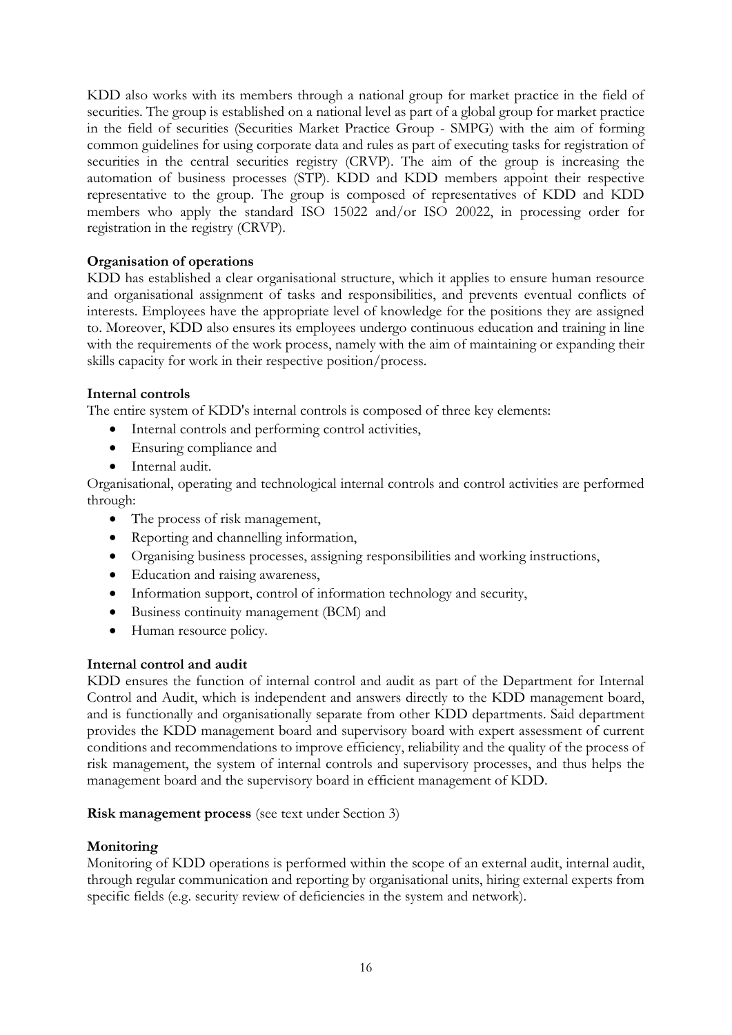KDD also works with its members through a national group for market practice in the field of securities. The group is established on a national level as part of a global group for market practice in the field of securities (Securities Market Practice Group - SMPG) with the aim of forming common guidelines for using corporate data and rules as part of executing tasks for registration of securities in the central securities registry (CRVP). The aim of the group is increasing the automation of business processes (STP). KDD and KDD members appoint their respective representative to the group. The group is composed of representatives of KDD and KDD members who apply the standard ISO 15022 and/or ISO 20022, in processing order for registration in the registry (CRVP).

**Organisation of operations**

KDD has established a clear organisational structure, which it applies to ensure human resource and organisational assignment of tasks and responsibilities, and prevents eventual conflicts of interests. Employees have the appropriate level of knowledge for the positions they are assigned to. Moreover, KDD also ensures its employees undergo continuous education and training in line with the requirements of the work process, namely with the aim of maintaining or expanding their skills capacity for work in their respective position/process.

**Internal controls**

The entire system of KDD's internal controls is composed of three key elements:

- Internal controls and performing control activities,
- Ensuring compliance and
- Internal audit.

Organisational, operating and technological internal controls and control activities are performed through:

- The process of risk management,
- Reporting and channelling information,
- Organising business processes, assigning responsibilities and working instructions,
- Education and raising awareness,
- Information support, control of information technology and security,
- Business continuity management (BCM) and
- Human resource policy.

**Internal control and audit**

KDD ensures the function of internal control and audit as part of the Department for Internal Control and Audit, which is independent and answers directly to the KDD management board, and is functionally and organisationally separate from other KDD departments. Said department provides the KDD management board and supervisory board with expert assessment of current conditions and recommendations to improve efficiency, reliability and the quality of the process of risk management, the system of internal controls and supervisory processes, and thus helps the management board and the supervisory board in efficient management of KDD.

**Risk management process** (see text under Section 3)

**Monitoring**

Monitoring of KDD operations is performed within the scope of an external audit, internal audit, through regular communication and reporting by organisational units, hiring external experts from specific fields (e.g. security review of deficiencies in the system and network).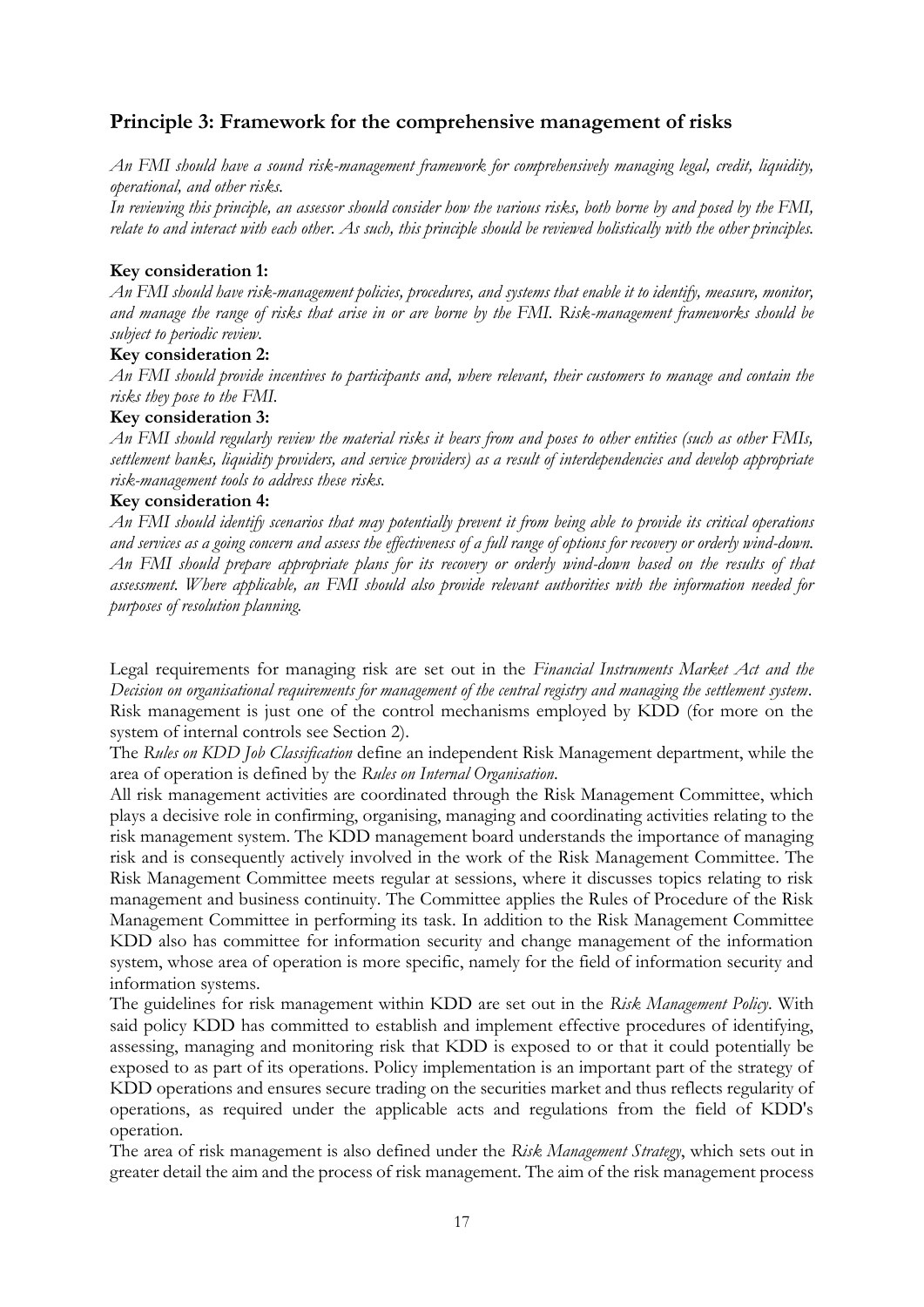## Principle 3: Framework for the comprehensive management of risks

*An FMI should have a sound risk-management framework for comprehensively managing legal, credit, liquidity, operational, and other risks.*

*In reviewing this principle, an assessor should consider how the various risks, both borne by and posed by the FMI, relate to and interact with each other. As such, this principle should be reviewed holistically with the other principles.*

**Key consideration 1:**

*An FMI should have risk-management policies, procedures, and systems that enable it to identify, measure, monitor, and manage the range of risks that arise in or are borne by the FMI. Risk-management frameworks should be subject to periodic review.*

**Key consideration 2:**

*An FMI should provide incentives to participants and, where relevant, their customers to manage and contain the risks they pose to the FMI.*

**Key consideration 3:**

*An FMI should regularly review the material risks it bears from and poses to other entities (such as other FMIs, settlement banks, liquidity providers, and service providers) as a result of interdependencies and develop appropriate risk-management tools to address these risks.*

**Key consideration 4:**

*An FMI should identify scenarios that may potentially prevent it from being able to provide its critical operations and services as a going concern and assess the effectiveness of a full range of options for recovery or orderly wind-down. An FMI should prepare appropriate plans for its recovery or orderly wind-down based on the results of that assessment. Where applicable, an FMI should also provide relevant authorities with the information needed for purposes of resolution planning.*

Legal requirements for managing risk are set out in the *Financial Instruments Market Act and the Decision on organisational requirements for management of the central registry and managing the settlement system*. Risk management is just one of the control mechanisms employed by KDD (for more on the system of internal controls see Section 2).

The *Rules on KDD Job Classification* define an independent Risk Management department, while the area of operation is defined by the *Rules on Internal Organisation*.

All risk management activities are coordinated through the Risk Management Committee, which plays a decisive role in confirming, organising, managing and coordinating activities relating to the risk management system. The KDD management board understands the importance of managing risk and is consequently actively involved in the work of the Risk Management Committee. The Risk Management Committee meets regular at sessions, where it discusses topics relating to risk management and business continuity. The Committee applies the Rules of Procedure of the Risk Management Committee in performing its task. In addition to the Risk Management Committee KDD also has committee for information security and change management of the information system, whose area of operation is more specific, namely for the field of information security and information systems.

The guidelines for risk management within KDD are set out in the *Risk Management Policy*. With said policy KDD has committed to establish and implement effective procedures of identifying, assessing, managing and monitoring risk that KDD is exposed to or that it could potentially be exposed to as part of its operations. Policy implementation is an important part of the strategy of KDD operations and ensures secure trading on the securities market and thus reflects regularity of operations, as required under the applicable acts and regulations from the field of KDD's operation.

The area of risk management is also defined under the *Risk Management Strategy*, which sets out in greater detail the aim and the process of risk management. The aim of the risk management process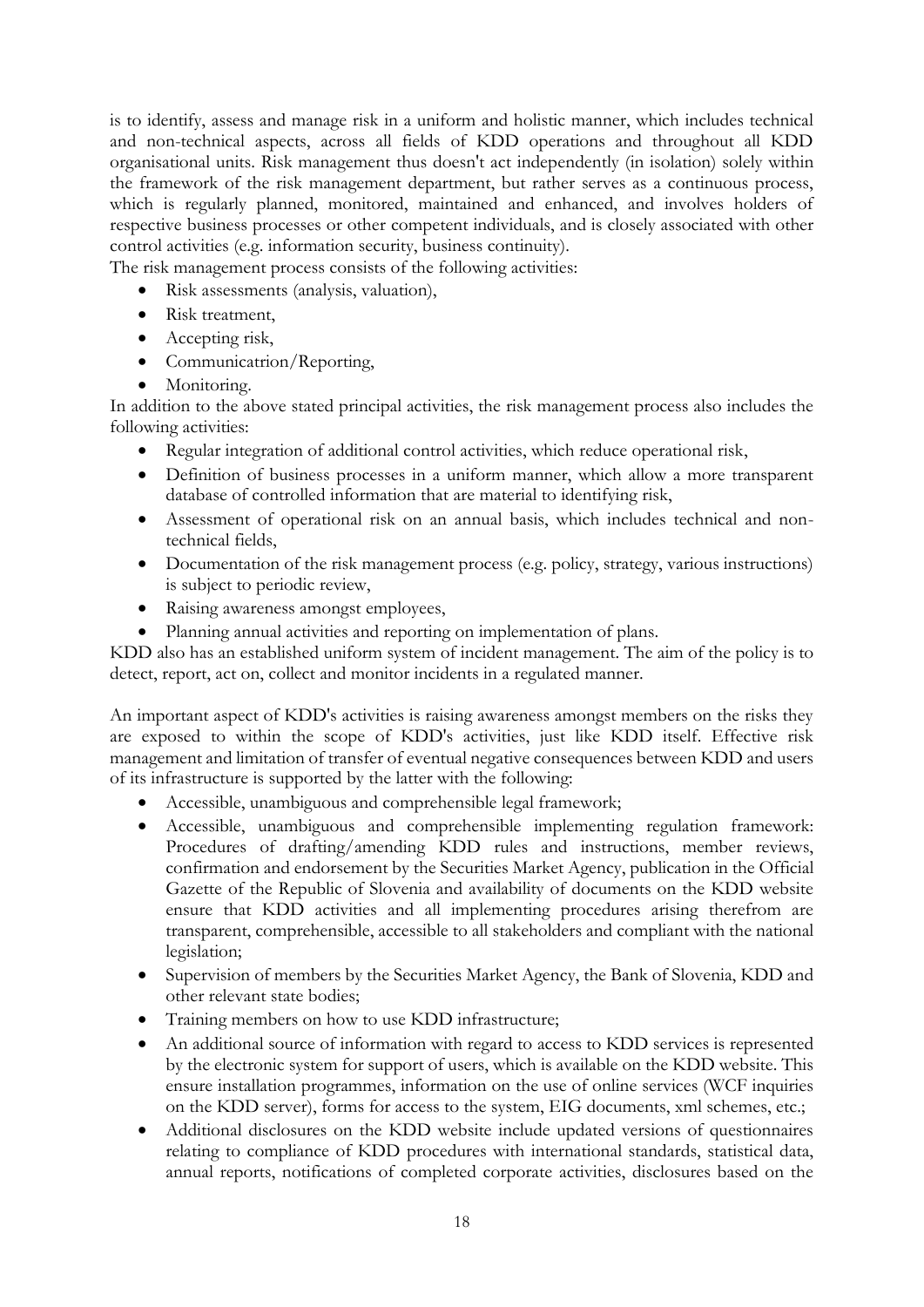is to identify, assess and manage risk in a uniform and holistic manner, which includes technical and non-technical aspects, across all fields of KDD operations and throughout all KDD organisational units. Risk management thus doesn't act independently (in isolation) solely within the framework of the risk management department, but rather serves as a continuous process, which is regularly planned, monitored, maintained and enhanced, and involves holders of respective business processes or other competent individuals, and is closely associated with other control activities (e.g. information security, business continuity).

The risk management process consists of the following activities:

- Risk assessments (analysis, valuation),
- Risk treatment,
- Accepting risk,
- Communicatrion/Reporting,
- Monitoring.

In addition to the above stated principal activities, the risk management process also includes the following activities:

- Regular integration of additional control activities, which reduce operational risk,
- Definition of business processes in a uniform manner, which allow a more transparent database of controlled information that are material to identifying risk,
- Assessment of operational risk on an annual basis, which includes technical and non-technical fields,
- Documentation of the risk management process (e.g. policy, strategy, various instructions) is subject to periodic review,
- Raising awareness amongst employees,
- Planning annual activities and reporting on implementation of plans.

KDD also has an established uniform system of incident management. The aim of the policy is to detect, report, act on, collect and monitor incidents in a regulated manner.

An important aspect of KDD's activities is raising awareness amongst members on the risks they are exposed to within the scope of KDD's activities, just like KDD itself. Effective risk management and limitation of transfer of eventual negative consequences between KDD and users of its infrastructure is supported by the latter with the following:

- Accessible, unambiguous and comprehensible legal framework;
- Accessible, unambiguous and comprehensible implementing regulation framework: Procedures of drafting/amending KDD rules and instructions, member reviews, confirmation and endorsement by the Securities Market Agency, publication in the Official Gazette of the Republic of Slovenia and availability of documents on the KDD website ensure that KDD activities and all implementing procedures arising therefrom are transparent, comprehensible, accessible to all stakeholders and compliant with the national legislation;
- Supervision of members by the Securities Market Agency, the Bank of Slovenia, KDD and other relevant state bodies;
- Training members on how to use KDD infrastructure;
- An additional source of information with regard to access to KDD services is represented by the electronic system for support of users, which is available on the KDD website. This ensure installation programmes, information on the use of online services (WCF inquiries on the KDD server), forms for access to the system, EIG documents, xml schemes, etc.;
- Additional disclosures on the KDD website include updated versions of questionnaires relating to compliance of KDD procedures with international standards, statistical data, annual reports, notifications of completed corporate activities, disclosures based on the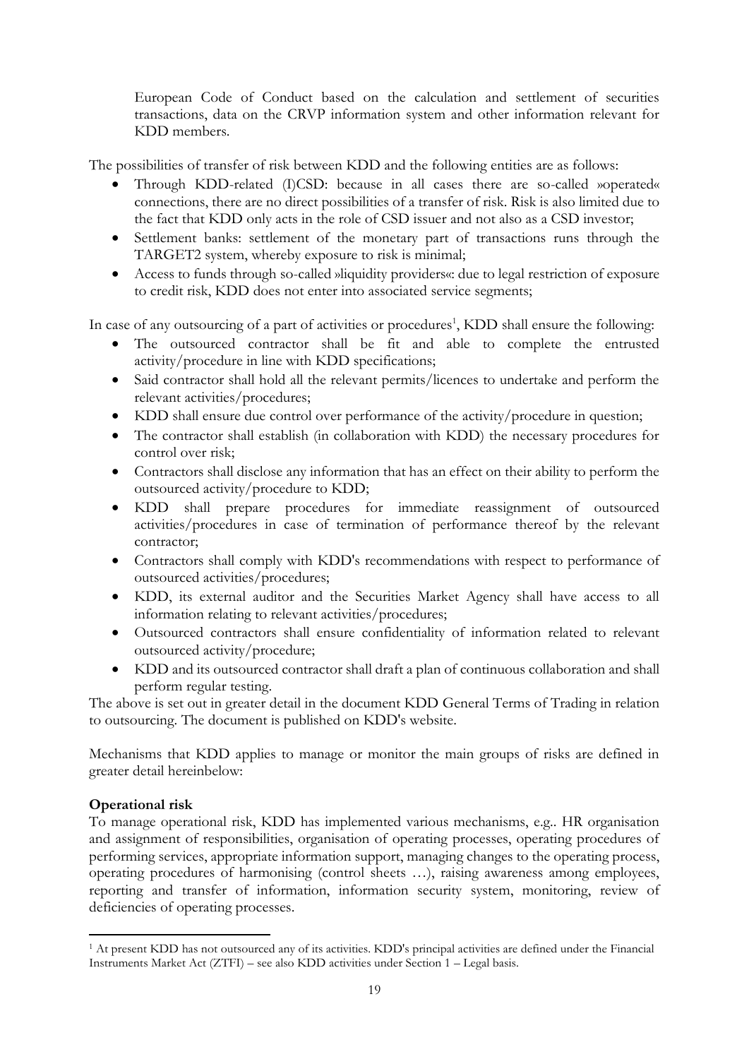European Code of Conduct based on the calculation and settlement of securities transactions, data on the CRVP information system and other information relevant for KDD members.

The possibilities of transfer of risk between KDD and the following entities are as follows:

- Through KDD-related (I)CSD: because in all cases there are so-called »operated« connections, there are no direct possibilities of a transfer of risk. Risk is also limited due to the fact that KDD only acts in the role of CSD issuer and not also as a CSD investor;
- Settlement banks: settlement of the monetary part of transactions runs through the TARGET2 system, whereby exposure to risk is minimal;
- Access to funds through so-called »liquidity providers«: due to legal restriction of exposure to credit risk, KDD does not enter into associated service segments;

In case of any outsourcing of a part of activities or procedures[1], KDD shall ensure the following:

- The outsourced contractor shall be fit and able to complete the entrusted activity/procedure in line with KDD specifications;
- Said contractor shall hold all the relevant permits/licences to undertake and perform the relevant activities/procedures;
- KDD shall ensure due control over performance of the activity/procedure in question;
- The contractor shall establish (in collaboration with KDD) the necessary procedures for control over risk;
- Contractors shall disclose any information that has an effect on their ability to perform the outsourced activity/procedure to KDD;
- KDD shall prepare procedures for immediate reassignment of outsourced activities/procedures in case of termination of performance thereof by the relevant contractor;
- Contractors shall comply with KDD's recommendations with respect to performance of outsourced activities/procedures;
- KDD, its external auditor and the Securities Market Agency shall have access to all information relating to relevant activities/procedures;
- Outsourced contractors shall ensure confidentiality of information related to relevant outsourced activity/procedure;
- KDD and its outsourced contractor shall draft a plan of continuous collaboration and shall perform regular testing.

The above is set out in greater detail in the document KDD General Terms of Trading in relation to outsourcing. The document is published on KDD's website.

Mechanisms that KDD applies to manage or monitor the main groups of risks are defined in greater detail hereinbelow:

**Operational risk**

To manage operational risk, KDD has implemented various mechanisms, e.g.. HR organisation and assignment of responsibilities, organisation of operating processes, operating procedures of performing services, appropriate information support, managing changes to the operating process, operating procedures of harmonising (control sheets …), raising awareness among employees, reporting and transfer of information, information security system, monitoring, review of deficiencies of operating processes.

[1] At present KDD has not outsourced any of its activities. KDD's principal activities are defined under the Financial Instruments Market Act (ZTFI) – see also KDD activities under Section 1 – Legal basis.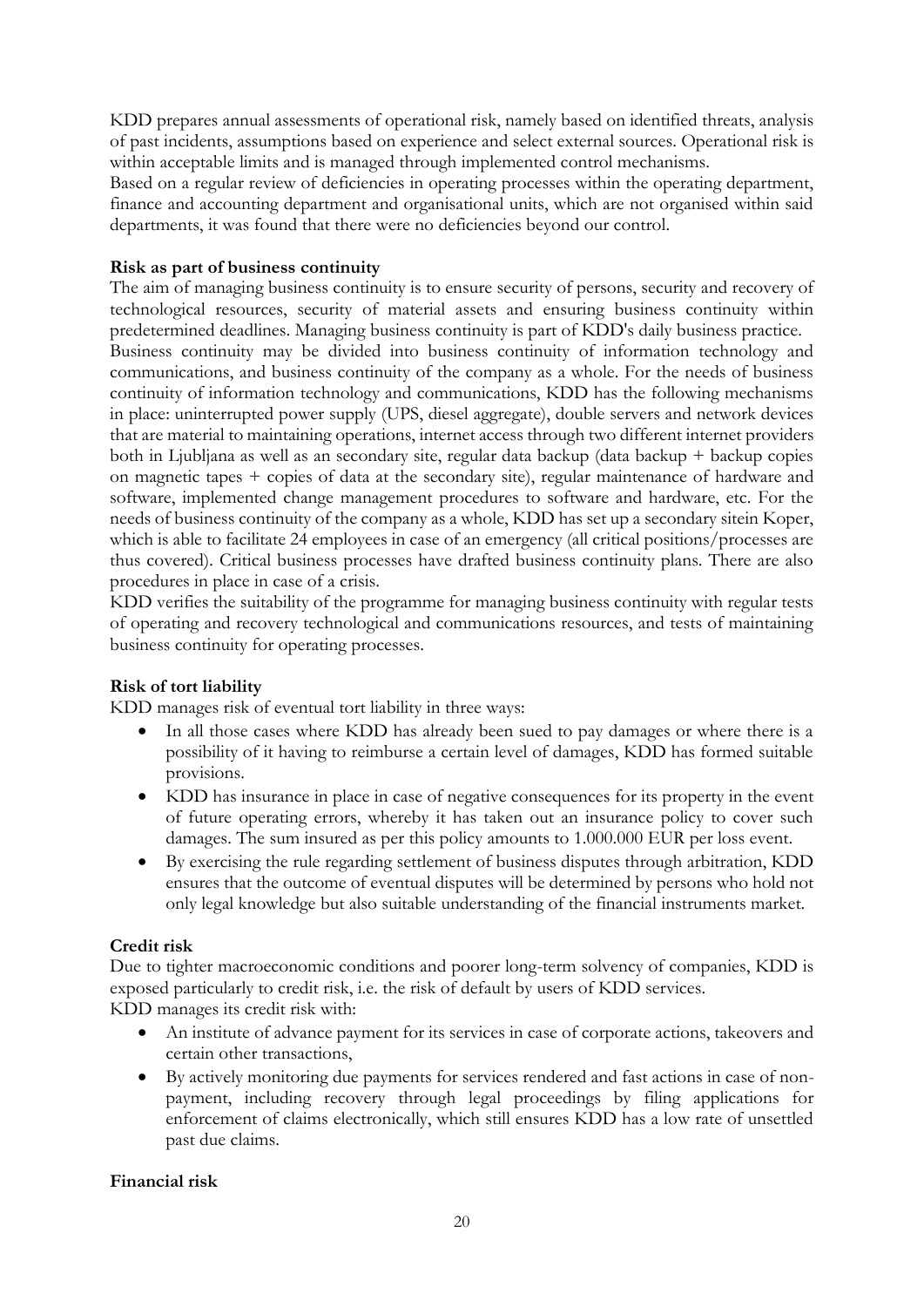KDD prepares annual assessments of operational risk, namely based on identified threats, analysis of past incidents, assumptions based on experience and select external sources. Operational risk is within acceptable limits and is managed through implemented control mechanisms.
Based on a regular review of deficiencies in operating processes within the operating department, finance and accounting department and organisational units, which are not organised within said departments, it was found that there were no deficiencies beyond our control.

**Risk as part of business continuity**

The aim of managing business continuity is to ensure security of persons, security and recovery of technological resources, security of material assets and ensuring business continuity within predetermined deadlines. Managing business continuity is part of KDD's daily business practice.
Business continuity may be divided into business continuity of information technology and communications, and business continuity of the company as a whole. For the needs of business continuity of information technology and communications, KDD has the following mechanisms in place: uninterrupted power supply (UPS, diesel aggregate), double servers and network devices that are material to maintaining operations, internet access through two different internet providers both in Ljubljana as well as an secondary site, regular data backup (data backup + backup copies on magnetic tapes + copies of data at the secondary site), regular maintenance of hardware and software, implemented change management procedures to software and hardware, etc. For the needs of business continuity of the company as a whole, KDD has set up a secondary sitein Koper, which is able to facilitate 24 employees in case of an emergency (all critical positions/processes are thus covered). Critical business processes have drafted business continuity plans. There are also procedures in place in case of a crisis.
KDD verifies the suitability of the programme for managing business continuity with regular tests of operating and recovery technological and communications resources, and tests of maintaining business continuity for operating processes.

**Risk of tort liability**

KDD manages risk of eventual tort liability in three ways:

- In all those cases where KDD has already been sued to pay damages or where there is a possibility of it having to reimburse a certain level of damages, KDD has formed suitable provisions.
- KDD has insurance in place in case of negative consequences for its property in the event of future operating errors, whereby it has taken out an insurance policy to cover such damages. The sum insured as per this policy amounts to 1.000.000 EUR per loss event.
- By exercising the rule regarding settlement of business disputes through arbitration, KDD ensures that the outcome of eventual disputes will be determined by persons who hold not only legal knowledge but also suitable understanding of the financial instruments market.

**Credit risk**

Due to tighter macroeconomic conditions and poorer long-term solvency of companies, KDD is exposed particularly to credit risk, i.e. the risk of default by users of KDD services.
KDD manages its credit risk with:

- An institute of advance payment for its services in case of corporate actions, takeovers and certain other transactions,
- By actively monitoring due payments for services rendered and fast actions in case of non-payment, including recovery through legal proceedings by filing applications for enforcement of claims electronically, which still ensures KDD has a low rate of unsettled past due claims.

**Financial risk**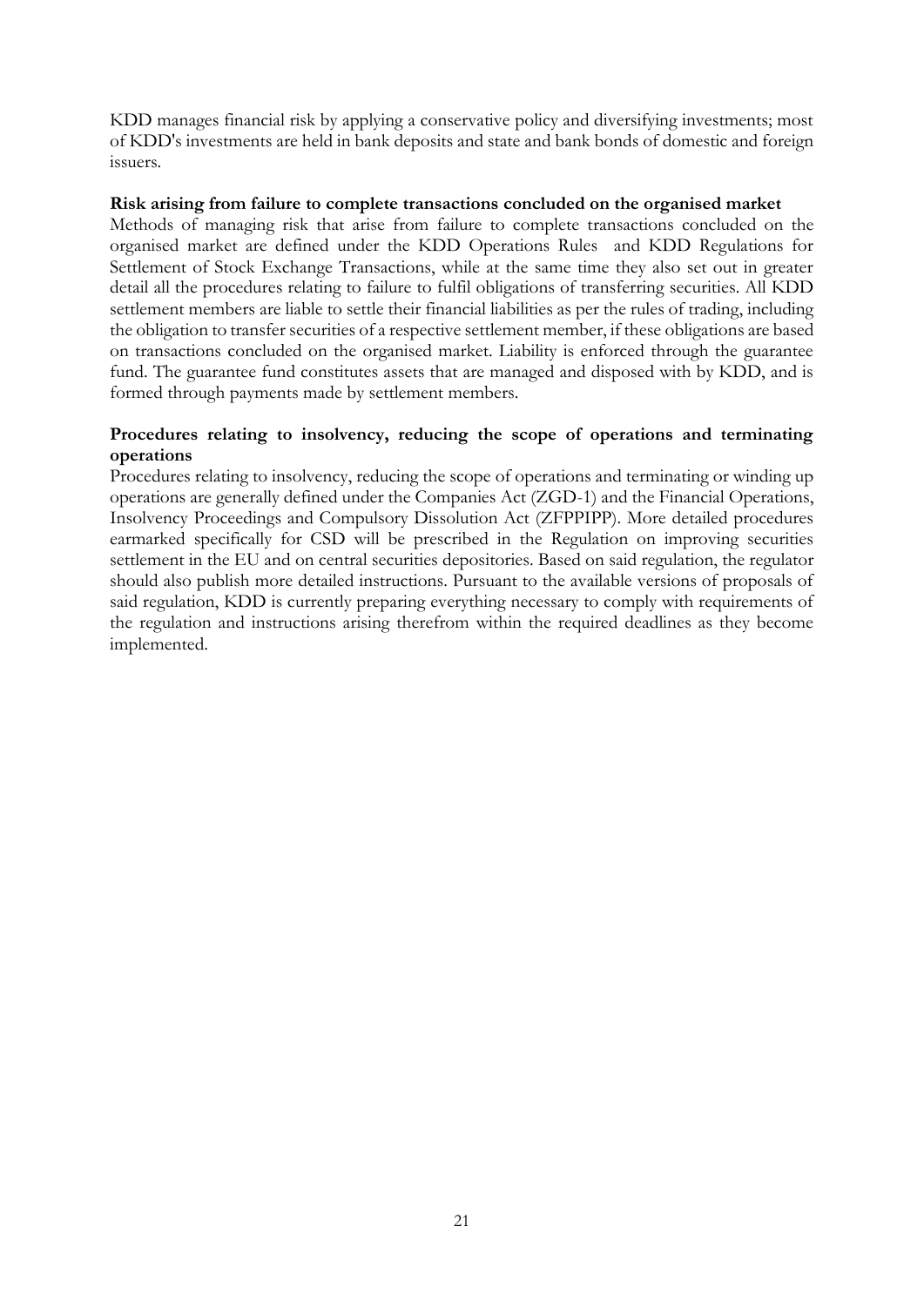KDD manages financial risk by applying a conservative policy and diversifying investments; most of KDD's investments are held in bank deposits and state and bank bonds of domestic and foreign issuers.

**Risk arising from failure to complete transactions concluded on the organised market**

Methods of managing risk that arise from failure to complete transactions concluded on the organised market are defined under the KDD Operations Rules and KDD Regulations for Settlement of Stock Exchange Transactions, while at the same time they also set out in greater detail all the procedures relating to failure to fulfil obligations of transferring securities. All KDD settlement members are liable to settle their financial liabilities as per the rules of trading, including the obligation to transfer securities of a respective settlement member, if these obligations are based on transactions concluded on the organised market. Liability is enforced through the guarantee fund. The guarantee fund constitutes assets that are managed and disposed with by KDD, and is formed through payments made by settlement members.

**Procedures relating to insolvency, reducing the scope of operations and terminating operations**

Procedures relating to insolvency, reducing the scope of operations and terminating or winding up operations are generally defined under the Companies Act (ZGD-1) and the Financial Operations, Insolvency Proceedings and Compulsory Dissolution Act (ZFPPIPP). More detailed procedures earmarked specifically for CSD will be prescribed in the Regulation on improving securities settlement in the EU and on central securities depositories. Based on said regulation, the regulator should also publish more detailed instructions. Pursuant to the available versions of proposals of said regulation, KDD is currently preparing everything necessary to comply with requirements of the regulation and instructions arising therefrom within the required deadlines as they become implemented.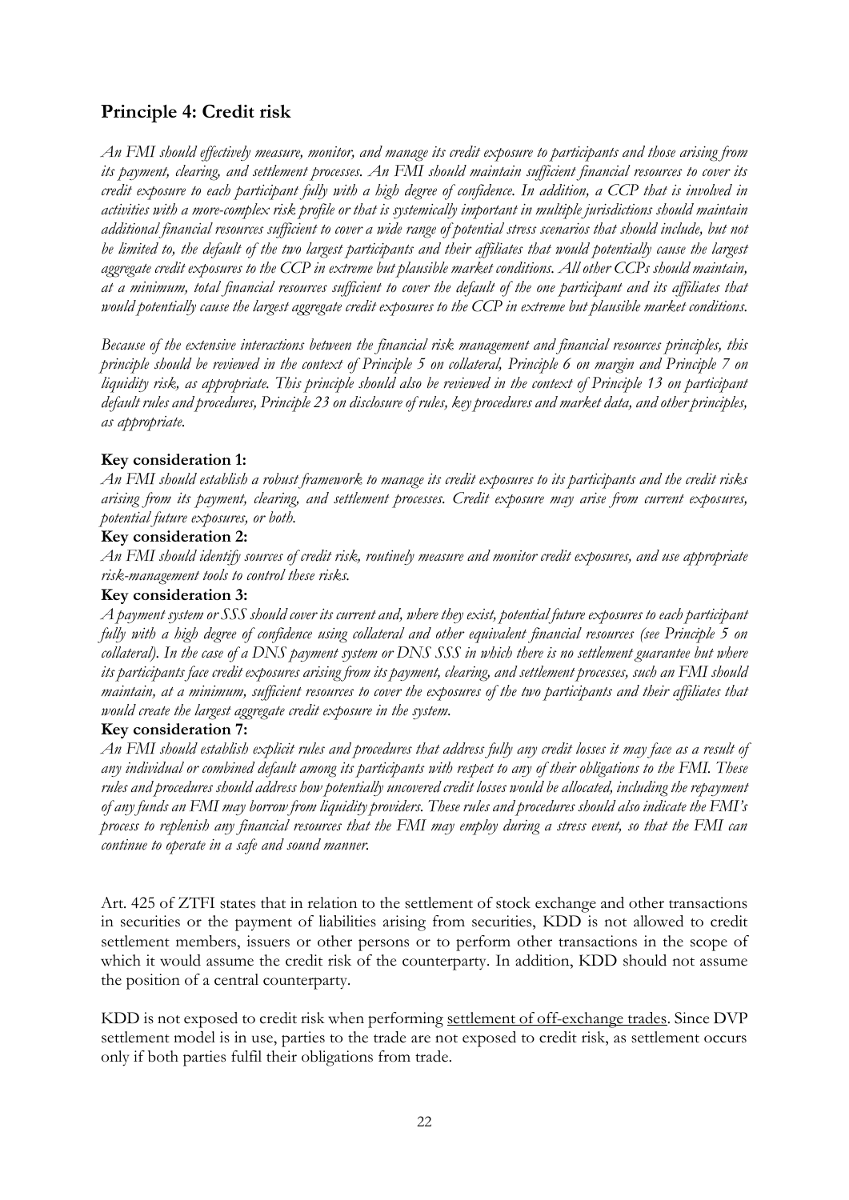## Principle 4: Credit risk

*An FMI should effectively measure, monitor, and manage its credit exposure to participants and those arising from its payment, clearing, and settlement processes. An FMI should maintain sufficient financial resources to cover its credit exposure to each participant fully with a high degree of confidence. In addition, a CCP that is involved in activities with a more-complex risk profile or that is systemically important in multiple jurisdictions should maintain additional financial resources sufficient to cover a wide range of potential stress scenarios that should include, but not be limited to, the default of the two largest participants and their affiliates that would potentially cause the largest aggregate credit exposures to the CCP in extreme but plausible market conditions. All other CCPs should maintain, at a minimum, total financial resources sufficient to cover the default of the one participant and its affiliates that would potentially cause the largest aggregate credit exposures to the CCP in extreme but plausible market conditions.*

*Because of the extensive interactions between the financial risk management and financial resources principles, this principle should be reviewed in the context of Principle 5 on collateral, Principle 6 on margin and Principle 7 on liquidity risk, as appropriate. This principle should also be reviewed in the context of Principle 13 on participant default rules and procedures, Principle 23 on disclosure of rules, key procedures and market data, and other principles, as appropriate.*

**Key consideration 1:**
*An FMI should establish a robust framework to manage its credit exposures to its participants and the credit risks arising from its payment, clearing, and settlement processes. Credit exposure may arise from current exposures, potential future exposures, or both.*

**Key consideration 2:**
*An FMI should identify sources of credit risk, routinely measure and monitor credit exposures, and use appropriate risk-management tools to control these risks.*

**Key consideration 3:**
*A payment system or SSS should cover its current and, where they exist, potential future exposures to each participant fully with a high degree of confidence using collateral and other equivalent financial resources (see Principle 5 on collateral). In the case of a DNS payment system or DNS SSS in which there is no settlement guarantee but where its participants face credit exposures arising from its payment, clearing, and settlement processes, such an FMI should maintain, at a minimum, sufficient resources to cover the exposures of the two participants and their affiliates that would create the largest aggregate credit exposure in the system.*

**Key consideration 7:**
*An FMI should establish explicit rules and procedures that address fully any credit losses it may face as a result of any individual or combined default among its participants with respect to any of their obligations to the FMI. These rules and procedures should address how potentially uncovered credit losses would be allocated, including the repayment of any funds an FMI may borrow from liquidity providers. These rules and procedures should also indicate the FMI's process to replenish any financial resources that the FMI may employ during a stress event, so that the FMI can continue to operate in a safe and sound manner.*

Art. 425 of ZTFI states that in relation to the settlement of stock exchange and other transactions in securities or the payment of liabilities arising from securities, KDD is not allowed to credit settlement members, issuers or other persons or to perform other transactions in the scope of which it would assume the credit risk of the counterparty. In addition, KDD should not assume the position of a central counterparty.

KDD is not exposed to credit risk when performing settlement of off-exchange trades. Since DVP settlement model is in use, parties to the trade are not exposed to credit risk, as settlement occurs only if both parties fulfil their obligations from trade.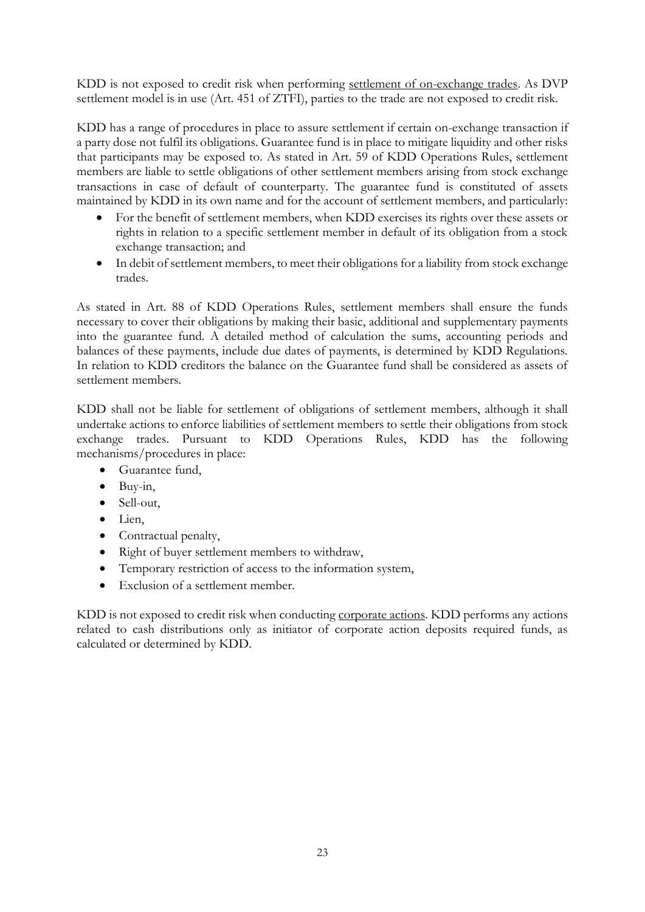KDD is not exposed to credit risk when performing <u>settlement of on-exchange trades</u>. As DVP settlement model is in use (Art. 451 of ZTFI), parties to the trade are not exposed to credit risk.

KDD has a range of procedures in place to assure settlement if certain on-exchange transaction if a party dose not fulfil its obligations. Guarantee fund is in place to mitigate liquidity and other risks that participants may be exposed to. As stated in Art. 59 of KDD Operations Rules, settlement members are liable to settle obligations of other settlement members arising from stock exchange transactions in case of default of counterparty. The guarantee fund is constituted of assets maintained by KDD in its own name and for the account of settlement members, and particularly:

- For the benefit of settlement members, when KDD exercises its rights over these assets or rights in relation to a specific settlement member in default of its obligation from a stock exchange transaction; and
- In debit of settlement members, to meet their obligations for a liability from stock exchange trades.

As stated in Art. 88 of KDD Operations Rules, settlement members shall ensure the funds necessary to cover their obligations by making their basic, additional and supplementary payments into the guarantee fund. A detailed method of calculation the sums, accounting periods and balances of these payments, include due dates of payments, is determined by KDD Regulations. In relation to KDD creditors the balance on the Guarantee fund shall be considered as assets of settlement members.

KDD shall not be liable for settlement of obligations of settlement members, although it shall undertake actions to enforce liabilities of settlement members to settle their obligations from stock exchange trades. Pursuant to KDD Operations Rules, KDD has the following mechanisms/procedures in place:

- Guarantee fund,
- Buy-in,
- Sell-out,
- Lien,
- Contractual penalty,
- Right of buyer settlement members to withdraw,
- Temporary restriction of access to the information system,
- Exclusion of a settlement member.

KDD is not exposed to credit risk when conducting <u>corporate actions</u>. KDD performs any actions related to cash distributions only as initiator of corporate action deposits required funds, as calculated or determined by KDD.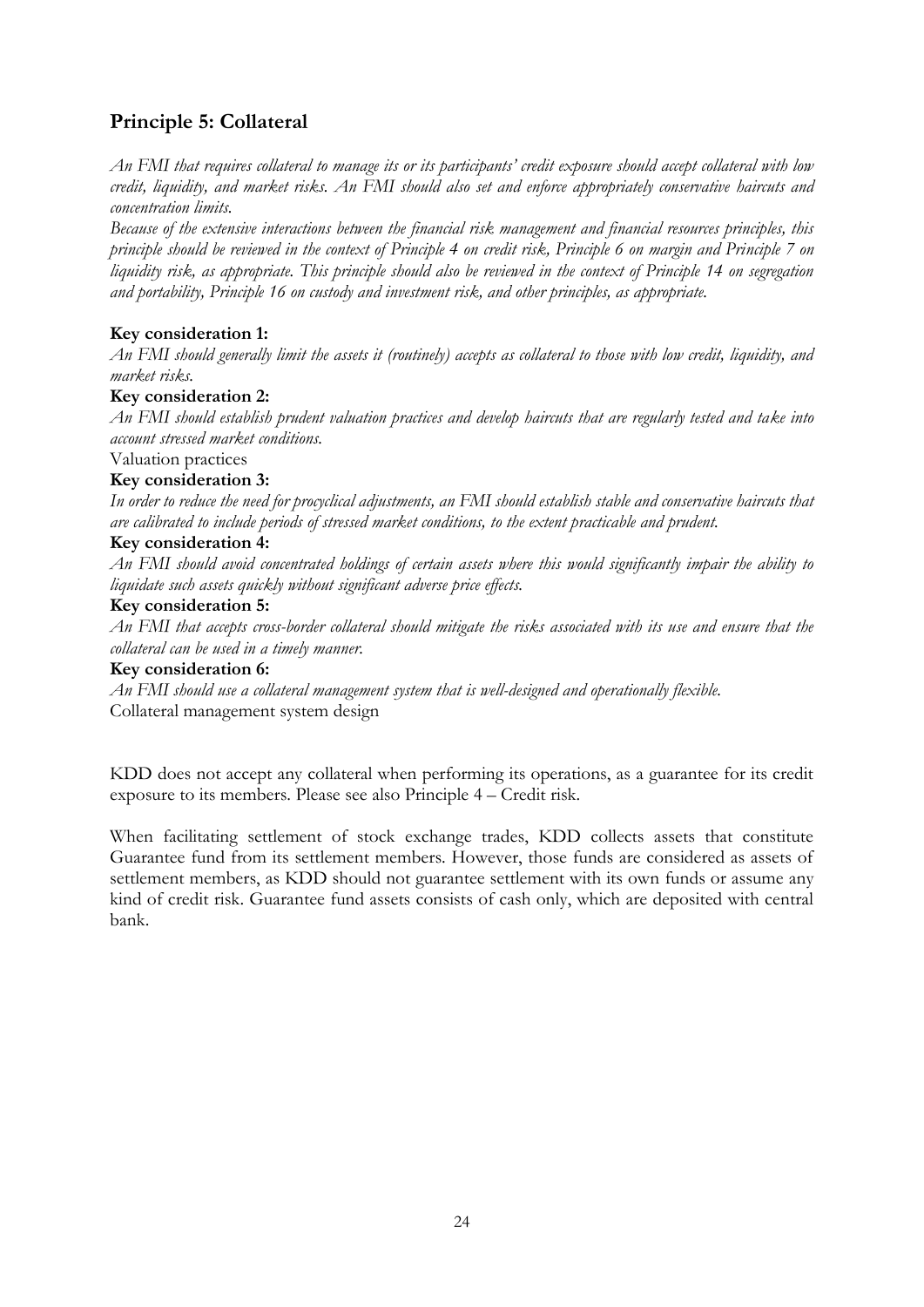## Principle 5: Collateral

*An FMI that requires collateral to manage its or its participants' credit exposure should accept collateral with low credit, liquidity, and market risks. An FMI should also set and enforce appropriately conservative haircuts and concentration limits.*

*Because of the extensive interactions between the financial risk management and financial resources principles, this principle should be reviewed in the context of Principle 4 on credit risk, Principle 6 on margin and Principle 7 on liquidity risk, as appropriate. This principle should also be reviewed in the context of Principle 14 on segregation and portability, Principle 16 on custody and investment risk, and other principles, as appropriate.*

**Key consideration 1:**

*An FMI should generally limit the assets it (routinely) accepts as collateral to those with low credit, liquidity, and market risks.*

**Key consideration 2:**

*An FMI should establish prudent valuation practices and develop haircuts that are regularly tested and take into account stressed market conditions.*

Valuation practices

**Key consideration 3:**

*In order to reduce the need for procyclical adjustments, an FMI should establish stable and conservative haircuts that are calibrated to include periods of stressed market conditions, to the extent practicable and prudent.*

**Key consideration 4:**

*An FMI should avoid concentrated holdings of certain assets where this would significantly impair the ability to liquidate such assets quickly without significant adverse price effects.*

**Key consideration 5:**

*An FMI that accepts cross-border collateral should mitigate the risks associated with its use and ensure that the collateral can be used in a timely manner.*

**Key consideration 6:**

*An FMI should use a collateral management system that is well-designed and operationally flexible.*

Collateral management system design

KDD does not accept any collateral when performing its operations, as a guarantee for its credit exposure to its members. Please see also Principle 4 – Credit risk.

When facilitating settlement of stock exchange trades, KDD collects assets that constitute Guarantee fund from its settlement members. However, those funds are considered as assets of settlement members, as KDD should not guarantee settlement with its own funds or assume any kind of credit risk. Guarantee fund assets consists of cash only, which are deposited with central bank.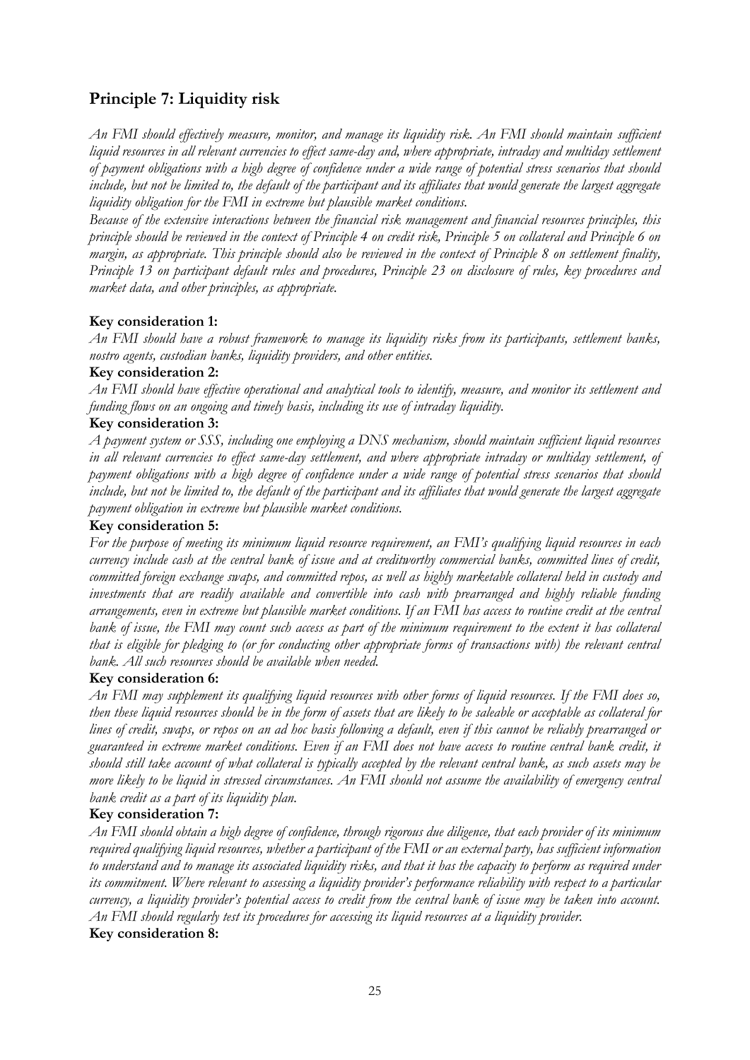## Principle 7: Liquidity risk

*An FMI should effectively measure, monitor, and manage its liquidity risk. An FMI should maintain sufficient liquid resources in all relevant currencies to effect same-day and, where appropriate, intraday and multiday settlement of payment obligations with a high degree of confidence under a wide range of potential stress scenarios that should include, but not be limited to, the default of the participant and its affiliates that would generate the largest aggregate liquidity obligation for the FMI in extreme but plausible market conditions.*

*Because of the extensive interactions between the financial risk management and financial resources principles, this principle should be reviewed in the context of Principle 4 on credit risk, Principle 5 on collateral and Principle 6 on margin, as appropriate. This principle should also be reviewed in the context of Principle 8 on settlement finality, Principle 13 on participant default rules and procedures, Principle 23 on disclosure of rules, key procedures and market data, and other principles, as appropriate.*

**Key consideration 1:**

*An FMI should have a robust framework to manage its liquidity risks from its participants, settlement banks, nostro agents, custodian banks, liquidity providers, and other entities.*

**Key consideration 2:**

*An FMI should have effective operational and analytical tools to identify, measure, and monitor its settlement and funding flows on an ongoing and timely basis, including its use of intraday liquidity.*

**Key consideration 3:**

*A payment system or SSS, including one employing a DNS mechanism, should maintain sufficient liquid resources in all relevant currencies to effect same-day settlement, and where appropriate intraday or multiday settlement, of payment obligations with a high degree of confidence under a wide range of potential stress scenarios that should include, but not be limited to, the default of the participant and its affiliates that would generate the largest aggregate payment obligation in extreme but plausible market conditions.*

**Key consideration 5:**

*For the purpose of meeting its minimum liquid resource requirement, an FMI's qualifying liquid resources in each currency include cash at the central bank of issue and at creditworthy commercial banks, committed lines of credit, committed foreign exchange swaps, and committed repos, as well as highly marketable collateral held in custody and investments that are readily available and convertible into cash with prearranged and highly reliable funding arrangements, even in extreme but plausible market conditions. If an FMI has access to routine credit at the central bank of issue, the FMI may count such access as part of the minimum requirement to the extent it has collateral that is eligible for pledging to (or for conducting other appropriate forms of transactions with) the relevant central bank. All such resources should be available when needed.*

**Key consideration 6:**

*An FMI may supplement its qualifying liquid resources with other forms of liquid resources. If the FMI does so, then these liquid resources should be in the form of assets that are likely to be saleable or acceptable as collateral for lines of credit, swaps, or repos on an ad hoc basis following a default, even if this cannot be reliably prearranged or guaranteed in extreme market conditions. Even if an FMI does not have access to routine central bank credit, it should still take account of what collateral is typically accepted by the relevant central bank, as such assets may be more likely to be liquid in stressed circumstances. An FMI should not assume the availability of emergency central bank credit as a part of its liquidity plan.*

**Key consideration 7:**

*An FMI should obtain a high degree of confidence, through rigorous due diligence, that each provider of its minimum required qualifying liquid resources, whether a participant of the FMI or an external party, has sufficient information to understand and to manage its associated liquidity risks, and that it has the capacity to perform as required under its commitment. Where relevant to assessing a liquidity provider's performance reliability with respect to a particular currency, a liquidity provider's potential access to credit from the central bank of issue may be taken into account. An FMI should regularly test its procedures for accessing its liquid resources at a liquidity provider.*

**Key consideration 8:**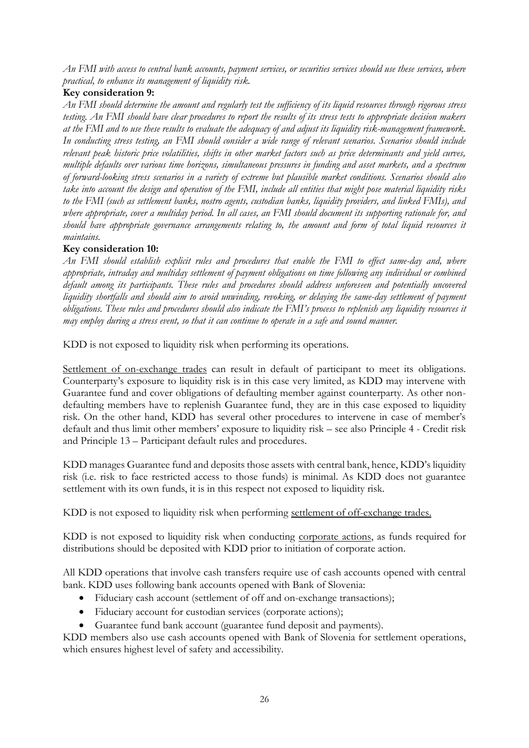*An FMI with access to central bank accounts, payment services, or securities services should use these services, where practical, to enhance its management of liquidity risk.*

**Key consideration 9:**

*An FMI should determine the amount and regularly test the sufficiency of its liquid resources through rigorous stress testing. An FMI should have clear procedures to report the results of its stress tests to appropriate decision makers at the FMI and to use these results to evaluate the adequacy of and adjust its liquidity risk-management framework. In conducting stress testing, an FMI should consider a wide range of relevant scenarios. Scenarios should include relevant peak historic price volatilities, shifts in other market factors such as price determinants and yield curves, multiple defaults over various time horizons, simultaneous pressures in funding and asset markets, and a spectrum of forward-looking stress scenarios in a variety of extreme but plausible market conditions. Scenarios should also take into account the design and operation of the FMI, include all entities that might pose material liquidity risks to the FMI (such as settlement banks, nostro agents, custodian banks, liquidity providers, and linked FMIs), and where appropriate, cover a multiday period. In all cases, an FMI should document its supporting rationale for, and should have appropriate governance arrangements relating to, the amount and form of total liquid resources it maintains.*

**Key consideration 10:**

*An FMI should establish explicit rules and procedures that enable the FMI to effect same-day and, where appropriate, intraday and multiday settlement of payment obligations on time following any individual or combined default among its participants. These rules and procedures should address unforeseen and potentially uncovered liquidity shortfalls and should aim to avoid unwinding, revoking, or delaying the same-day settlement of payment obligations. These rules and procedures should also indicate the FMI's process to replenish any liquidity resources it may employ during a stress event, so that it can continue to operate in a safe and sound manner.*

KDD is not exposed to liquidity risk when performing its operations.

Settlement of on-exchange trades can result in default of participant to meet its obligations. Counterparty's exposure to liquidity risk is in this case very limited, as KDD may intervene with Guarantee fund and cover obligations of defaulting member against counterparty. As other non-defaulting members have to replenish Guarantee fund, they are in this case exposed to liquidity risk. On the other hand, KDD has several other procedures to intervene in case of member's default and thus limit other members' exposure to liquidity risk – see also Principle 4 - Credit risk and Principle 13 – Participant default rules and procedures.

KDD manages Guarantee fund and deposits those assets with central bank, hence, KDD's liquidity risk (i.e. risk to face restricted access to those funds) is minimal. As KDD does not guarantee settlement with its own funds, it is in this respect not exposed to liquidity risk.

KDD is not exposed to liquidity risk when performing settlement of off-exchange trades.

KDD is not exposed to liquidity risk when conducting corporate actions, as funds required for distributions should be deposited with KDD prior to initiation of corporate action.

All KDD operations that involve cash transfers require use of cash accounts opened with central bank. KDD uses following bank accounts opened with Bank of Slovenia:

- Fiduciary cash account (settlement of off and on-exchange transactions);
- Fiduciary account for custodian services (corporate actions);
- Guarantee fund bank account (guarantee fund deposit and payments).

KDD members also use cash accounts opened with Bank of Slovenia for settlement operations, which ensures highest level of safety and accessibility.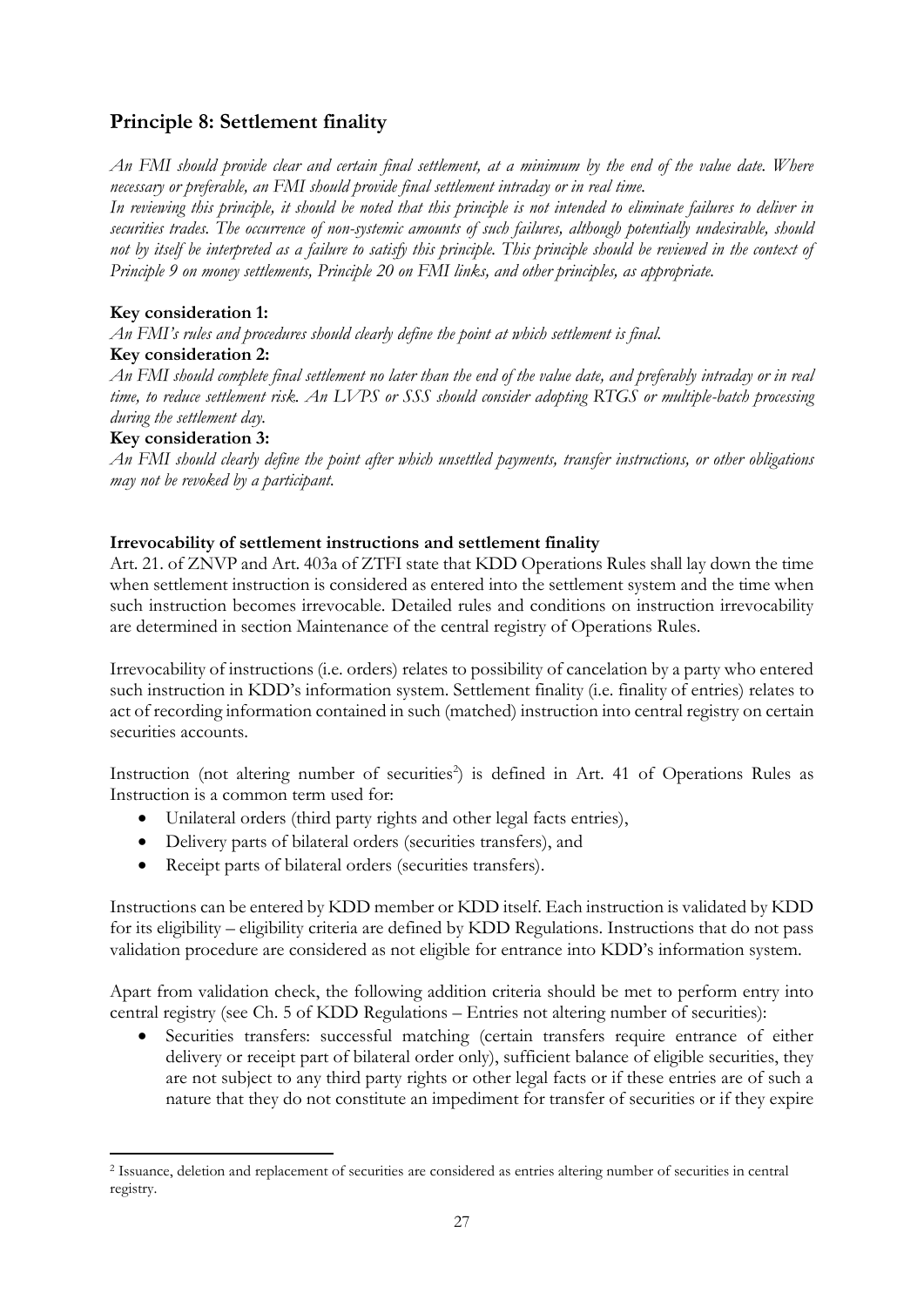## Principle 8: Settlement finality

*An FMI should provide clear and certain final settlement, at a minimum by the end of the value date. Where necessary or preferable, an FMI should provide final settlement intraday or in real time.*
*In reviewing this principle, it should be noted that this principle is not intended to eliminate failures to deliver in securities trades. The occurrence of non-systemic amounts of such failures, although potentially undesirable, should not by itself be interpreted as a failure to satisfy this principle. This principle should be reviewed in the context of Principle 9 on money settlements, Principle 20 on FMI links, and other principles, as appropriate.*

**Key consideration 1:**
*An FMI's rules and procedures should clearly define the point at which settlement is final.*
**Key consideration 2:**
*An FMI should complete final settlement no later than the end of the value date, and preferably intraday or in real time, to reduce settlement risk. An LVPS or SSS should consider adopting RTGS or multiple-batch processing during the settlement day.*
**Key consideration 3:**
*An FMI should clearly define the point after which unsettled payments, transfer instructions, or other obligations may not be revoked by a participant.*

**Irrevocability of settlement instructions and settlement finality**
Art. 21. of ZNVP and Art. 403a of ZTFI state that KDD Operations Rules shall lay down the time when settlement instruction is considered as entered into the settlement system and the time when such instruction becomes irrevocable. Detailed rules and conditions on instruction irrevocability are determined in section Maintenance of the central registry of Operations Rules.

Irrevocability of instructions (i.e. orders) relates to possibility of cancelation by a party who entered such instruction in KDD's information system. Settlement finality (i.e. finality of entries) relates to act of recording information contained in such (matched) instruction into central registry on certain securities accounts.

Instruction (not altering number of securities[2]) is defined in Art. 41 of Operations Rules as Instruction is a common term used for:

- Unilateral orders (third party rights and other legal facts entries),
- Delivery parts of bilateral orders (securities transfers), and
- Receipt parts of bilateral orders (securities transfers).

Instructions can be entered by KDD member or KDD itself. Each instruction is validated by KDD for its eligibility – eligibility criteria are defined by KDD Regulations. Instructions that do not pass validation procedure are considered as not eligible for entrance into KDD's information system.

Apart from validation check, the following addition criteria should be met to perform entry into central registry (see Ch. 5 of KDD Regulations – Entries not altering number of securities):

- Securities transfers: successful matching (certain transfers require entrance of either delivery or receipt part of bilateral order only), sufficient balance of eligible securities, they are not subject to any third party rights or other legal facts or if these entries are of such a nature that they do not constitute an impediment for transfer of securities or if they expire

[2] Issuance, deletion and replacement of securities are considered as entries altering number of securities in central registry.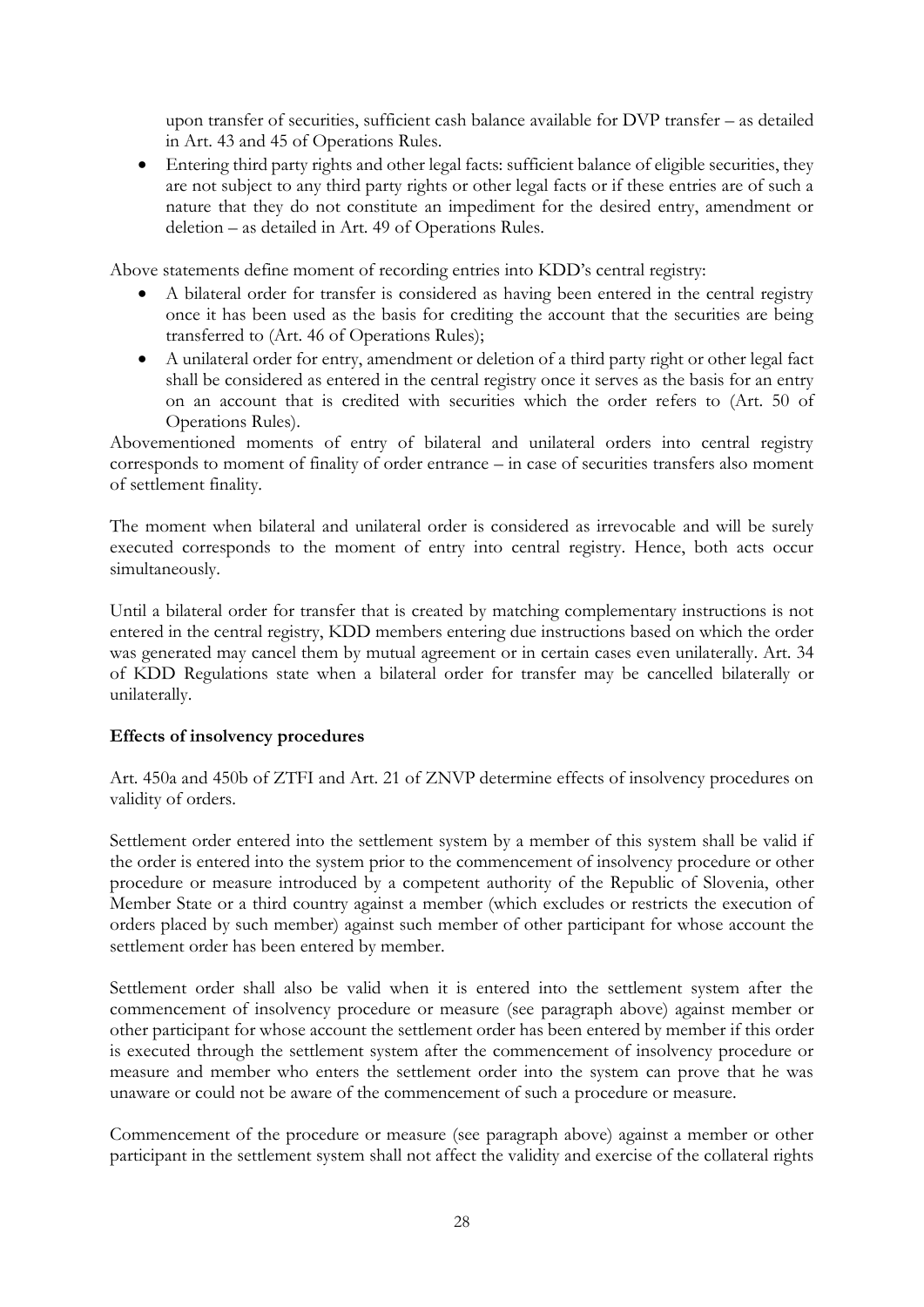upon transfer of securities, sufficient cash balance available for DVP transfer – as detailed in Art. 43 and 45 of Operations Rules.

- Entering third party rights and other legal facts: sufficient balance of eligible securities, they are not subject to any third party rights or other legal facts or if these entries are of such a nature that they do not constitute an impediment for the desired entry, amendment or deletion – as detailed in Art. 49 of Operations Rules.

Above statements define moment of recording entries into KDD's central registry:

- A bilateral order for transfer is considered as having been entered in the central registry once it has been used as the basis for crediting the account that the securities are being transferred to (Art. 46 of Operations Rules);
- A unilateral order for entry, amendment or deletion of a third party right or other legal fact shall be considered as entered in the central registry once it serves as the basis for an entry on an account that is credited with securities which the order refers to (Art. 50 of Operations Rules).

Abovementioned moments of entry of bilateral and unilateral orders into central registry corresponds to moment of finality of order entrance – in case of securities transfers also moment of settlement finality.

The moment when bilateral and unilateral order is considered as irrevocable and will be surely executed corresponds to the moment of entry into central registry. Hence, both acts occur simultaneously.

Until a bilateral order for transfer that is created by matching complementary instructions is not entered in the central registry, KDD members entering due instructions based on which the order was generated may cancel them by mutual agreement or in certain cases even unilaterally. Art. 34 of KDD Regulations state when a bilateral order for transfer may be cancelled bilaterally or unilaterally.

**Effects of insolvency procedures**

Art. 450a and 450b of ZTFI and Art. 21 of ZNVP determine effects of insolvency procedures on validity of orders.

Settlement order entered into the settlement system by a member of this system shall be valid if the order is entered into the system prior to the commencement of insolvency procedure or other procedure or measure introduced by a competent authority of the Republic of Slovenia, other Member State or a third country against a member (which excludes or restricts the execution of orders placed by such member) against such member of other participant for whose account the settlement order has been entered by member.

Settlement order shall also be valid when it is entered into the settlement system after the commencement of insolvency procedure or measure (see paragraph above) against member or other participant for whose account the settlement order has been entered by member if this order is executed through the settlement system after the commencement of insolvency procedure or measure and member who enters the settlement order into the system can prove that he was unaware or could not be aware of the commencement of such a procedure or measure.

Commencement of the procedure or measure (see paragraph above) against a member or other participant in the settlement system shall not affect the validity and exercise of the collateral rights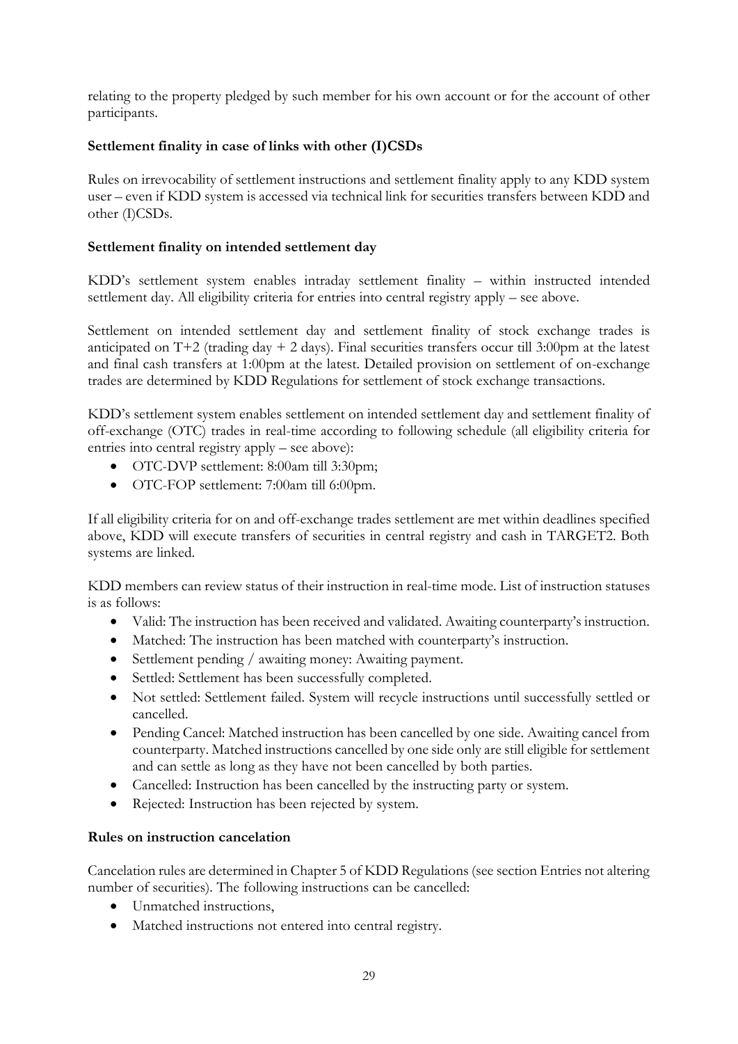relating to the property pledged by such member for his own account or for the account of other participants.

**Settlement finality in case of links with other (I)CSDs**

Rules on irrevocability of settlement instructions and settlement finality apply to any KDD system user – even if KDD system is accessed via technical link for securities transfers between KDD and other (I)CSDs.

**Settlement finality on intended settlement day**

KDD's settlement system enables intraday settlement finality – within instructed intended settlement day. All eligibility criteria for entries into central registry apply – see above.

Settlement on intended settlement day and settlement finality of stock exchange trades is anticipated on T+2 (trading day + 2 days). Final securities transfers occur till 3:00pm at the latest and final cash transfers at 1:00pm at the latest. Detailed provision on settlement of on-exchange trades are determined by KDD Regulations for settlement of stock exchange transactions.

KDD's settlement system enables settlement on intended settlement day and settlement finality of off-exchange (OTC) trades in real-time according to following schedule (all eligibility criteria for entries into central registry apply – see above):

- OTC-DVP settlement: 8:00am till 3:30pm;
- OTC-FOP settlement: 7:00am till 6:00pm.

If all eligibility criteria for on and off-exchange trades settlement are met within deadlines specified above, KDD will execute transfers of securities in central registry and cash in TARGET2. Both systems are linked.

KDD members can review status of their instruction in real-time mode. List of instruction statuses is as follows:

- Valid: The instruction has been received and validated. Awaiting counterparty's instruction.
- Matched: The instruction has been matched with counterparty's instruction.
- Settlement pending / awaiting money: Awaiting payment.
- Settled: Settlement has been successfully completed.
- Not settled: Settlement failed. System will recycle instructions until successfully settled or cancelled.
- Pending Cancel: Matched instruction has been cancelled by one side. Awaiting cancel from counterparty. Matched instructions cancelled by one side only are still eligible for settlement and can settle as long as they have not been cancelled by both parties.
- Cancelled: Instruction has been cancelled by the instructing party or system.
- Rejected: Instruction has been rejected by system.

**Rules on instruction cancelation**

Cancelation rules are determined in Chapter 5 of KDD Regulations (see section Entries not altering number of securities). The following instructions can be cancelled:

- Unmatched instructions,
- Matched instructions not entered into central registry.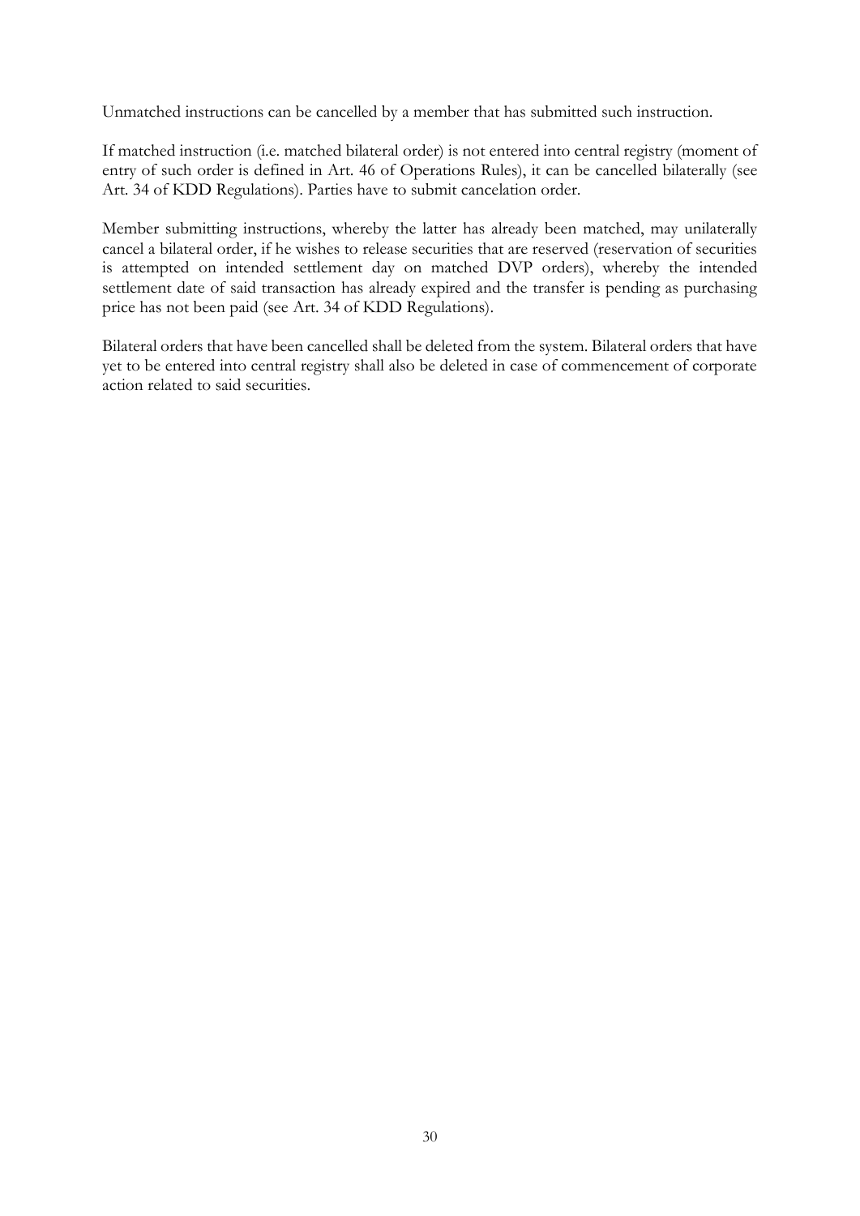Unmatched instructions can be cancelled by a member that has submitted such instruction.

If matched instruction (i.e. matched bilateral order) is not entered into central registry (moment of entry of such order is defined in Art. 46 of Operations Rules), it can be cancelled bilaterally (see Art. 34 of KDD Regulations). Parties have to submit cancelation order.

Member submitting instructions, whereby the latter has already been matched, may unilaterally cancel a bilateral order, if he wishes to release securities that are reserved (reservation of securities is attempted on intended settlement day on matched DVP orders), whereby the intended settlement date of said transaction has already expired and the transfer is pending as purchasing price has not been paid (see Art. 34 of KDD Regulations).

Bilateral orders that have been cancelled shall be deleted from the system. Bilateral orders that have yet to be entered into central registry shall also be deleted in case of commencement of corporate action related to said securities.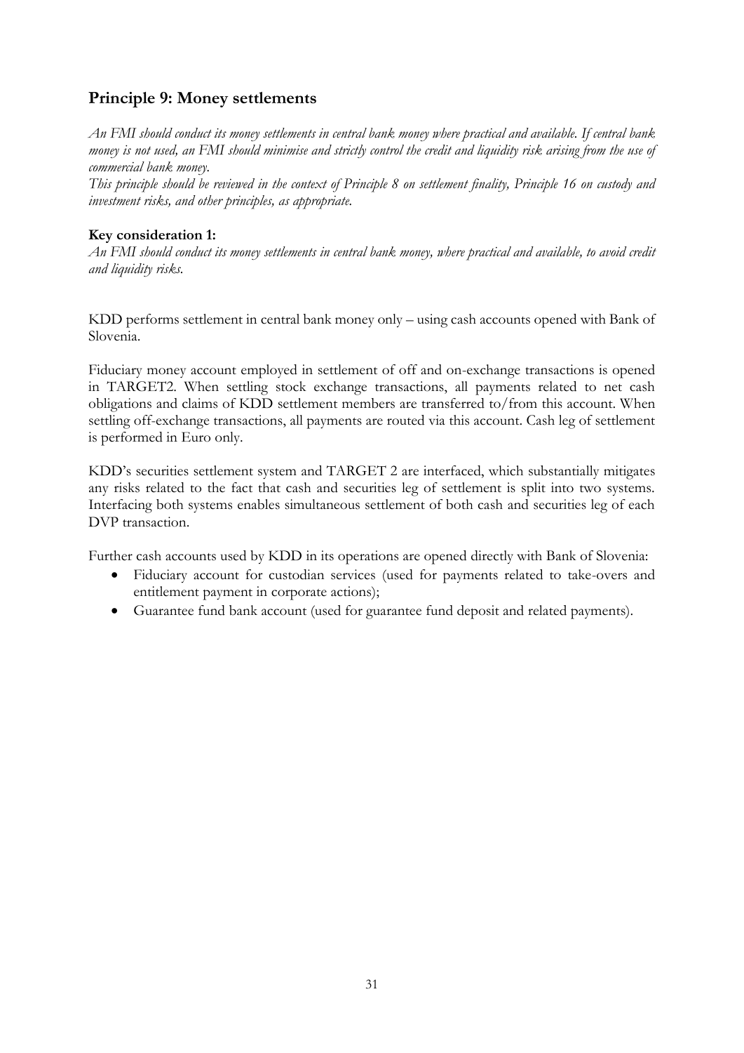## Principle 9: Money settlements

*An FMI should conduct its money settlements in central bank money where practical and available. If central bank money is not used, an FMI should minimise and strictly control the credit and liquidity risk arising from the use of commercial bank money.*

*This principle should be reviewed in the context of Principle 8 on settlement finality, Principle 16 on custody and investment risks, and other principles, as appropriate.*

**Key consideration 1:**

*An FMI should conduct its money settlements in central bank money, where practical and available, to avoid credit and liquidity risks.*

KDD performs settlement in central bank money only – using cash accounts opened with Bank of Slovenia.

Fiduciary money account employed in settlement of off and on-exchange transactions is opened in TARGET2. When settling stock exchange transactions, all payments related to net cash obligations and claims of KDD settlement members are transferred to/from this account. When settling off-exchange transactions, all payments are routed via this account. Cash leg of settlement is performed in Euro only.

KDD's securities settlement system and TARGET 2 are interfaced, which substantially mitigates any risks related to the fact that cash and securities leg of settlement is split into two systems. Interfacing both systems enables simultaneous settlement of both cash and securities leg of each DVP transaction.

Further cash accounts used by KDD in its operations are opened directly with Bank of Slovenia:

- Fiduciary account for custodian services (used for payments related to take-overs and entitlement payment in corporate actions);
- Guarantee fund bank account (used for guarantee fund deposit and related payments).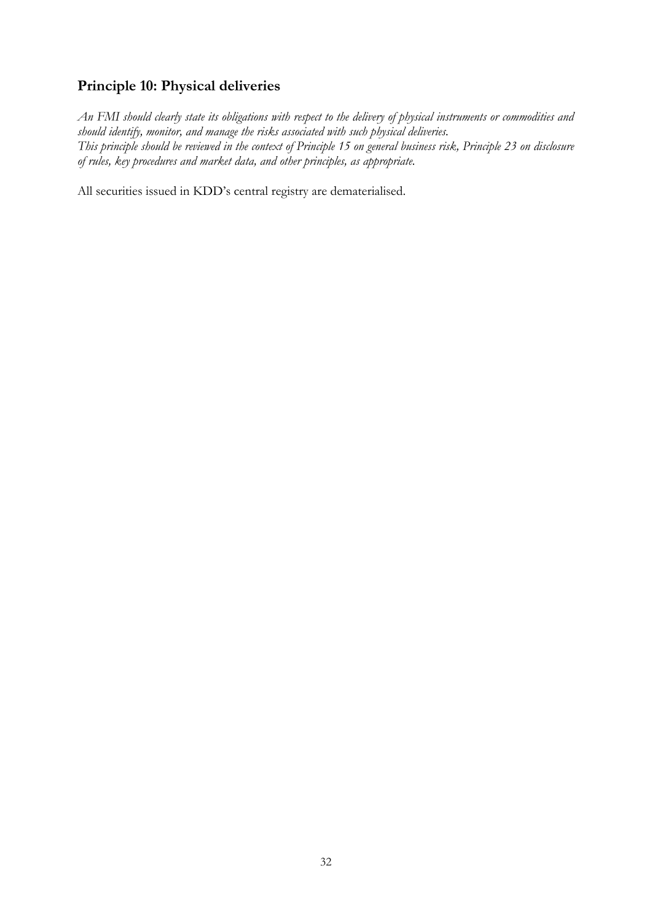## Principle 10: Physical deliveries

*An FMI should clearly state its obligations with respect to the delivery of physical instruments or commodities and should identify, monitor, and manage the risks associated with such physical deliveries.*
*This principle should be reviewed in the context of Principle 15 on general business risk, Principle 23 on disclosure of rules, key procedures and market data, and other principles, as appropriate.*

All securities issued in KDD's central registry are dematerialised.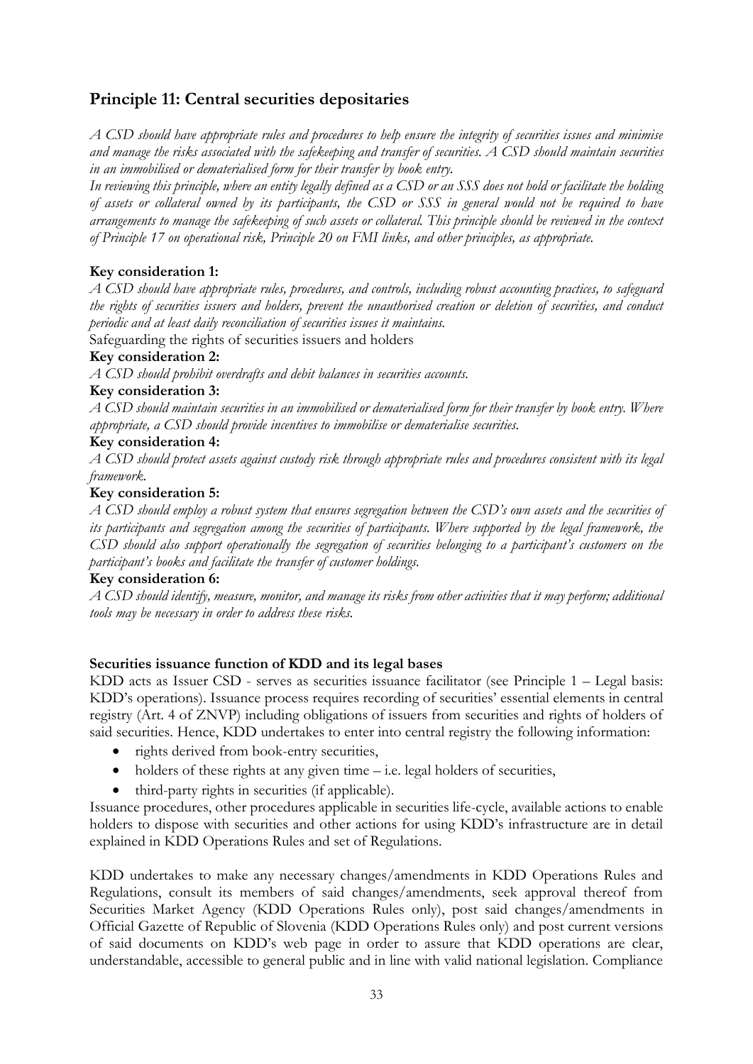## Principle 11: Central securities depositaries

*A CSD should have appropriate rules and procedures to help ensure the integrity of securities issues and minimise and manage the risks associated with the safekeeping and transfer of securities. A CSD should maintain securities in an immobilised or dematerialised form for their transfer by book entry.*

*In reviewing this principle, where an entity legally defined as a CSD or an SSS does not hold or facilitate the holding of assets or collateral owned by its participants, the CSD or SSS in general would not be required to have arrangements to manage the safekeeping of such assets or collateral. This principle should be reviewed in the context of Principle 17 on operational risk, Principle 20 on FMI links, and other principles, as appropriate.*

**Key consideration 1:**

*A CSD should have appropriate rules, procedures, and controls, including robust accounting practices, to safeguard the rights of securities issuers and holders, prevent the unauthorised creation or deletion of securities, and conduct periodic and at least daily reconciliation of securities issues it maintains.*

Safeguarding the rights of securities issuers and holders

**Key consideration 2:**

*A CSD should prohibit overdrafts and debit balances in securities accounts.*

**Key consideration 3:**

*A CSD should maintain securities in an immobilised or dematerialised form for their transfer by book entry. Where appropriate, a CSD should provide incentives to immobilise or dematerialise securities.*

**Key consideration 4:**

*A CSD should protect assets against custody risk through appropriate rules and procedures consistent with its legal framework.*

**Key consideration 5:**

*A CSD should employ a robust system that ensures segregation between the CSD's own assets and the securities of its participants and segregation among the securities of participants. Where supported by the legal framework, the CSD should also support operationally the segregation of securities belonging to a participant's customers on the participant's books and facilitate the transfer of customer holdings.*

**Key consideration 6:**

*A CSD should identify, measure, monitor, and manage its risks from other activities that it may perform; additional tools may be necessary in order to address these risks.*

**Securities issuance function of KDD and its legal bases**

KDD acts as Issuer CSD - serves as securities issuance facilitator (see Principle 1 – Legal basis: KDD's operations). Issuance process requires recording of securities' essential elements in central registry (Art. 4 of ZNVP) including obligations of issuers from securities and rights of holders of said securities. Hence, KDD undertakes to enter into central registry the following information:

- rights derived from book-entry securities,
- holders of these rights at any given time – i.e. legal holders of securities,
- third-party rights in securities (if applicable).

Issuance procedures, other procedures applicable in securities life-cycle, available actions to enable holders to dispose with securities and other actions for using KDD's infrastructure are in detail explained in KDD Operations Rules and set of Regulations.

KDD undertakes to make any necessary changes/amendments in KDD Operations Rules and Regulations, consult its members of said changes/amendments, seek approval thereof from Securities Market Agency (KDD Operations Rules only), post said changes/amendments in Official Gazette of Republic of Slovenia (KDD Operations Rules only) and post current versions of said documents on KDD's web page in order to assure that KDD operations are clear, understandable, accessible to general public and in line with valid national legislation. Compliance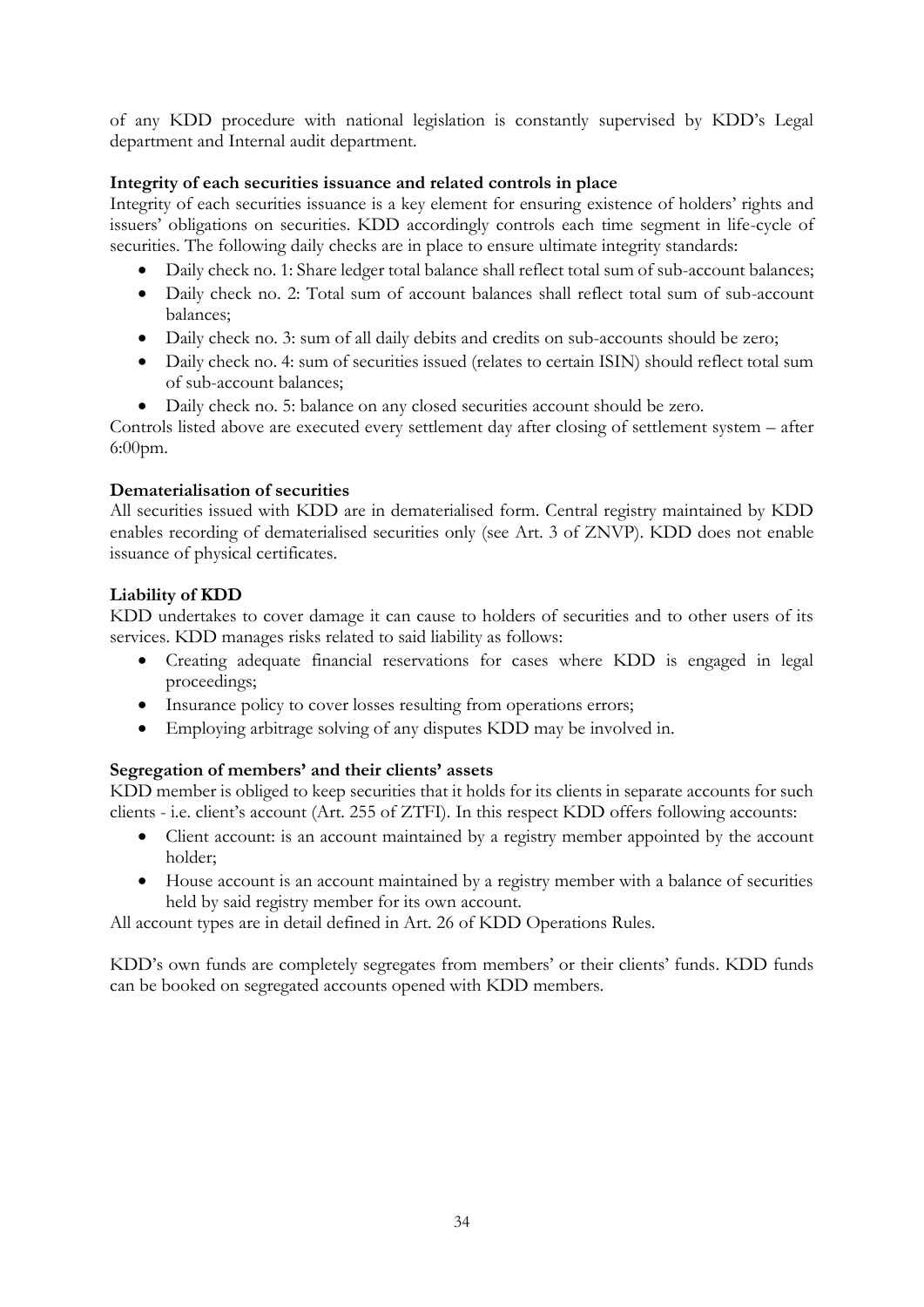of any KDD procedure with national legislation is constantly supervised by KDD's Legal department and Internal audit department.

**Integrity of each securities issuance and related controls in place**

Integrity of each securities issuance is a key element for ensuring existence of holders' rights and issuers' obligations on securities. KDD accordingly controls each time segment in life-cycle of securities. The following daily checks are in place to ensure ultimate integrity standards:

- Daily check no. 1: Share ledger total balance shall reflect total sum of sub-account balances;
- Daily check no. 2: Total sum of account balances shall reflect total sum of sub-account balances;
- Daily check no. 3: sum of all daily debits and credits on sub-accounts should be zero;
- Daily check no. 4: sum of securities issued (relates to certain ISIN) should reflect total sum of sub-account balances;
- Daily check no. 5: balance on any closed securities account should be zero.

Controls listed above are executed every settlement day after closing of settlement system – after 6:00pm.

**Dematerialisation of securities**

All securities issued with KDD are in dematerialised form. Central registry maintained by KDD enables recording of dematerialised securities only (see Art. 3 of ZNVP). KDD does not enable issuance of physical certificates.

**Liability of KDD**

KDD undertakes to cover damage it can cause to holders of securities and to other users of its services. KDD manages risks related to said liability as follows:

- Creating adequate financial reservations for cases where KDD is engaged in legal proceedings;
- Insurance policy to cover losses resulting from operations errors;
- Employing arbitrage solving of any disputes KDD may be involved in.

**Segregation of members' and their clients' assets**

KDD member is obliged to keep securities that it holds for its clients in separate accounts for such clients - i.e. client's account (Art. 255 of ZTFI). In this respect KDD offers following accounts:

- Client account: is an account maintained by a registry member appointed by the account holder;
- House account is an account maintained by a registry member with a balance of securities held by said registry member for its own account.

All account types are in detail defined in Art. 26 of KDD Operations Rules.

KDD's own funds are completely segregates from members' or their clients' funds. KDD funds can be booked on segregated accounts opened with KDD members.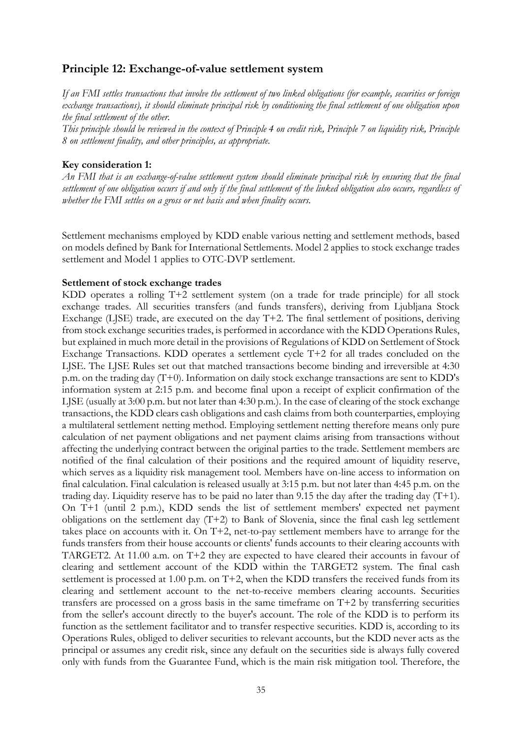## Principle 12: Exchange-of-value settlement system

*If an FMI settles transactions that involve the settlement of two linked obligations (for example, securities or foreign exchange transactions), it should eliminate principal risk by conditioning the final settlement of one obligation upon the final settlement of the other.*

*This principle should be reviewed in the context of Principle 4 on credit risk, Principle 7 on liquidity risk, Principle 8 on settlement finality, and other principles, as appropriate.*

**Key consideration 1:**

*An FMI that is an exchange-of-value settlement system should eliminate principal risk by ensuring that the final settlement of one obligation occurs if and only if the final settlement of the linked obligation also occurs, regardless of whether the FMI settles on a gross or net basis and when finality occurs.*

Settlement mechanisms employed by KDD enable various netting and settlement methods, based on models defined by Bank for International Settlements. Model 2 applies to stock exchange trades settlement and Model 1 applies to OTC-DVP settlement.

**Settlement of stock exchange trades**

KDD operates a rolling T+2 settlement system (on a trade for trade principle) for all stock exchange trades. All securities transfers (and funds transfers), deriving from Ljubljana Stock Exchange (LJSE) trade, are executed on the day T+2. The final settlement of positions, deriving from stock exchange securities trades, is performed in accordance with the KDD Operations Rules, but explained in much more detail in the provisions of Regulations of KDD on Settlement of Stock Exchange Transactions. KDD operates a settlement cycle T+2 for all trades concluded on the LJSE. The LJSE Rules set out that matched transactions become binding and irreversible at 4:30 p.m. on the trading day (T+0). Information on daily stock exchange transactions are sent to KDD's information system at 2:15 p.m. and become final upon a receipt of explicit confirmation of the LJSE (usually at 3:00 p.m. but not later than 4:30 p.m.). In the case of clearing of the stock exchange transactions, the KDD clears cash obligations and cash claims from both counterparties, employing a multilateral settlement netting method. Employing settlement netting therefore means only pure calculation of net payment obligations and net payment claims arising from transactions without affecting the underlying contract between the original parties to the trade. Settlement members are notified of the final calculation of their positions and the required amount of liquidity reserve, which serves as a liquidity risk management tool. Members have on-line access to information on final calculation. Final calculation is released usually at 3:15 p.m. but not later than 4:45 p.m. on the trading day. Liquidity reserve has to be paid no later than 9.15 the day after the trading day (T+1). On T+1 (until 2 p.m.), KDD sends the list of settlement members' expected net payment obligations on the settlement day (T+2) to Bank of Slovenia, since the final cash leg settlement takes place on accounts with it. On T+2, net-to-pay settlement members have to arrange for the funds transfers from their house accounts or clients' funds accounts to their clearing accounts with TARGET2. At 11.00 a.m. on T+2 they are expected to have cleared their accounts in favour of clearing and settlement account of the KDD within the TARGET2 system. The final cash settlement is processed at 1.00 p.m. on T+2, when the KDD transfers the received funds from its clearing and settlement account to the net-to-receive members clearing accounts. Securities transfers are processed on a gross basis in the same timeframe on T+2 by transferring securities from the seller's account directly to the buyer's account. The role of the KDD is to perform its function as the settlement facilitator and to transfer respective securities. KDD is, according to its Operations Rules, obliged to deliver securities to relevant accounts, but the KDD never acts as the principal or assumes any credit risk, since any default on the securities side is always fully covered only with funds from the Guarantee Fund, which is the main risk mitigation tool. Therefore, the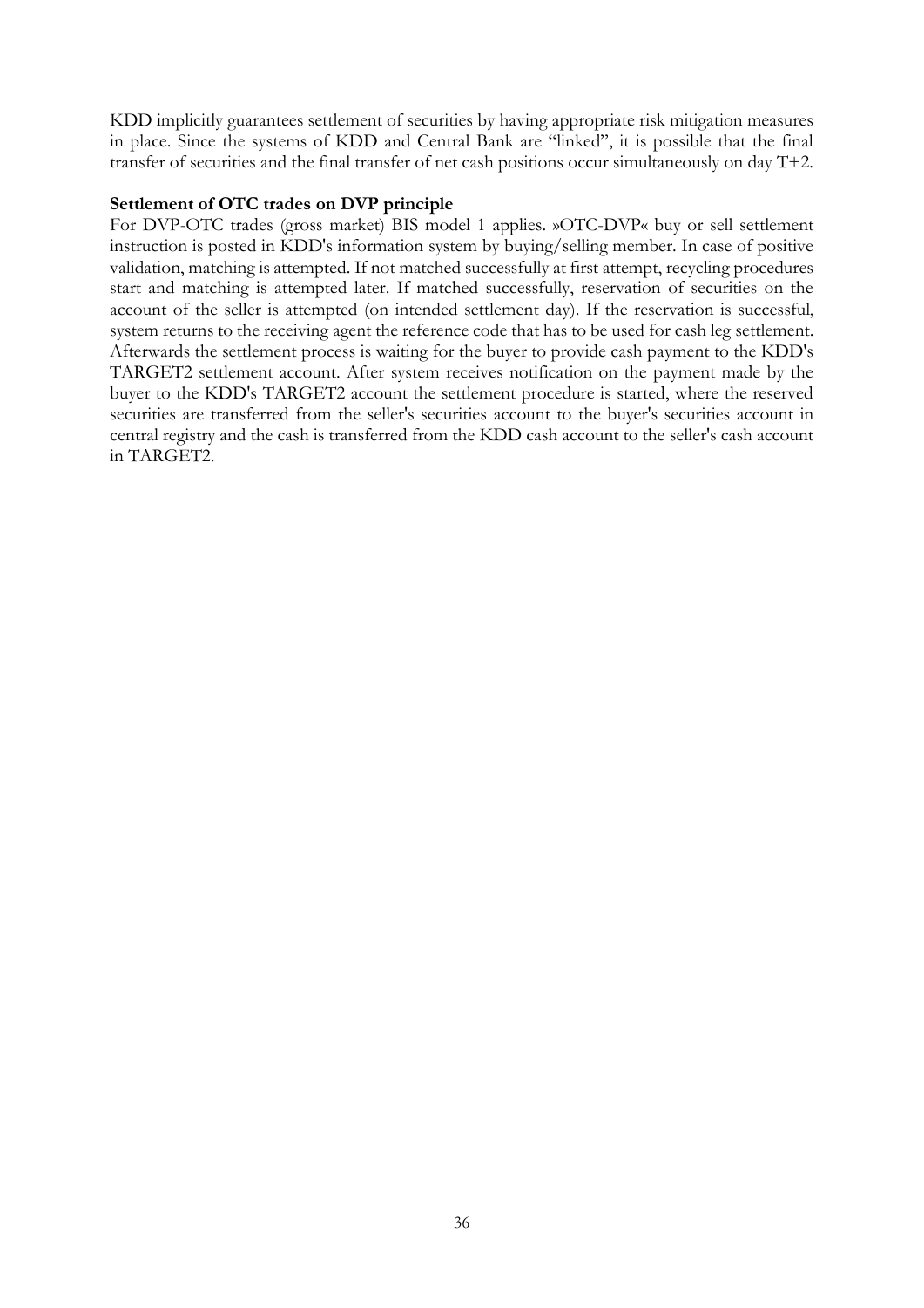KDD implicitly guarantees settlement of securities by having appropriate risk mitigation measures in place. Since the systems of KDD and Central Bank are "linked", it is possible that the final transfer of securities and the final transfer of net cash positions occur simultaneously on day T+2.

**Settlement of OTC trades on DVP principle**

For DVP-OTC trades (gross market) BIS model 1 applies. »OTC-DVP« buy or sell settlement instruction is posted in KDD's information system by buying/selling member. In case of positive validation, matching is attempted. If not matched successfully at first attempt, recycling procedures start and matching is attempted later. If matched successfully, reservation of securities on the account of the seller is attempted (on intended settlement day). If the reservation is successful, system returns to the receiving agent the reference code that has to be used for cash leg settlement. Afterwards the settlement process is waiting for the buyer to provide cash payment to the KDD's TARGET2 settlement account. After system receives notification on the payment made by the buyer to the KDD's TARGET2 account the settlement procedure is started, where the reserved securities are transferred from the seller's securities account to the buyer's securities account in central registry and the cash is transferred from the KDD cash account to the seller's cash account in TARGET2.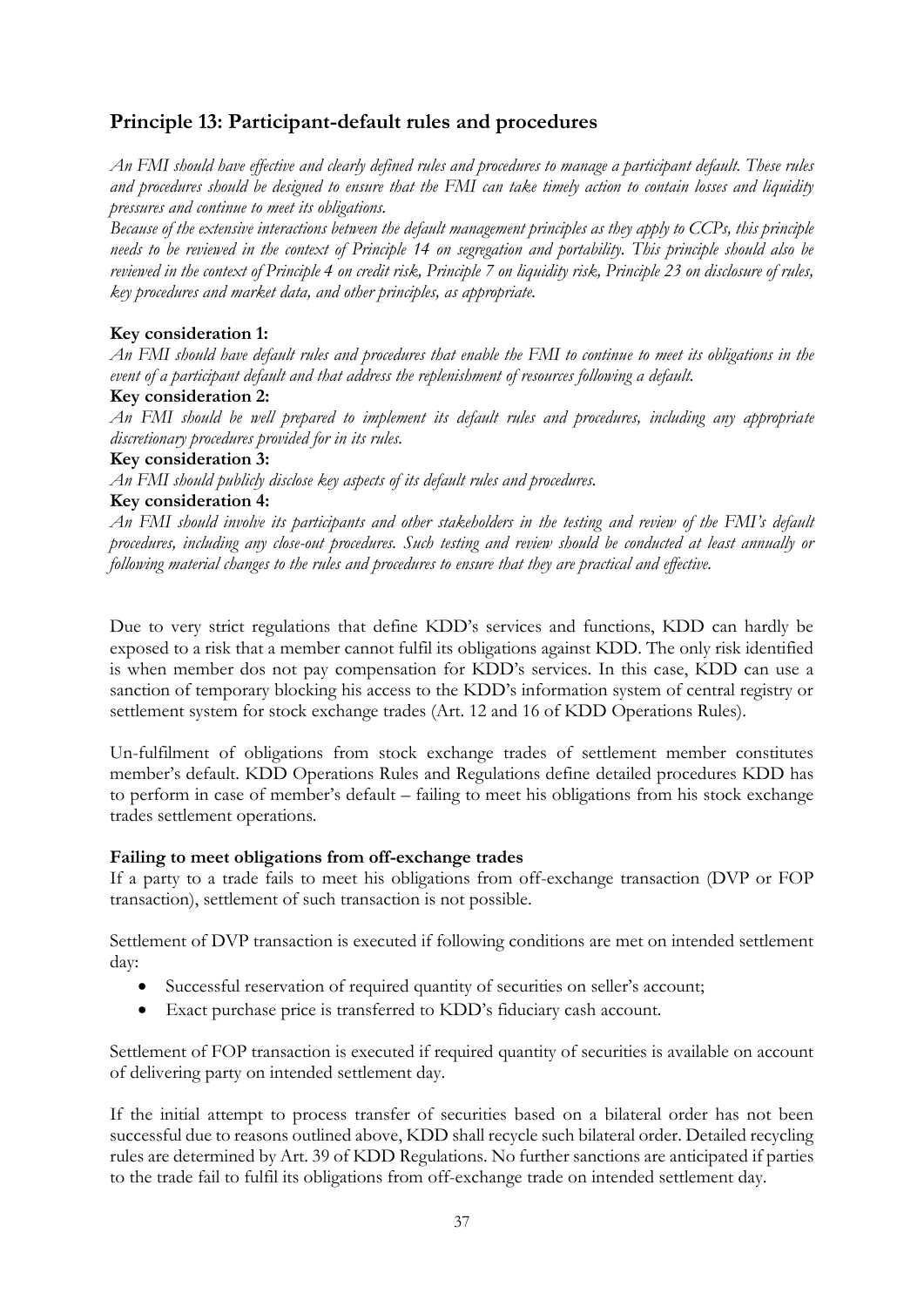## Principle 13: Participant-default rules and procedures

*An FMI should have effective and clearly defined rules and procedures to manage a participant default. These rules and procedures should be designed to ensure that the FMI can take timely action to contain losses and liquidity pressures and continue to meet its obligations.*

*Because of the extensive interactions between the default management principles as they apply to CCPs, this principle needs to be reviewed in the context of Principle 14 on segregation and portability. This principle should also be reviewed in the context of Principle 4 on credit risk, Principle 7 on liquidity risk, Principle 23 on disclosure of rules, key procedures and market data, and other principles, as appropriate.*

**Key consideration 1:**

*An FMI should have default rules and procedures that enable the FMI to continue to meet its obligations in the event of a participant default and that address the replenishment of resources following a default.*

**Key consideration 2:**

*An FMI should be well prepared to implement its default rules and procedures, including any appropriate discretionary procedures provided for in its rules.*

**Key consideration 3:**

*An FMI should publicly disclose key aspects of its default rules and procedures.*

**Key consideration 4:**

*An FMI should involve its participants and other stakeholders in the testing and review of the FMI's default procedures, including any close-out procedures. Such testing and review should be conducted at least annually or following material changes to the rules and procedures to ensure that they are practical and effective.*

Due to very strict regulations that define KDD's services and functions, KDD can hardly be exposed to a risk that a member cannot fulfil its obligations against KDD. The only risk identified is when member dos not pay compensation for KDD's services. In this case, KDD can use a sanction of temporary blocking his access to the KDD's information system of central registry or settlement system for stock exchange trades (Art. 12 and 16 of KDD Operations Rules).

Un-fulfilment of obligations from stock exchange trades of settlement member constitutes member's default. KDD Operations Rules and Regulations define detailed procedures KDD has to perform in case of member's default – failing to meet his obligations from his stock exchange trades settlement operations.

**Failing to meet obligations from off-exchange trades**

If a party to a trade fails to meet his obligations from off-exchange transaction (DVP or FOP transaction), settlement of such transaction is not possible.

Settlement of DVP transaction is executed if following conditions are met on intended settlement day:

- Successful reservation of required quantity of securities on seller's account;
- Exact purchase price is transferred to KDD's fiduciary cash account.

Settlement of FOP transaction is executed if required quantity of securities is available on account of delivering party on intended settlement day.

If the initial attempt to process transfer of securities based on a bilateral order has not been successful due to reasons outlined above, KDD shall recycle such bilateral order. Detailed recycling rules are determined by Art. 39 of KDD Regulations. No further sanctions are anticipated if parties to the trade fail to fulfil its obligations from off-exchange trade on intended settlement day.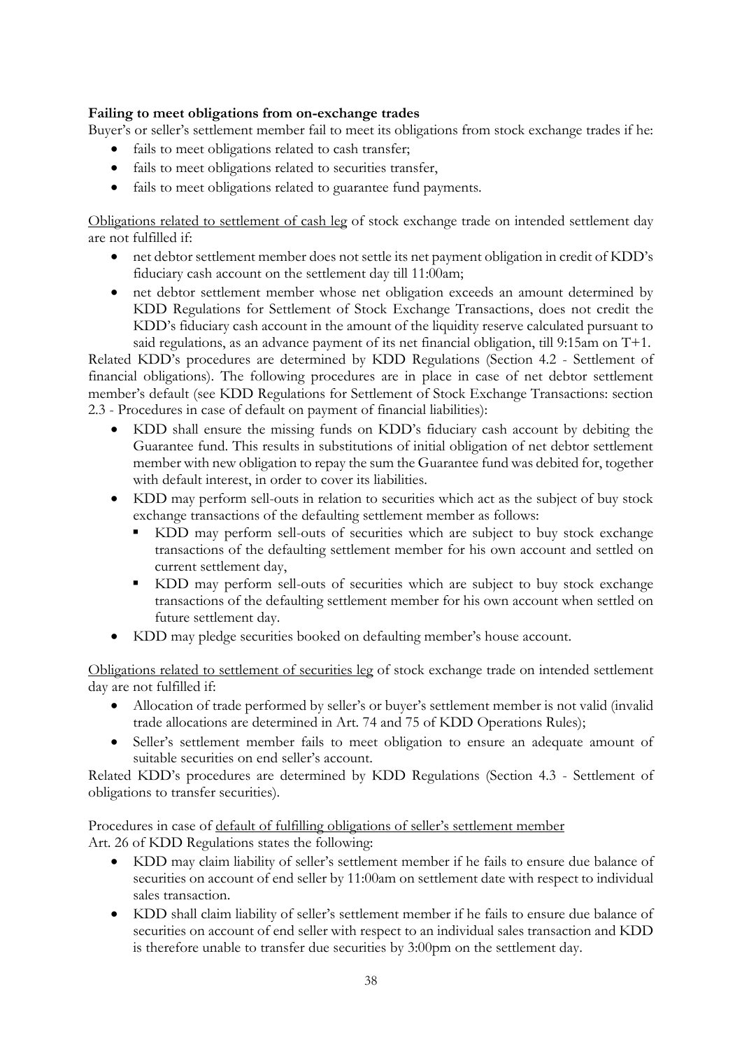**Failing to meet obligations from on-exchange trades**

Buyer's or seller's settlement member fail to meet its obligations from stock exchange trades if he:

- fails to meet obligations related to cash transfer;
- fails to meet obligations related to securities transfer,
- fails to meet obligations related to guarantee fund payments.

<u>Obligations related to settlement of cash leg</u> of stock exchange trade on intended settlement day are not fulfilled if:

- net debtor settlement member does not settle its net payment obligation in credit of KDD's fiduciary cash account on the settlement day till 11:00am;
- net debtor settlement member whose net obligation exceeds an amount determined by KDD Regulations for Settlement of Stock Exchange Transactions, does not credit the KDD's fiduciary cash account in the amount of the liquidity reserve calculated pursuant to said regulations, as an advance payment of its net financial obligation, till 9:15am on T+1.

Related KDD's procedures are determined by KDD Regulations (Section 4.2 - Settlement of financial obligations). The following procedures are in place in case of net debtor settlement member's default (see KDD Regulations for Settlement of Stock Exchange Transactions: section 2.3 - Procedures in case of default on payment of financial liabilities):

- KDD shall ensure the missing funds on KDD's fiduciary cash account by debiting the Guarantee fund. This results in substitutions of initial obligation of net debtor settlement member with new obligation to repay the sum the Guarantee fund was debited for, together with default interest, in order to cover its liabilities.
- KDD may perform sell-outs in relation to securities which act as the subject of buy stock exchange transactions of the defaulting settlement member as follows:
  - KDD may perform sell-outs of securities which are subject to buy stock exchange transactions of the defaulting settlement member for his own account and settled on current settlement day,
  - KDD may perform sell-outs of securities which are subject to buy stock exchange transactions of the defaulting settlement member for his own account when settled on future settlement day.
- KDD may pledge securities booked on defaulting member's house account.

<u>Obligations related to settlement of securities leg</u> of stock exchange trade on intended settlement day are not fulfilled if:

- Allocation of trade performed by seller's or buyer's settlement member is not valid (invalid trade allocations are determined in Art. 74 and 75 of KDD Operations Rules);
- Seller's settlement member fails to meet obligation to ensure an adequate amount of suitable securities on end seller's account.

Related KDD's procedures are determined by KDD Regulations (Section 4.3 - Settlement of obligations to transfer securities).

Procedures in case of <u>default of fulfilling obligations of seller's settlement member</u>

Art. 26 of KDD Regulations states the following:

- KDD may claim liability of seller's settlement member if he fails to ensure due balance of securities on account of end seller by 11:00am on settlement date with respect to individual sales transaction.
- KDD shall claim liability of seller's settlement member if he fails to ensure due balance of securities on account of end seller with respect to an individual sales transaction and KDD is therefore unable to transfer due securities by 3:00pm on the settlement day.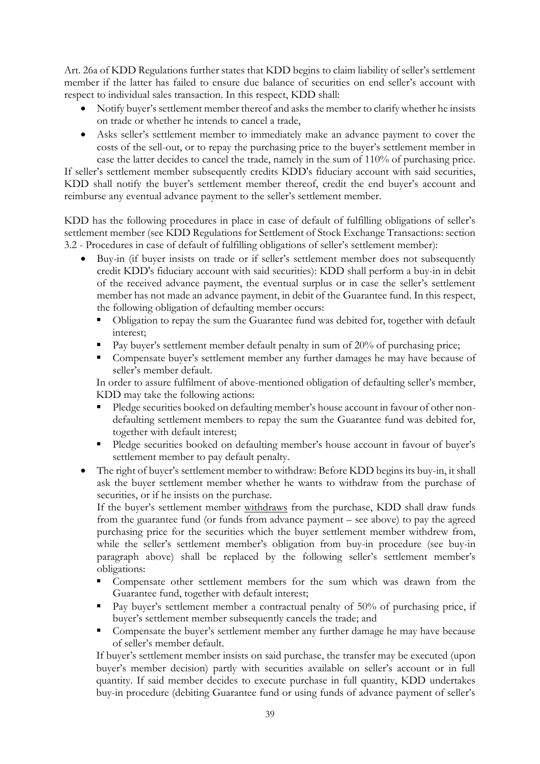Art. 26a of KDD Regulations further states that KDD begins to claim liability of seller's settlement member if the latter has failed to ensure due balance of securities on end seller's account with respect to individual sales transaction. In this respect, KDD shall:

- Notify buyer's settlement member thereof and asks the member to clarify whether he insists on trade or whether he intends to cancel a trade,
- Asks seller's settlement member to immediately make an advance payment to cover the costs of the sell-out, or to repay the purchasing price to the buyer's settlement member in case the latter decides to cancel the trade, namely in the sum of 110% of purchasing price.

If seller's settlement member subsequently credits KDD's fiduciary account with said securities, KDD shall notify the buyer's settlement member thereof, credit the end buyer's account and reimburse any eventual advance payment to the seller's settlement member.

KDD has the following procedures in place in case of default of fulfilling obligations of seller's settlement member (see KDD Regulations for Settlement of Stock Exchange Transactions: section 3.2 - Procedures in case of default of fulfilling obligations of seller's settlement member):

- Buy-in (if buyer insists on trade or if seller's settlement member does not subsequently credit KDD's fiduciary account with said securities): KDD shall perform a buy-in in debit of the received advance payment, the eventual surplus or in case the seller's settlement member has not made an advance payment, in debit of the Guarantee fund. In this respect, the following obligation of defaulting member occurs:
  - Obligation to repay the sum the Guarantee fund was debited for, together with default interest;
  - Pay buyer's settlement member default penalty in sum of 20% of purchasing price;
  - Compensate buyer's settlement member any further damages he may have because of seller's member default.

  In order to assure fulfilment of above-mentioned obligation of defaulting seller's member, KDD may take the following actions:
  - Pledge securities booked on defaulting member's house account in favour of other non-defaulting settlement members to repay the sum the Guarantee fund was debited for, together with default interest;
  - Pledge securities booked on defaulting member's house account in favour of buyer's settlement member to pay default penalty.
- The right of buyer's settlement member to withdraw: Before KDD begins its buy-in, it shall ask the buyer settlement member whether he wants to withdraw from the purchase of securities, or if he insists on the purchase.

  If the buyer's settlement member withdraws from the purchase, KDD shall draw funds from the guarantee fund (or funds from advance payment – see above) to pay the agreed purchasing price for the securities which the buyer settlement member withdrew from, while the seller's settlement member's obligation from buy-in procedure (see buy-in paragraph above) shall be replaced by the following seller's settlement member's obligations:
  - Compensate other settlement members for the sum which was drawn from the Guarantee fund, together with default interest;
  - Pay buyer's settlement member a contractual penalty of 50% of purchasing price, if buyer's settlement member subsequently cancels the trade; and
  - Compensate the buyer's settlement member any further damage he may have because of seller's member default.

  If buyer's settlement member insists on said purchase, the transfer may be executed (upon buyer's member decision) partly with securities available on seller's account or in full quantity. If said member decides to execute purchase in full quantity, KDD undertakes buy-in procedure (debiting Guarantee fund or using funds of advance payment of seller's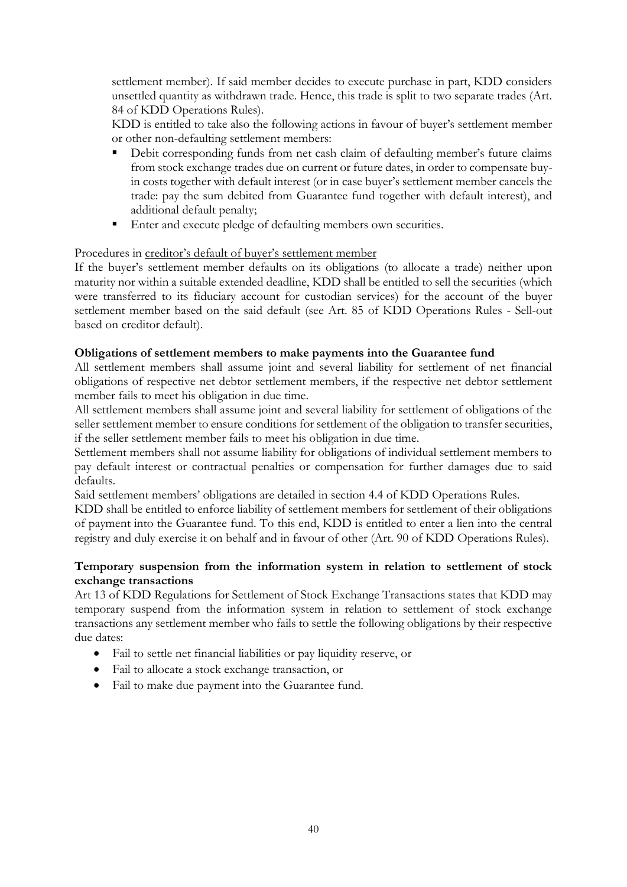settlement member). If said member decides to execute purchase in part, KDD considers unsettled quantity as withdrawn trade. Hence, this trade is split to two separate trades (Art. 84 of KDD Operations Rules).

KDD is entitled to take also the following actions in favour of buyer's settlement member or other non-defaulting settlement members:

- Debit corresponding funds from net cash claim of defaulting member's future claims from stock exchange trades due on current or future dates, in order to compensate buy-in costs together with default interest (or in case buyer's settlement member cancels the trade: pay the sum debited from Guarantee fund together with default interest), and additional default penalty;
- Enter and execute pledge of defaulting members own securities.

Procedures in creditor's default of buyer's settlement member

If the buyer's settlement member defaults on its obligations (to allocate a trade) neither upon maturity nor within a suitable extended deadline, KDD shall be entitled to sell the securities (which were transferred to its fiduciary account for custodian services) for the account of the buyer settlement member based on the said default (see Art. 85 of KDD Operations Rules - Sell-out based on creditor default).

**Obligations of settlement members to make payments into the Guarantee fund**

All settlement members shall assume joint and several liability for settlement of net financial obligations of respective net debtor settlement members, if the respective net debtor settlement member fails to meet his obligation in due time.

All settlement members shall assume joint and several liability for settlement of obligations of the seller settlement member to ensure conditions for settlement of the obligation to transfer securities, if the seller settlement member fails to meet his obligation in due time.

Settlement members shall not assume liability for obligations of individual settlement members to pay default interest or contractual penalties or compensation for further damages due to said defaults.

Said settlement members' obligations are detailed in section 4.4 of KDD Operations Rules.

KDD shall be entitled to enforce liability of settlement members for settlement of their obligations of payment into the Guarantee fund. To this end, KDD is entitled to enter a lien into the central registry and duly exercise it on behalf and in favour of other (Art. 90 of KDD Operations Rules).

**Temporary suspension from the information system in relation to settlement of stock exchange transactions**

Art 13 of KDD Regulations for Settlement of Stock Exchange Transactions states that KDD may temporary suspend from the information system in relation to settlement of stock exchange transactions any settlement member who fails to settle the following obligations by their respective due dates:

- Fail to settle net financial liabilities or pay liquidity reserve, or
- Fail to allocate a stock exchange transaction, or
- Fail to make due payment into the Guarantee fund.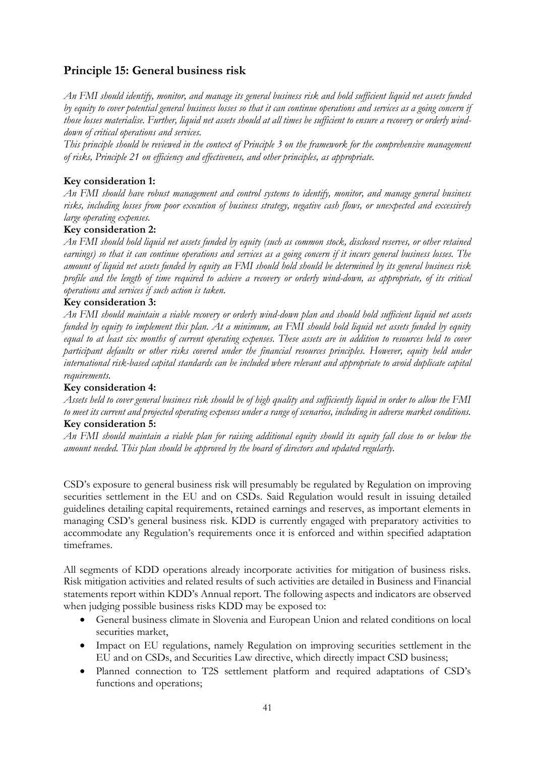## Principle 15: General business risk

*An FMI should identify, monitor, and manage its general business risk and hold sufficient liquid net assets funded by equity to cover potential general business losses so that it can continue operations and services as a going concern if those losses materialise. Further, liquid net assets should at all times be sufficient to ensure a recovery or orderly wind-down of critical operations and services.*

*This principle should be reviewed in the context of Principle 3 on the framework for the comprehensive management of risks, Principle 21 on efficiency and effectiveness, and other principles, as appropriate.*

**Key consideration 1:**

*An FMI should have robust management and control systems to identify, monitor, and manage general business risks, including losses from poor execution of business strategy, negative cash flows, or unexpected and excessively large operating expenses.*

**Key consideration 2:**

*An FMI should hold liquid net assets funded by equity (such as common stock, disclosed reserves, or other retained earnings) so that it can continue operations and services as a going concern if it incurs general business losses. The amount of liquid net assets funded by equity an FMI should hold should be determined by its general business risk profile and the length of time required to achieve a recovery or orderly wind-down, as appropriate, of its critical operations and services if such action is taken.*

**Key consideration 3:**

*An FMI should maintain a viable recovery or orderly wind-down plan and should hold sufficient liquid net assets funded by equity to implement this plan. At a minimum, an FMI should hold liquid net assets funded by equity equal to at least six months of current operating expenses. These assets are in addition to resources held to cover participant defaults or other risks covered under the financial resources principles. However, equity held under international risk-based capital standards can be included where relevant and appropriate to avoid duplicate capital requirements.*

**Key consideration 4:**

*Assets held to cover general business risk should be of high quality and sufficiently liquid in order to allow the FMI to meet its current and projected operating expenses under a range of scenarios, including in adverse market conditions.*

**Key consideration 5:**

*An FMI should maintain a viable plan for raising additional equity should its equity fall close to or below the amount needed. This plan should be approved by the board of directors and updated regularly.*

CSD's exposure to general business risk will presumably be regulated by Regulation on improving securities settlement in the EU and on CSDs. Said Regulation would result in issuing detailed guidelines detailing capital requirements, retained earnings and reserves, as important elements in managing CSD's general business risk. KDD is currently engaged with preparatory activities to accommodate any Regulation's requirements once it is enforced and within specified adaptation timeframes.

All segments of KDD operations already incorporate activities for mitigation of business risks. Risk mitigation activities and related results of such activities are detailed in Business and Financial statements report within KDD's Annual report. The following aspects and indicators are observed when judging possible business risks KDD may be exposed to:

- General business climate in Slovenia and European Union and related conditions on local securities market,
- Impact on EU regulations, namely Regulation on improving securities settlement in the EU and on CSDs, and Securities Law directive, which directly impact CSD business;
- Planned connection to T2S settlement platform and required adaptations of CSD's functions and operations;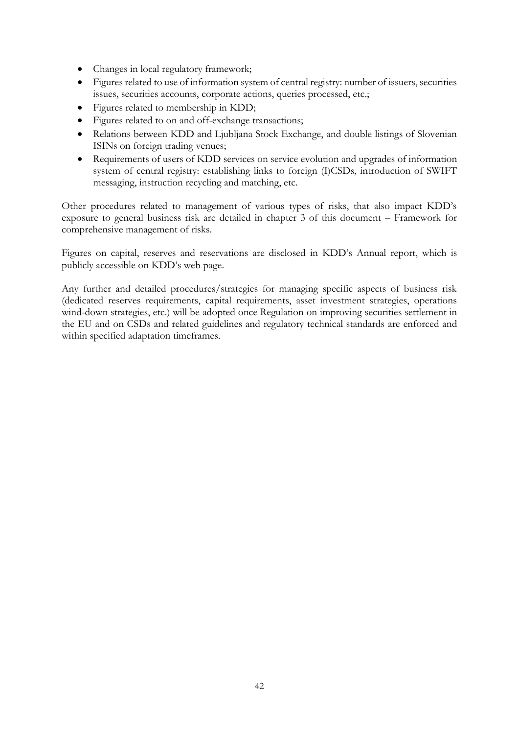- Changes in local regulatory framework;
- Figures related to use of information system of central registry: number of issuers, securities issues, securities accounts, corporate actions, queries processed, etc.;
- Figures related to membership in KDD;
- Figures related to on and off-exchange transactions;
- Relations between KDD and Ljubljana Stock Exchange, and double listings of Slovenian ISINs on foreign trading venues;
- Requirements of users of KDD services on service evolution and upgrades of information system of central registry: establishing links to foreign (I)CSDs, introduction of SWIFT messaging, instruction recycling and matching, etc.

Other procedures related to management of various types of risks, that also impact KDD's exposure to general business risk are detailed in chapter 3 of this document – Framework for comprehensive management of risks.

Figures on capital, reserves and reservations are disclosed in KDD's Annual report, which is publicly accessible on KDD's web page.

Any further and detailed procedures/strategies for managing specific aspects of business risk (dedicated reserves requirements, capital requirements, asset investment strategies, operations wind-down strategies, etc.) will be adopted once Regulation on improving securities settlement in the EU and on CSDs and related guidelines and regulatory technical standards are enforced and within specified adaptation timeframes.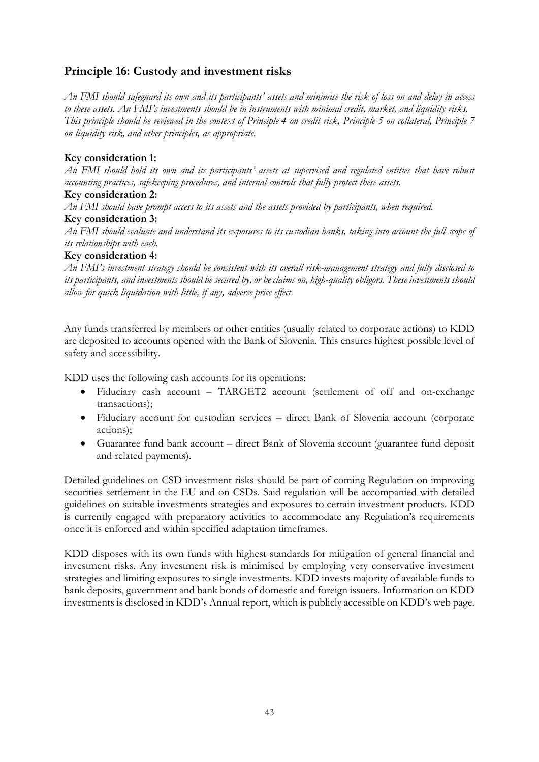## Principle 16: Custody and investment risks

*An FMI should safeguard its own and its participants' assets and minimise the risk of loss on and delay in access to these assets. An FMI's investments should be in instruments with minimal credit, market, and liquidity risks. This principle should be reviewed in the context of Principle 4 on credit risk, Principle 5 on collateral, Principle 7 on liquidity risk, and other principles, as appropriate.*

**Key consideration 1:**
*An FMI should hold its own and its participants' assets at supervised and regulated entities that have robust accounting practices, safekeeping procedures, and internal controls that fully protect these assets.*

**Key consideration 2:**
*An FMI should have prompt access to its assets and the assets provided by participants, when required.*

**Key consideration 3:**
*An FMI should evaluate and understand its exposures to its custodian banks, taking into account the full scope of its relationships with each.*

**Key consideration 4:**
*An FMI's investment strategy should be consistent with its overall risk-management strategy and fully disclosed to its participants, and investments should be secured by, or be claims on, high-quality obligors. These investments should allow for quick liquidation with little, if any, adverse price effect.*

Any funds transferred by members or other entities (usually related to corporate actions) to KDD are deposited to accounts opened with the Bank of Slovenia. This ensures highest possible level of safety and accessibility.

KDD uses the following cash accounts for its operations:

- Fiduciary cash account – TARGET2 account (settlement of off and on-exchange transactions);
- Fiduciary account for custodian services – direct Bank of Slovenia account (corporate actions);
- Guarantee fund bank account – direct Bank of Slovenia account (guarantee fund deposit and related payments).

Detailed guidelines on CSD investment risks should be part of coming Regulation on improving securities settlement in the EU and on CSDs. Said regulation will be accompanied with detailed guidelines on suitable investments strategies and exposures to certain investment products. KDD is currently engaged with preparatory activities to accommodate any Regulation's requirements once it is enforced and within specified adaptation timeframes.

KDD disposes with its own funds with highest standards for mitigation of general financial and investment risks. Any investment risk is minimised by employing very conservative investment strategies and limiting exposures to single investments. KDD invests majority of available funds to bank deposits, government and bank bonds of domestic and foreign issuers. Information on KDD investments is disclosed in KDD's Annual report, which is publicly accessible on KDD's web page.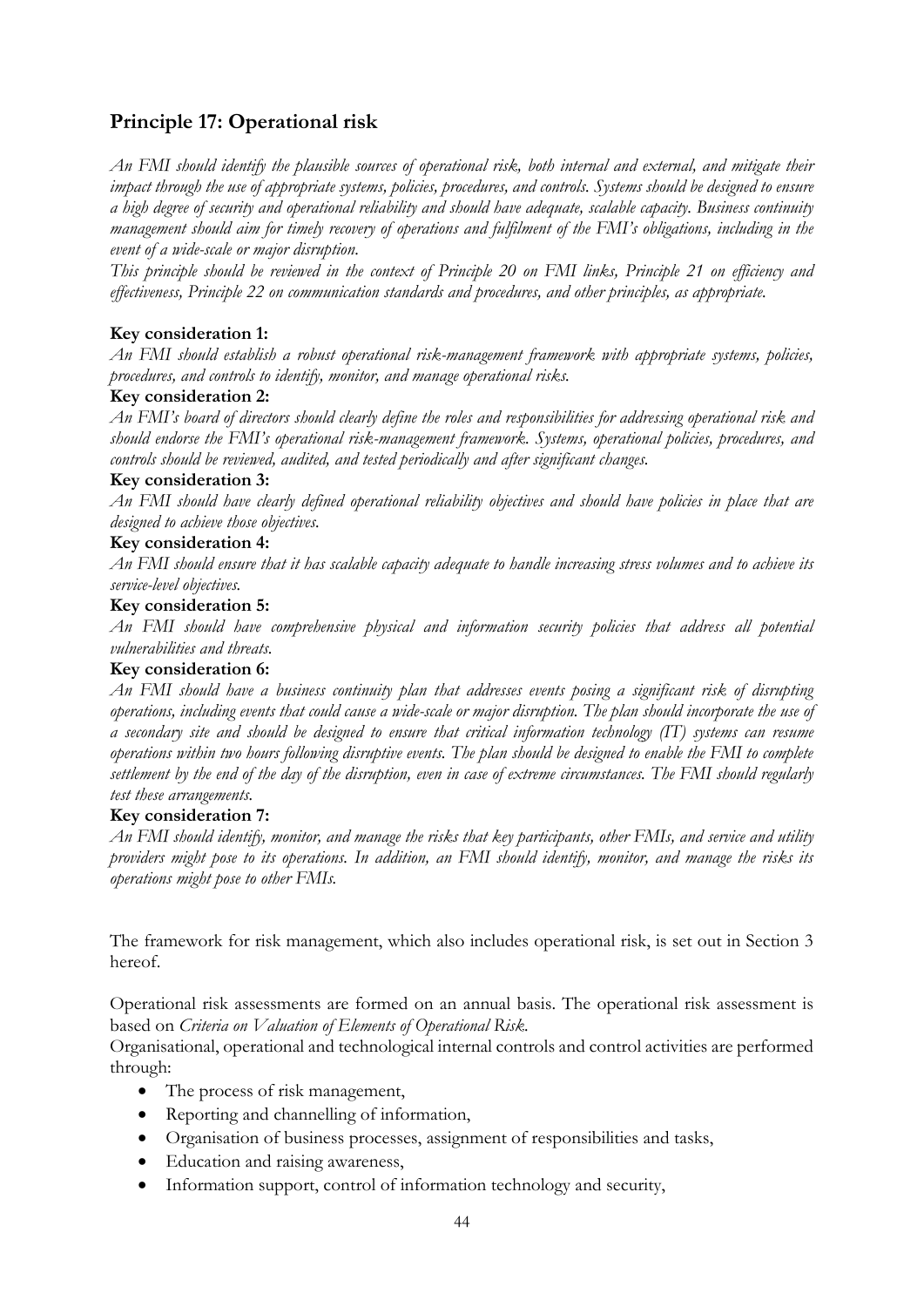## Principle 17: Operational risk

*An FMI should identify the plausible sources of operational risk, both internal and external, and mitigate their impact through the use of appropriate systems, policies, procedures, and controls. Systems should be designed to ensure a high degree of security and operational reliability and should have adequate, scalable capacity. Business continuity management should aim for timely recovery of operations and fulfilment of the FMI's obligations, including in the event of a wide-scale or major disruption.*

*This principle should be reviewed in the context of Principle 20 on FMI links, Principle 21 on efficiency and effectiveness, Principle 22 on communication standards and procedures, and other principles, as appropriate.*

**Key consideration 1:**

*An FMI should establish a robust operational risk-management framework with appropriate systems, policies, procedures, and controls to identify, monitor, and manage operational risks.*

**Key consideration 2:**

*An FMI's board of directors should clearly define the roles and responsibilities for addressing operational risk and should endorse the FMI's operational risk-management framework. Systems, operational policies, procedures, and controls should be reviewed, audited, and tested periodically and after significant changes.*

**Key consideration 3:**

*An FMI should have clearly defined operational reliability objectives and should have policies in place that are designed to achieve those objectives.*

**Key consideration 4:**

*An FMI should ensure that it has scalable capacity adequate to handle increasing stress volumes and to achieve its service-level objectives.*

**Key consideration 5:**

*An FMI should have comprehensive physical and information security policies that address all potential vulnerabilities and threats.*

**Key consideration 6:**

*An FMI should have a business continuity plan that addresses events posing a significant risk of disrupting operations, including events that could cause a wide-scale or major disruption. The plan should incorporate the use of a secondary site and should be designed to ensure that critical information technology (IT) systems can resume operations within two hours following disruptive events. The plan should be designed to enable the FMI to complete settlement by the end of the day of the disruption, even in case of extreme circumstances. The FMI should regularly test these arrangements.*

**Key consideration 7:**

*An FMI should identify, monitor, and manage the risks that key participants, other FMIs, and service and utility providers might pose to its operations. In addition, an FMI should identify, monitor, and manage the risks its operations might pose to other FMIs.*

The framework for risk management, which also includes operational risk, is set out in Section 3 hereof.

Operational risk assessments are formed on an annual basis. The operational risk assessment is based on *Criteria on Valuation of Elements of Operational Risk.*

Organisational, operational and technological internal controls and control activities are performed through:

- The process of risk management,
- Reporting and channelling of information,
- Organisation of business processes, assignment of responsibilities and tasks,
- Education and raising awareness,
- Information support, control of information technology and security,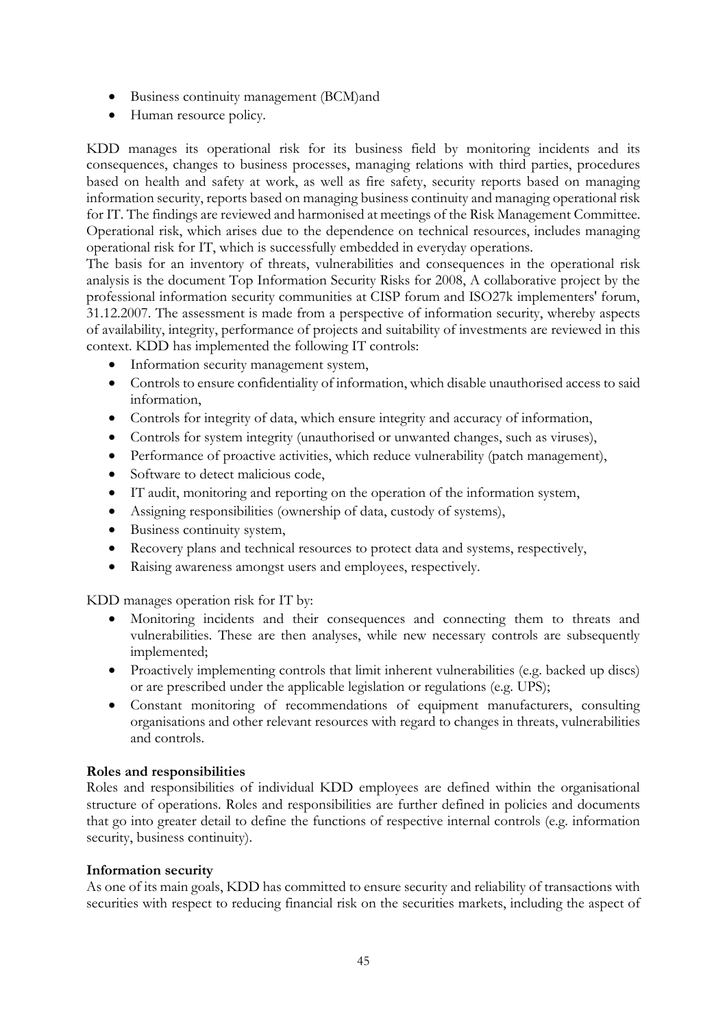- Business continuity management (BCM)and
- Human resource policy.

KDD manages its operational risk for its business field by monitoring incidents and its consequences, changes to business processes, managing relations with third parties, procedures based on health and safety at work, as well as fire safety, security reports based on managing information security, reports based on managing business continuity and managing operational risk for IT. The findings are reviewed and harmonised at meetings of the Risk Management Committee. Operational risk, which arises due to the dependence on technical resources, includes managing operational risk for IT, which is successfully embedded in everyday operations.

The basis for an inventory of threats, vulnerabilities and consequences in the operational risk analysis is the document Top Information Security Risks for 2008, A collaborative project by the professional information security communities at CISP forum and ISO27k implementers' forum, 31.12.2007. The assessment is made from a perspective of information security, whereby aspects of availability, integrity, performance of projects and suitability of investments are reviewed in this context. KDD has implemented the following IT controls:

- Information security management system,
- Controls to ensure confidentiality of information, which disable unauthorised access to said information,
- Controls for integrity of data, which ensure integrity and accuracy of information,
- Controls for system integrity (unauthorised or unwanted changes, such as viruses),
- Performance of proactive activities, which reduce vulnerability (patch management),
- Software to detect malicious code,
- IT audit, monitoring and reporting on the operation of the information system,
- Assigning responsibilities (ownership of data, custody of systems),
- Business continuity system,
- Recovery plans and technical resources to protect data and systems, respectively,
- Raising awareness amongst users and employees, respectively.

KDD manages operation risk for IT by:

- Monitoring incidents and their consequences and connecting them to threats and vulnerabilities. These are then analyses, while new necessary controls are subsequently implemented;
- Proactively implementing controls that limit inherent vulnerabilities (e.g. backed up discs) or are prescribed under the applicable legislation or regulations (e.g. UPS);
- Constant monitoring of recommendations of equipment manufacturers, consulting organisations and other relevant resources with regard to changes in threats, vulnerabilities and controls.

**Roles and responsibilities**

Roles and responsibilities of individual KDD employees are defined within the organisational structure of operations. Roles and responsibilities are further defined in policies and documents that go into greater detail to define the functions of respective internal controls (e.g. information security, business continuity).

**Information security**

As one of its main goals, KDD has committed to ensure security and reliability of transactions with securities with respect to reducing financial risk on the securities markets, including the aspect of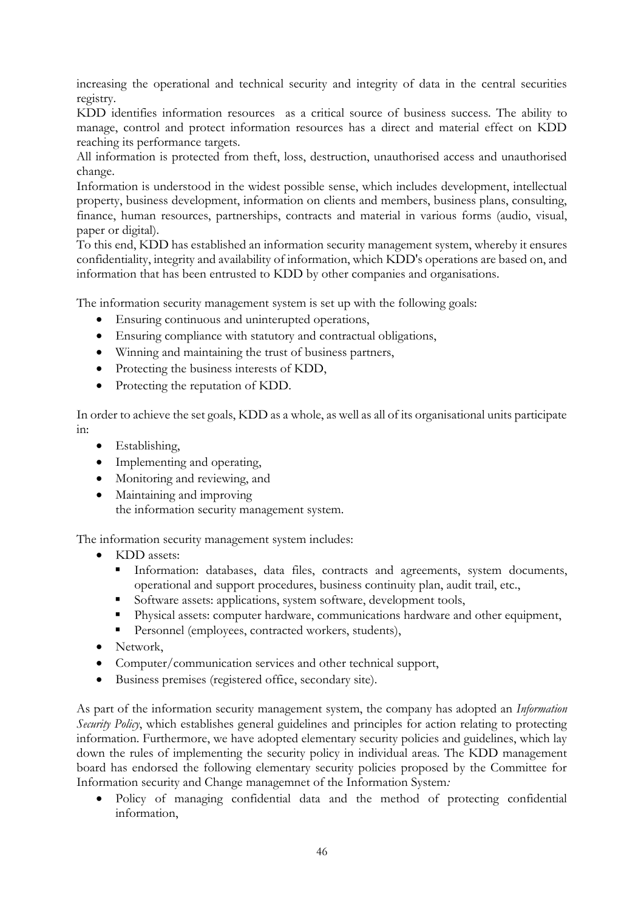increasing the operational and technical security and integrity of data in the central securities registry.

KDD identifies information resources as a critical source of business success. The ability to manage, control and protect information resources has a direct and material effect on KDD reaching its performance targets.

All information is protected from theft, loss, destruction, unauthorised access and unauthorised change.

Information is understood in the widest possible sense, which includes development, intellectual property, business development, information on clients and members, business plans, consulting, finance, human resources, partnerships, contracts and material in various forms (audio, visual, paper or digital).

To this end, KDD has established an information security management system, whereby it ensures confidentiality, integrity and availability of information, which KDD's operations are based on, and information that has been entrusted to KDD by other companies and organisations.

The information security management system is set up with the following goals:

- Ensuring continuous and uninterupted operations,
- Ensuring compliance with statutory and contractual obligations,
- Winning and maintaining the trust of business partners,
- Protecting the business interests of KDD,
- Protecting the reputation of KDD.

In order to achieve the set goals, KDD as a whole, as well as all of its organisational units participate in:

- Establishing,
- Implementing and operating,
- Monitoring and reviewing, and
- Maintaining and improving

  the information security management system.

The information security management system includes:

- KDD assets:
  - Information: databases, data files, contracts and agreements, system documents, operational and support procedures, business continuity plan, audit trail, etc.,
  - Software assets: applications, system software, development tools,
  - Physical assets: computer hardware, communications hardware and other equipment,
  - Personnel (employees, contracted workers, students),
- Network,
- Computer/communication services and other technical support,
- Business premises (registered office, secondary site).

As part of the information security management system, the company has adopted an *Information Security Policy*, which establishes general guidelines and principles for action relating to protecting information. Furthermore, we have adopted elementary security policies and guidelines, which lay down the rules of implementing the security policy in individual areas. The KDD management board has endorsed the following elementary security policies proposed by the Committee for Information security and Change managemnet of the Information System*:*

- Policy of managing confidential data and the method of protecting confidential information,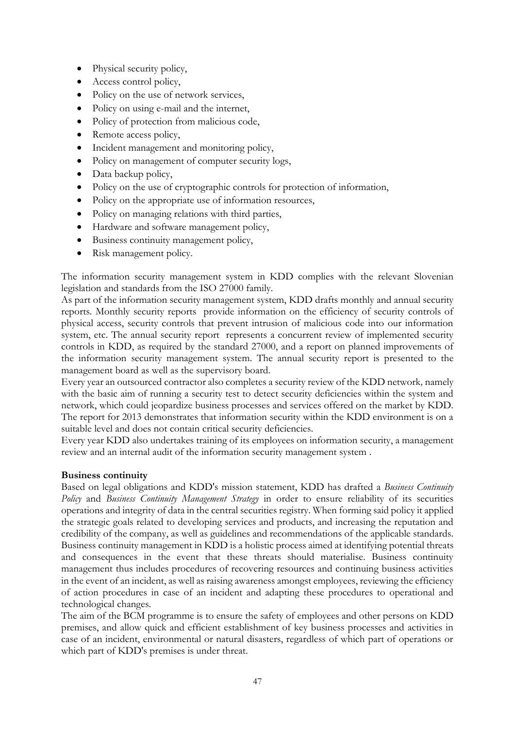- Physical security policy,
- Access control policy,
- Policy on the use of network services,
- Policy on using e-mail and the internet,
- Policy of protection from malicious code,
- Remote access policy,
- Incident management and monitoring policy,
- Policy on management of computer security logs,
- Data backup policy,
- Policy on the use of cryptographic controls for protection of information,
- Policy on the appropriate use of information resources,
- Policy on managing relations with third parties,
- Hardware and software management policy,
- Business continuity management policy,
- Risk management policy.

The information security management system in KDD complies with the relevant Slovenian legislation and standards from the ISO 27000 family.

As part of the information security management system, KDD drafts monthly and annual security reports. Monthly security reports provide information on the efficiency of security controls of physical access, security controls that prevent intrusion of malicious code into our information system, etc. The annual security report represents a concurrent review of implemented security controls in KDD, as required by the standard 27000, and a report on planned improvements of the information security management system. The annual security report is presented to the management board as well as the supervisory board.

Every year an outsourced contractor also completes a security review of the KDD network*,* namely with the basic aim of running a security test to detect security deficiencies within the system and network, which could jeopardize business processes and services offered on the market by KDD. The report for 2013 demonstrates that information security within the KDD environment is on a suitable level and does not contain critical security deficiencies.

Every year KDD also undertakes training of its employees on information security, a management review and an internal audit of the information security management system .

**Business continuity**

Based on legal obligations and KDD's mission statement, KDD has drafted a *Business Continuity Policy* and *Business Continuity Management Strategy* in order to ensure reliability of its securities operations and integrity of data in the central securities registry. When forming said policy it applied the strategic goals related to developing services and products, and increasing the reputation and credibility of the company, as well as guidelines and recommendations of the applicable standards. Business continuity management in KDD is a holistic process aimed at identifying potential threats and consequences in the event that these threats should materialise. Business continuity management thus includes procedures of recovering resources and continuing business activities in the event of an incident, as well as raising awareness amongst employees, reviewing the efficiency of action procedures in case of an incident and adapting these procedures to operational and technological changes.

The aim of the BCM programme is to ensure the safety of employees and other persons on KDD premises, and allow quick and efficient establishment of key business processes and activities in case of an incident, environmental or natural disasters, regardless of which part of operations or which part of KDD's premises is under threat.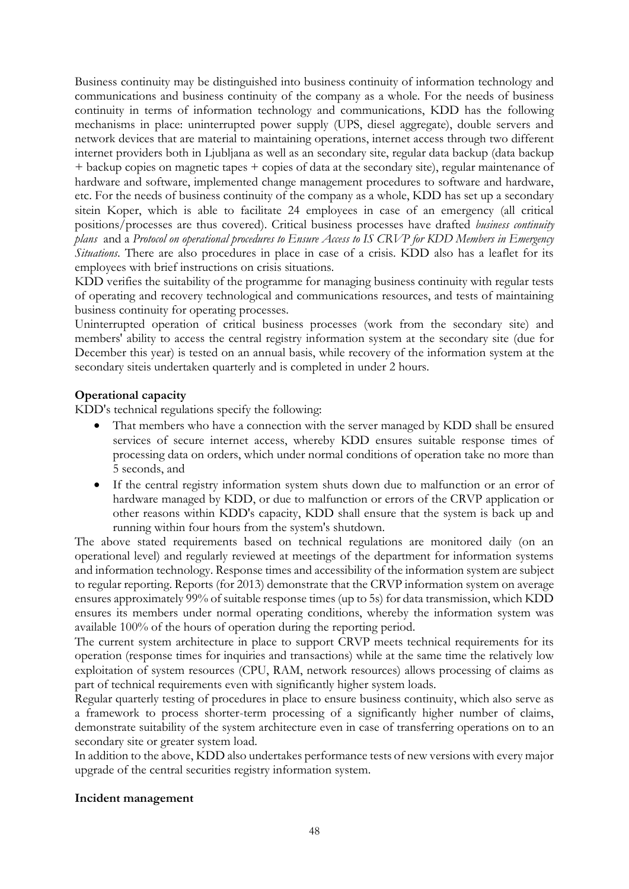Business continuity may be distinguished into business continuity of information technology and communications and business continuity of the company as a whole. For the needs of business continuity in terms of information technology and communications, KDD has the following mechanisms in place: uninterrupted power supply (UPS, diesel aggregate), double servers and network devices that are material to maintaining operations, internet access through two different internet providers both in Ljubljana as well as an secondary site, regular data backup (data backup + backup copies on magnetic tapes + copies of data at the secondary site), regular maintenance of hardware and software, implemented change management procedures to software and hardware, etc. For the needs of business continuity of the company as a whole, KDD has set up a secondary sitein Koper, which is able to facilitate 24 employees in case of an emergency (all critical positions/processes are thus covered). Critical business processes have drafted *business continuity plans* and a *Protocol on operational procedures to Ensure Access to IS CRVP for KDD Members in Emergency Situations*. There are also procedures in place in case of a crisis. KDD also has a leaflet for its employees with brief instructions on crisis situations.

KDD verifies the suitability of the programme for managing business continuity with regular tests of operating and recovery technological and communications resources, and tests of maintaining business continuity for operating processes.

Uninterrupted operation of critical business processes (work from the secondary site) and members' ability to access the central registry information system at the secondary site (due for December this year) is tested on an annual basis, while recovery of the information system at the secondary siteis undertaken quarterly and is completed in under 2 hours.

**Operational capacity**

KDD's technical regulations specify the following:

- That members who have a connection with the server managed by KDD shall be ensured services of secure internet access, whereby KDD ensures suitable response times of processing data on orders, which under normal conditions of operation take no more than 5 seconds, and
- If the central registry information system shuts down due to malfunction or an error of hardware managed by KDD, or due to malfunction or errors of the CRVP application or other reasons within KDD's capacity, KDD shall ensure that the system is back up and running within four hours from the system's shutdown.

The above stated requirements based on technical regulations are monitored daily (on an operational level) and regularly reviewed at meetings of the department for information systems and information technology. Response times and accessibility of the information system are subject to regular reporting. Reports (for 2013) demonstrate that the CRVP information system on average ensures approximately 99% of suitable response times (up to 5s) for data transmission, which KDD ensures its members under normal operating conditions, whereby the information system was available 100% of the hours of operation during the reporting period.

The current system architecture in place to support CRVP meets technical requirements for its operation (response times for inquiries and transactions) while at the same time the relatively low exploitation of system resources (CPU, RAM, network resources) allows processing of claims as part of technical requirements even with significantly higher system loads.

Regular quarterly testing of procedures in place to ensure business continuity, which also serve as a framework to process shorter-term processing of a significantly higher number of claims, demonstrate suitability of the system architecture even in case of transferring operations on to an secondary site or greater system load.

In addition to the above, KDD also undertakes performance tests of new versions with every major upgrade of the central securities registry information system.

**Incident management**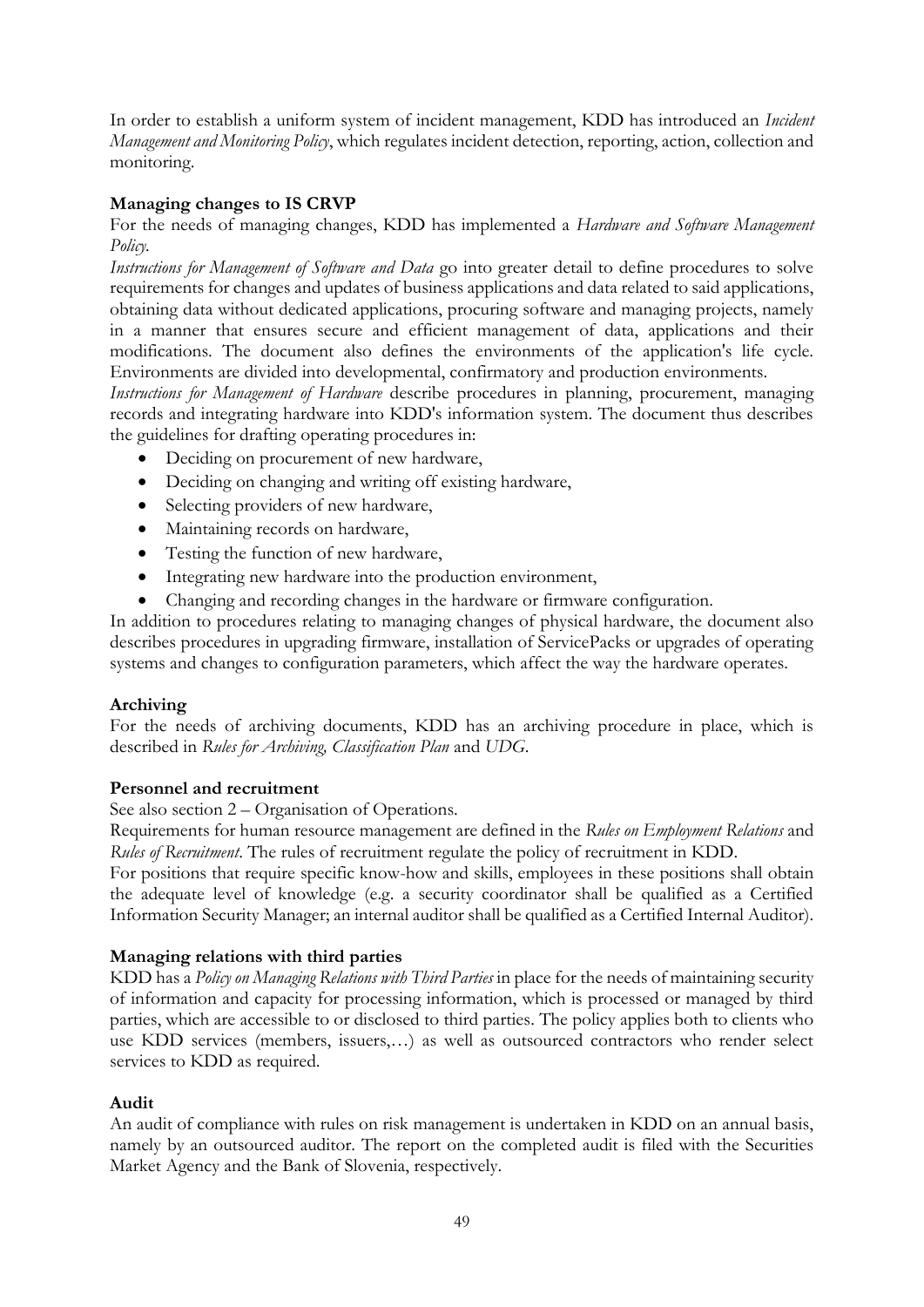In order to establish a uniform system of incident management, KDD has introduced an *Incident Management and Monitoring Policy*, which regulates incident detection, reporting, action, collection and monitoring.

**Managing changes to IS CRVP**

For the needs of managing changes, KDD has implemented a *Hardware and Software Management Policy*.

*Instructions for Management of Software and Data* go into greater detail to define procedures to solve requirements for changes and updates of business applications and data related to said applications, obtaining data without dedicated applications, procuring software and managing projects, namely in a manner that ensures secure and efficient management of data, applications and their modifications. The document also defines the environments of the application's life cycle. Environments are divided into developmental, confirmatory and production environments.

*Instructions for Management of Hardware* describe procedures in planning, procurement, managing records and integrating hardware into KDD's information system. The document thus describes the guidelines for drafting operating procedures in:

- Deciding on procurement of new hardware,
- Deciding on changing and writing off existing hardware,
- Selecting providers of new hardware,
- Maintaining records on hardware,
- Testing the function of new hardware,
- Integrating new hardware into the production environment,
- Changing and recording changes in the hardware or firmware configuration.

In addition to procedures relating to managing changes of physical hardware, the document also describes procedures in upgrading firmware, installation of ServicePacks or upgrades of operating systems and changes to configuration parameters, which affect the way the hardware operates.

**Archiving**

For the needs of archiving documents, KDD has an archiving procedure in place, which is described in *Rules for Archiving, Classification Plan* and *UDG*.

**Personnel and recruitment**

See also section 2 – Organisation of Operations.

Requirements for human resource management are defined in the *Rules on Employment Relations* and *Rules of Recruitment*. The rules of recruitment regulate the policy of recruitment in KDD.

For positions that require specific know-how and skills, employees in these positions shall obtain the adequate level of knowledge (e.g. a security coordinator shall be qualified as a Certified Information Security Manager; an internal auditor shall be qualified as a Certified Internal Auditor).

**Managing relations with third parties**

KDD has a *Policy on Managing Relations with Third Parties* in place for the needs of maintaining security of information and capacity for processing information, which is processed or managed by third parties, which are accessible to or disclosed to third parties. The policy applies both to clients who use KDD services (members, issuers,…) as well as outsourced contractors who render select services to KDD as required.

**Audit**

An audit of compliance with rules on risk management is undertaken in KDD on an annual basis, namely by an outsourced auditor. The report on the completed audit is filed with the Securities Market Agency and the Bank of Slovenia, respectively.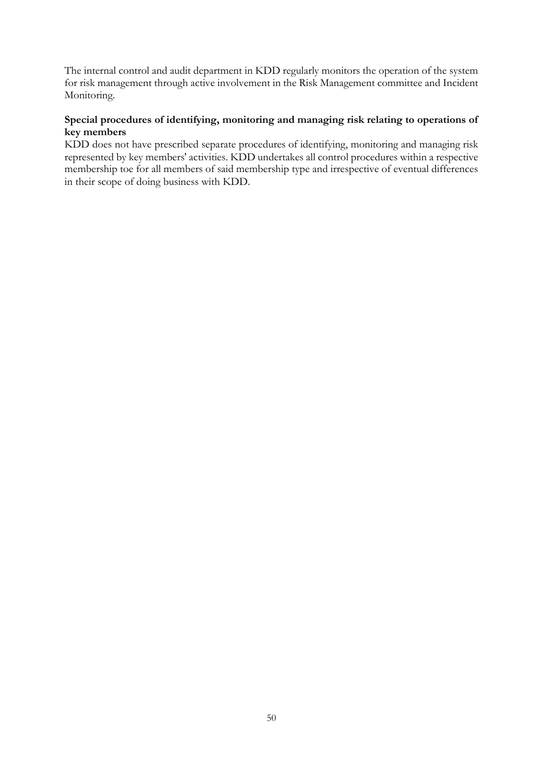The internal control and audit department in KDD regularly monitors the operation of the system for risk management through active involvement in the Risk Management committee and Incident Monitoring.

**Special procedures of identifying, monitoring and managing risk relating to operations of key members**

KDD does not have prescribed separate procedures of identifying, monitoring and managing risk represented by key members' activities. KDD undertakes all control procedures within a respective membership toe for all members of said membership type and irrespective of eventual differences in their scope of doing business with KDD.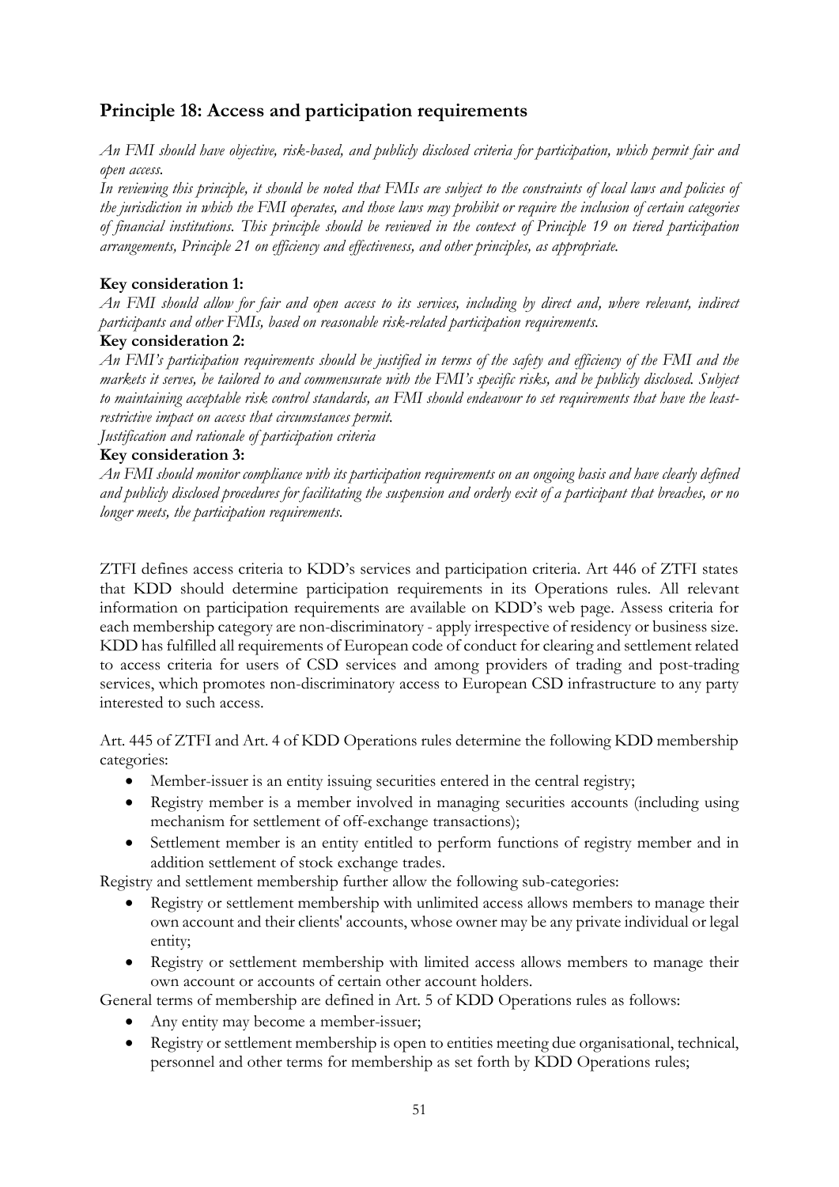## Principle 18: Access and participation requirements

*An FMI should have objective, risk-based, and publicly disclosed criteria for participation, which permit fair and open access.*

*In reviewing this principle, it should be noted that FMIs are subject to the constraints of local laws and policies of the jurisdiction in which the FMI operates, and those laws may prohibit or require the inclusion of certain categories of financial institutions. This principle should be reviewed in the context of Principle 19 on tiered participation arrangements, Principle 21 on efficiency and effectiveness, and other principles, as appropriate.*

**Key consideration 1:**

*An FMI should allow for fair and open access to its services, including by direct and, where relevant, indirect participants and other FMIs, based on reasonable risk-related participation requirements.*

**Key consideration 2:**

*An FMI's participation requirements should be justified in terms of the safety and efficiency of the FMI and the markets it serves, be tailored to and commensurate with the FMI's specific risks, and be publicly disclosed. Subject to maintaining acceptable risk control standards, an FMI should endeavour to set requirements that have the least-restrictive impact on access that circumstances permit.*

*Justification and rationale of participation criteria*

**Key consideration 3:**

*An FMI should monitor compliance with its participation requirements on an ongoing basis and have clearly defined and publicly disclosed procedures for facilitating the suspension and orderly exit of a participant that breaches, or no longer meets, the participation requirements.*

ZTFI defines access criteria to KDD's services and participation criteria. Art 446 of ZTFI states that KDD should determine participation requirements in its Operations rules. All relevant information on participation requirements are available on KDD's web page. Assess criteria for each membership category are non-discriminatory - apply irrespective of residency or business size. KDD has fulfilled all requirements of European code of conduct for clearing and settlement related to access criteria for users of CSD services and among providers of trading and post-trading services, which promotes non-discriminatory access to European CSD infrastructure to any party interested to such access.

Art. 445 of ZTFI and Art. 4 of KDD Operations rules determine the following KDD membership categories:

- Member-issuer is an entity issuing securities entered in the central registry;
- Registry member is a member involved in managing securities accounts (including using mechanism for settlement of off-exchange transactions);
- Settlement member is an entity entitled to perform functions of registry member and in addition settlement of stock exchange trades.

Registry and settlement membership further allow the following sub-categories:

- Registry or settlement membership with unlimited access allows members to manage their own account and their clients' accounts, whose owner may be any private individual or legal entity;
- Registry or settlement membership with limited access allows members to manage their own account or accounts of certain other account holders.

General terms of membership are defined in Art. 5 of KDD Operations rules as follows:

- Any entity may become a member-issuer;
- Registry or settlement membership is open to entities meeting due organisational, technical, personnel and other terms for membership as set forth by KDD Operations rules;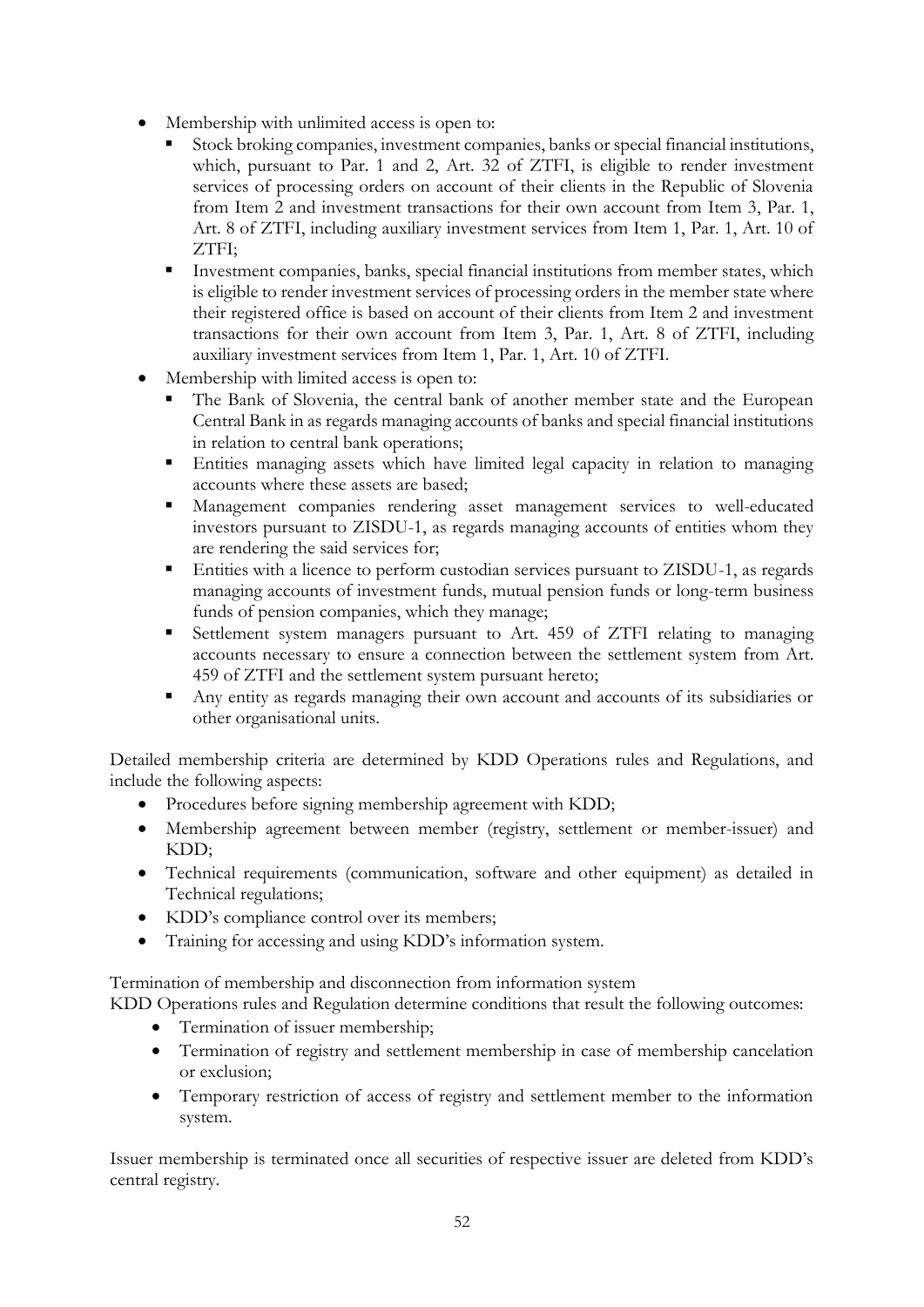- Membership with unlimited access is open to:
  - Stock broking companies, investment companies, banks or special financial institutions, which, pursuant to Par. 1 and 2, Art. 32 of ZTFI, is eligible to render investment services of processing orders on account of their clients in the Republic of Slovenia from Item 2 and investment transactions for their own account from Item 3, Par. 1, Art. 8 of ZTFI, including auxiliary investment services from Item 1, Par. 1, Art. 10 of ZTFI;
  - Investment companies, banks, special financial institutions from member states, which is eligible to render investment services of processing orders in the member state where their registered office is based on account of their clients from Item 2 and investment transactions for their own account from Item 3, Par. 1, Art. 8 of ZTFI, including auxiliary investment services from Item 1, Par. 1, Art. 10 of ZTFI.
- Membership with limited access is open to:
  - The Bank of Slovenia, the central bank of another member state and the European Central Bank in as regards managing accounts of banks and special financial institutions in relation to central bank operations;
  - Entities managing assets which have limited legal capacity in relation to managing accounts where these assets are based;
  - Management companies rendering asset management services to well-educated investors pursuant to ZISDU-1, as regards managing accounts of entities whom they are rendering the said services for;
  - Entities with a licence to perform custodian services pursuant to ZISDU-1, as regards managing accounts of investment funds, mutual pension funds or long-term business funds of pension companies, which they manage;
  - Settlement system managers pursuant to Art. 459 of ZTFI relating to managing accounts necessary to ensure a connection between the settlement system from Art. 459 of ZTFI and the settlement system pursuant hereto;
  - Any entity as regards managing their own account and accounts of its subsidiaries or other organisational units.

Detailed membership criteria are determined by KDD Operations rules and Regulations, and include the following aspects:

- Procedures before signing membership agreement with KDD;
- Membership agreement between member (registry, settlement or member-issuer) and KDD;
- Technical requirements (communication, software and other equipment) as detailed in Technical regulations;
- KDD's compliance control over its members;
- Training for accessing and using KDD's information system.

Termination of membership and disconnection from information system

KDD Operations rules and Regulation determine conditions that result the following outcomes:

- Termination of issuer membership;
- Termination of registry and settlement membership in case of membership cancelation or exclusion;
- Temporary restriction of access of registry and settlement member to the information system.

Issuer membership is terminated once all securities of respective issuer are deleted from KDD's central registry.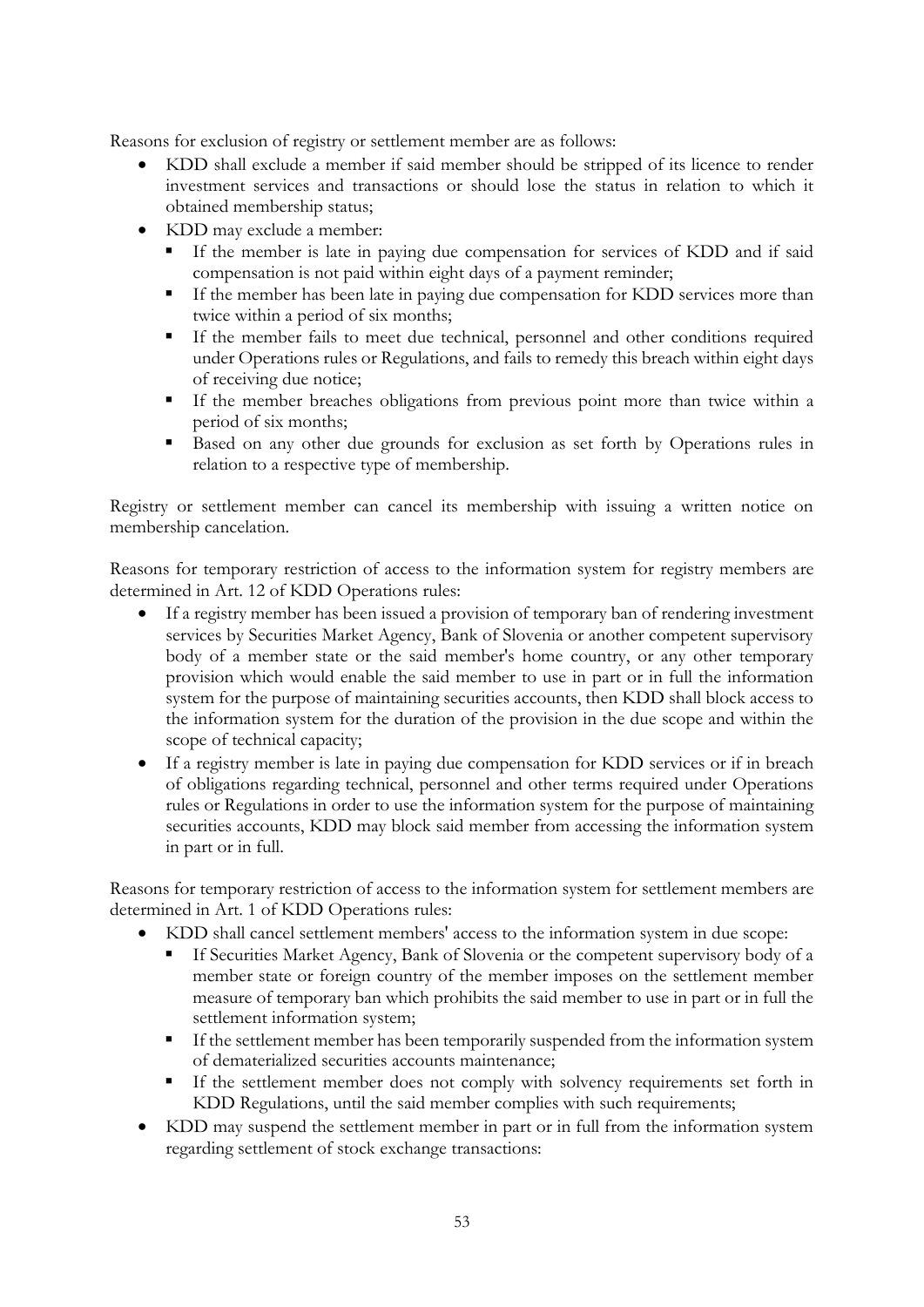Reasons for exclusion of registry or settlement member are as follows:

- KDD shall exclude a member if said member should be stripped of its licence to render investment services and transactions or should lose the status in relation to which it obtained membership status;
- KDD may exclude a member:
  - If the member is late in paying due compensation for services of KDD and if said compensation is not paid within eight days of a payment reminder;
  - If the member has been late in paying due compensation for KDD services more than twice within a period of six months;
  - If the member fails to meet due technical, personnel and other conditions required under Operations rules or Regulations, and fails to remedy this breach within eight days of receiving due notice;
  - If the member breaches obligations from previous point more than twice within a period of six months;
  - Based on any other due grounds for exclusion as set forth by Operations rules in relation to a respective type of membership.

Registry or settlement member can cancel its membership with issuing a written notice on membership cancelation.

Reasons for temporary restriction of access to the information system for registry members are determined in Art. 12 of KDD Operations rules:

- If a registry member has been issued a provision of temporary ban of rendering investment services by Securities Market Agency, Bank of Slovenia or another competent supervisory body of a member state or the said member's home country, or any other temporary provision which would enable the said member to use in part or in full the information system for the purpose of maintaining securities accounts, then KDD shall block access to the information system for the duration of the provision in the due scope and within the scope of technical capacity;
- If a registry member is late in paying due compensation for KDD services or if in breach of obligations regarding technical, personnel and other terms required under Operations rules or Regulations in order to use the information system for the purpose of maintaining securities accounts, KDD may block said member from accessing the information system in part or in full.

Reasons for temporary restriction of access to the information system for settlement members are determined in Art. 1 of KDD Operations rules:

- KDD shall cancel settlement members' access to the information system in due scope:
  - If Securities Market Agency, Bank of Slovenia or the competent supervisory body of a member state or foreign country of the member imposes on the settlement member measure of temporary ban which prohibits the said member to use in part or in full the settlement information system;
  - If the settlement member has been temporarily suspended from the information system of dematerialized securities accounts maintenance;
  - If the settlement member does not comply with solvency requirements set forth in KDD Regulations, until the said member complies with such requirements;
- KDD may suspend the settlement member in part or in full from the information system regarding settlement of stock exchange transactions: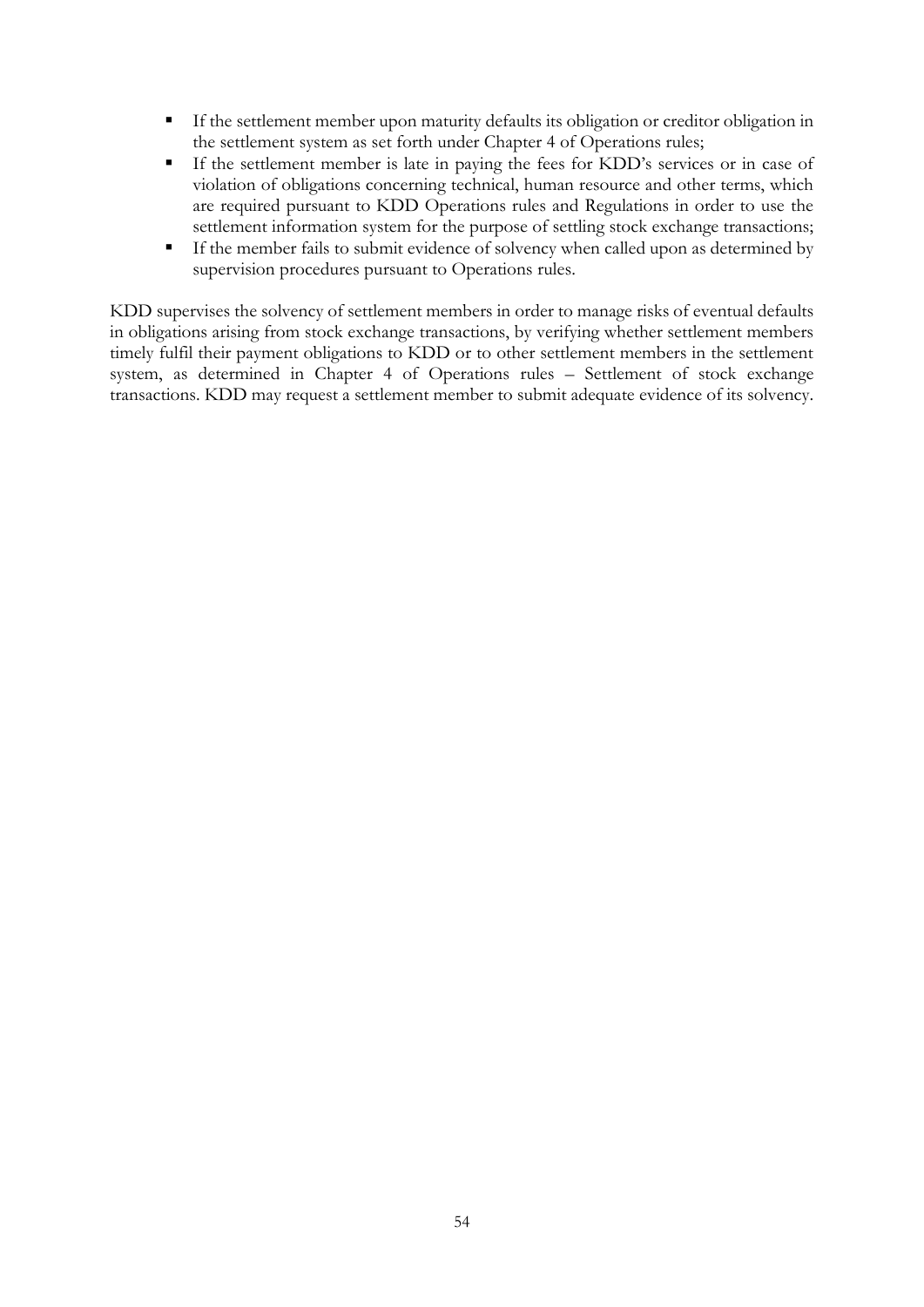- If the settlement member upon maturity defaults its obligation or creditor obligation in the settlement system as set forth under Chapter 4 of Operations rules;
- If the settlement member is late in paying the fees for KDD's services or in case of violation of obligations concerning technical, human resource and other terms, which are required pursuant to KDD Operations rules and Regulations in order to use the settlement information system for the purpose of settling stock exchange transactions;
- If the member fails to submit evidence of solvency when called upon as determined by supervision procedures pursuant to Operations rules.

KDD supervises the solvency of settlement members in order to manage risks of eventual defaults in obligations arising from stock exchange transactions, by verifying whether settlement members timely fulfil their payment obligations to KDD or to other settlement members in the settlement system, as determined in Chapter 4 of Operations rules – Settlement of stock exchange transactions. KDD may request a settlement member to submit adequate evidence of its solvency.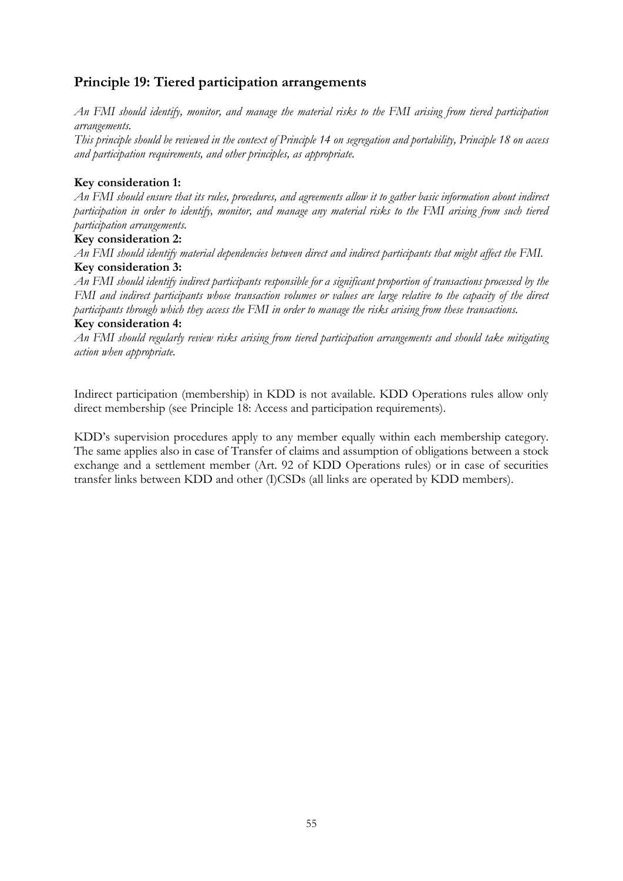## Principle 19: Tiered participation arrangements

*An FMI should identify, monitor, and manage the material risks to the FMI arising from tiered participation arrangements.*

*This principle should be reviewed in the context of Principle 14 on segregation and portability, Principle 18 on access and participation requirements, and other principles, as appropriate.*

**Key consideration 1:**

*An FMI should ensure that its rules, procedures, and agreements allow it to gather basic information about indirect participation in order to identify, monitor, and manage any material risks to the FMI arising from such tiered participation arrangements.*

**Key consideration 2:**

*An FMI should identify material dependencies between direct and indirect participants that might affect the FMI.*

**Key consideration 3:**

*An FMI should identify indirect participants responsible for a significant proportion of transactions processed by the FMI and indirect participants whose transaction volumes or values are large relative to the capacity of the direct participants through which they access the FMI in order to manage the risks arising from these transactions.*

**Key consideration 4:**

*An FMI should regularly review risks arising from tiered participation arrangements and should take mitigating action when appropriate.*

Indirect participation (membership) in KDD is not available. KDD Operations rules allow only direct membership (see Principle 18: Access and participation requirements).

KDD's supervision procedures apply to any member equally within each membership category. The same applies also in case of Transfer of claims and assumption of obligations between a stock exchange and a settlement member (Art. 92 of KDD Operations rules) or in case of securities transfer links between KDD and other (I)CSDs (all links are operated by KDD members).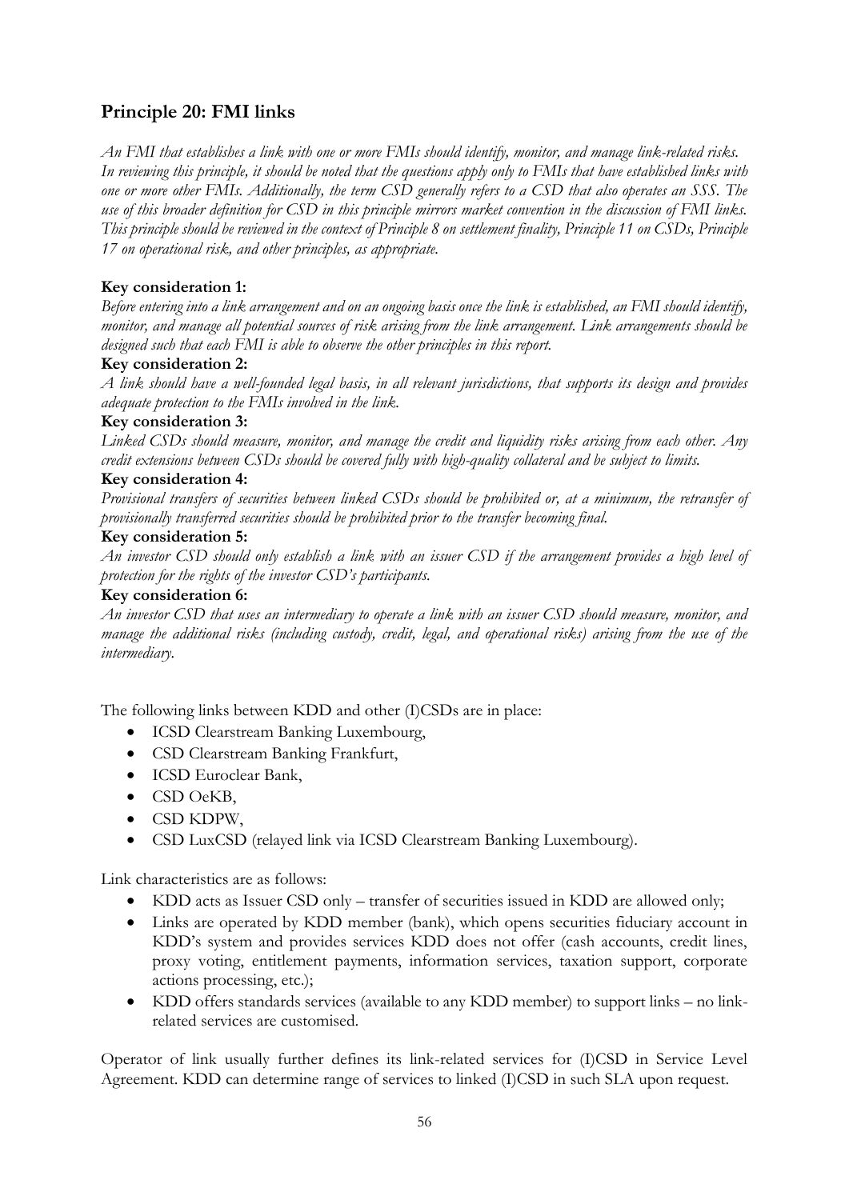## Principle 20: FMI links

*An FMI that establishes a link with one or more FMIs should identify, monitor, and manage link-related risks. In reviewing this principle, it should be noted that the questions apply only to FMIs that have established links with one or more other FMIs. Additionally, the term CSD generally refers to a CSD that also operates an SSS. The use of this broader definition for CSD in this principle mirrors market convention in the discussion of FMI links. This principle should be reviewed in the context of Principle 8 on settlement finality, Principle 11 on CSDs, Principle 17 on operational risk, and other principles, as appropriate.*

**Key consideration 1:**

*Before entering into a link arrangement and on an ongoing basis once the link is established, an FMI should identify, monitor, and manage all potential sources of risk arising from the link arrangement. Link arrangements should be designed such that each FMI is able to observe the other principles in this report.*

**Key consideration 2:**

*A link should have a well-founded legal basis, in all relevant jurisdictions, that supports its design and provides adequate protection to the FMIs involved in the link.*

**Key consideration 3:**

*Linked CSDs should measure, monitor, and manage the credit and liquidity risks arising from each other. Any credit extensions between CSDs should be covered fully with high-quality collateral and be subject to limits.*

**Key consideration 4:**

*Provisional transfers of securities between linked CSDs should be prohibited or, at a minimum, the retransfer of provisionally transferred securities should be prohibited prior to the transfer becoming final.*

**Key consideration 5:**

*An investor CSD should only establish a link with an issuer CSD if the arrangement provides a high level of protection for the rights of the investor CSD's participants.*

**Key consideration 6:**

*An investor CSD that uses an intermediary to operate a link with an issuer CSD should measure, monitor, and manage the additional risks (including custody, credit, legal, and operational risks) arising from the use of the intermediary.*

The following links between KDD and other (I)CSDs are in place:

- ICSD Clearstream Banking Luxembourg,
- CSD Clearstream Banking Frankfurt,
- ICSD Euroclear Bank,
- CSD OeKB,
- CSD KDPW,
- CSD LuxCSD (relayed link via ICSD Clearstream Banking Luxembourg).

Link characteristics are as follows:

- KDD acts as Issuer CSD only – transfer of securities issued in KDD are allowed only;
- Links are operated by KDD member (bank), which opens securities fiduciary account in KDD's system and provides services KDD does not offer (cash accounts, credit lines, proxy voting, entitlement payments, information services, taxation support, corporate actions processing, etc.);
- KDD offers standards services (available to any KDD member) to support links – no link-related services are customised.

Operator of link usually further defines its link-related services for (I)CSD in Service Level Agreement. KDD can determine range of services to linked (I)CSD in such SLA upon request.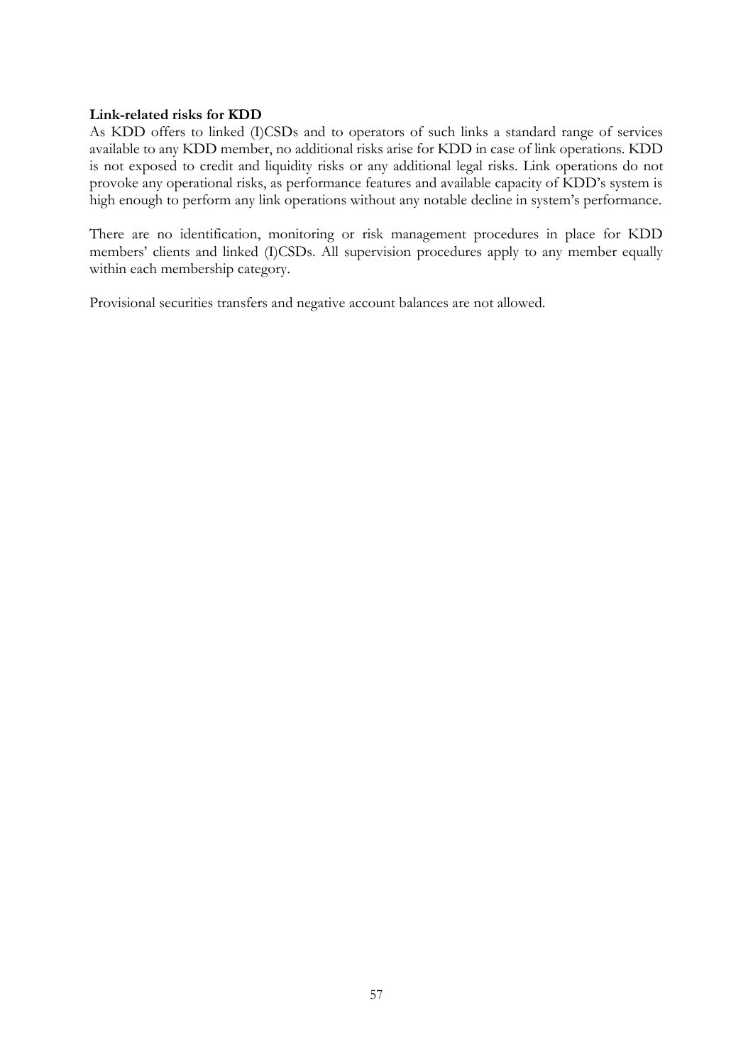**Link-related risks for KDD**

As KDD offers to linked (I)CSDs and to operators of such links a standard range of services available to any KDD member, no additional risks arise for KDD in case of link operations. KDD is not exposed to credit and liquidity risks or any additional legal risks. Link operations do not provoke any operational risks, as performance features and available capacity of KDD's system is high enough to perform any link operations without any notable decline in system's performance.

There are no identification, monitoring or risk management procedures in place for KDD members' clients and linked (I)CSDs. All supervision procedures apply to any member equally within each membership category.

Provisional securities transfers and negative account balances are not allowed.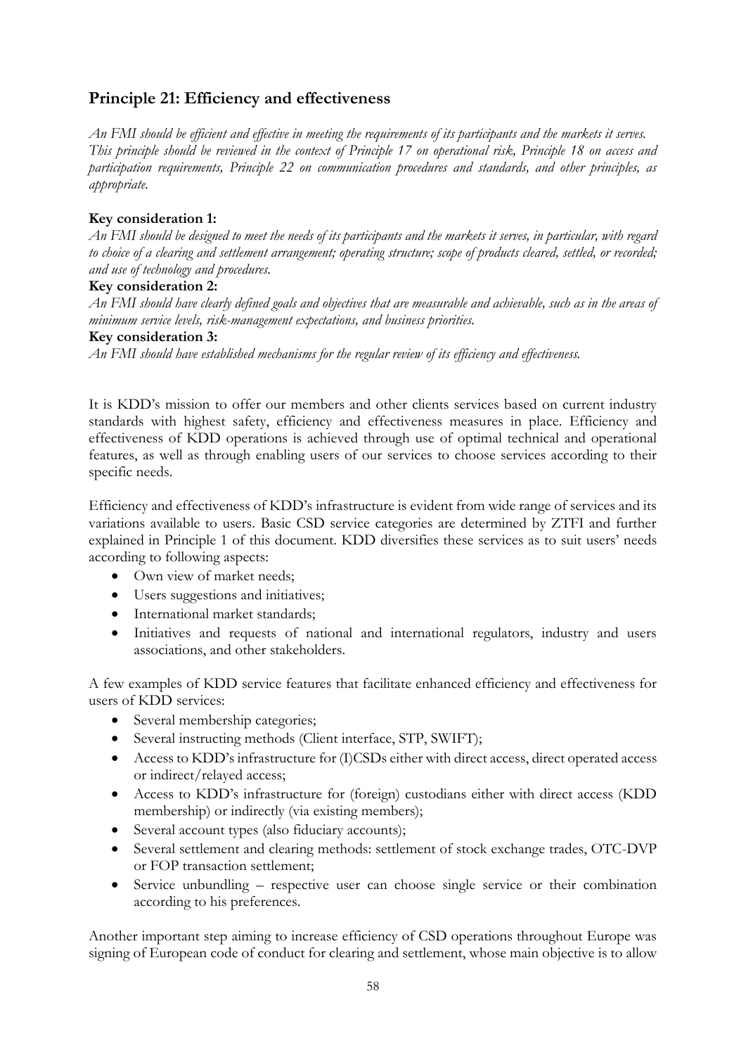## Principle 21: Efficiency and effectiveness

*An FMI should be efficient and effective in meeting the requirements of its participants and the markets it serves. This principle should be reviewed in the context of Principle 17 on operational risk, Principle 18 on access and participation requirements, Principle 22 on communication procedures and standards, and other principles, as appropriate.*

**Key consideration 1:**
*An FMI should be designed to meet the needs of its participants and the markets it serves, in particular, with regard to choice of a clearing and settlement arrangement; operating structure; scope of products cleared, settled, or recorded; and use of technology and procedures.*

**Key consideration 2:**
*An FMI should have clearly defined goals and objectives that are measurable and achievable, such as in the areas of minimum service levels, risk-management expectations, and business priorities.*

**Key consideration 3:**
*An FMI should have established mechanisms for the regular review of its efficiency and effectiveness.*

It is KDD's mission to offer our members and other clients services based on current industry standards with highest safety, efficiency and effectiveness measures in place. Efficiency and effectiveness of KDD operations is achieved through use of optimal technical and operational features, as well as through enabling users of our services to choose services according to their specific needs.

Efficiency and effectiveness of KDD's infrastructure is evident from wide range of services and its variations available to users. Basic CSD service categories are determined by ZTFI and further explained in Principle 1 of this document. KDD diversifies these services as to suit users' needs according to following aspects:

- Own view of market needs;
- Users suggestions and initiatives;
- International market standards;
- Initiatives and requests of national and international regulators, industry and users associations, and other stakeholders.

A few examples of KDD service features that facilitate enhanced efficiency and effectiveness for users of KDD services:

- Several membership categories;
- Several instructing methods (Client interface, STP, SWIFT);
- Access to KDD's infrastructure for (I)CSDs either with direct access, direct operated access or indirect/relayed access;
- Access to KDD's infrastructure for (foreign) custodians either with direct access (KDD membership) or indirectly (via existing members);
- Several account types (also fiduciary accounts);
- Several settlement and clearing methods: settlement of stock exchange trades, OTC-DVP or FOP transaction settlement;
- Service unbundling – respective user can choose single service or their combination according to his preferences.

Another important step aiming to increase efficiency of CSD operations throughout Europe was signing of European code of conduct for clearing and settlement, whose main objective is to allow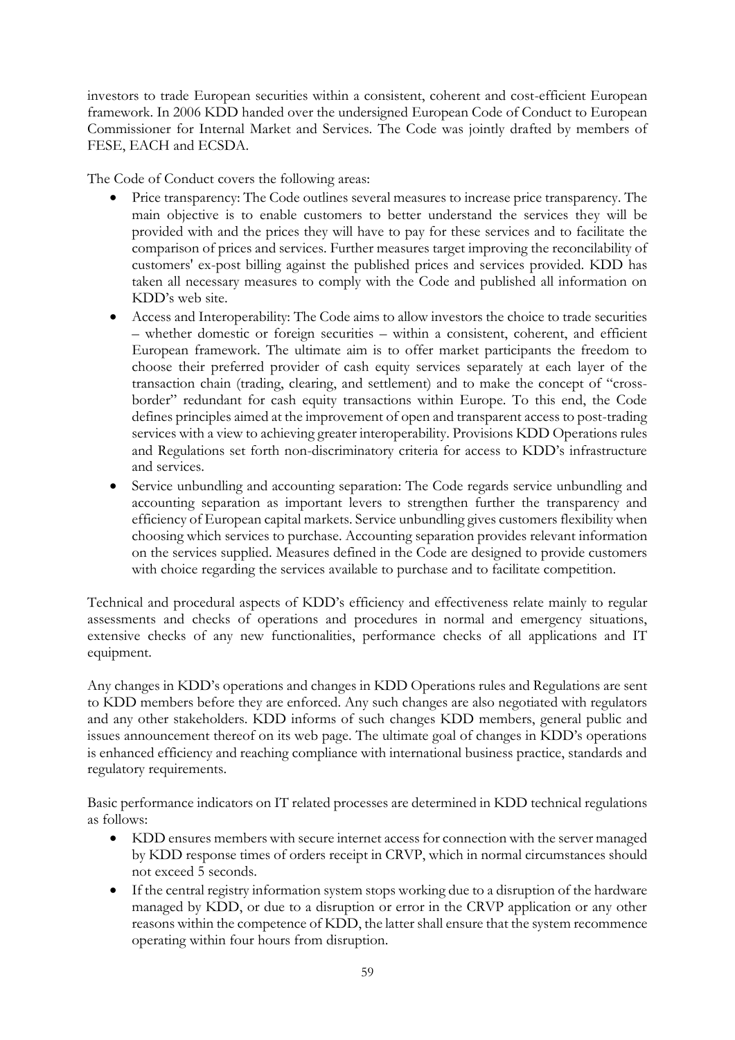investors to trade European securities within a consistent, coherent and cost-efficient European framework. In 2006 KDD handed over the undersigned European Code of Conduct to European Commissioner for Internal Market and Services. The Code was jointly drafted by members of FESE, EACH and ECSDA.

The Code of Conduct covers the following areas:

- Price transparency: The Code outlines several measures to increase price transparency. The main objective is to enable customers to better understand the services they will be provided with and the prices they will have to pay for these services and to facilitate the comparison of prices and services. Further measures target improving the reconcilability of customers' ex-post billing against the published prices and services provided. KDD has taken all necessary measures to comply with the Code and published all information on KDD's web site.
- Access and Interoperability: The Code aims to allow investors the choice to trade securities – whether domestic or foreign securities – within a consistent, coherent, and efficient European framework. The ultimate aim is to offer market participants the freedom to choose their preferred provider of cash equity services separately at each layer of the transaction chain (trading, clearing, and settlement) and to make the concept of "cross-border" redundant for cash equity transactions within Europe. To this end, the Code defines principles aimed at the improvement of open and transparent access to post-trading services with a view to achieving greater interoperability. Provisions KDD Operations rules and Regulations set forth non-discriminatory criteria for access to KDD's infrastructure and services.
- Service unbundling and accounting separation: The Code regards service unbundling and accounting separation as important levers to strengthen further the transparency and efficiency of European capital markets. Service unbundling gives customers flexibility when choosing which services to purchase. Accounting separation provides relevant information on the services supplied. Measures defined in the Code are designed to provide customers with choice regarding the services available to purchase and to facilitate competition.

Technical and procedural aspects of KDD's efficiency and effectiveness relate mainly to regular assessments and checks of operations and procedures in normal and emergency situations, extensive checks of any new functionalities, performance checks of all applications and IT equipment.

Any changes in KDD's operations and changes in KDD Operations rules and Regulations are sent to KDD members before they are enforced. Any such changes are also negotiated with regulators and any other stakeholders. KDD informs of such changes KDD members, general public and issues announcement thereof on its web page. The ultimate goal of changes in KDD's operations is enhanced efficiency and reaching compliance with international business practice, standards and regulatory requirements.

Basic performance indicators on IT related processes are determined in KDD technical regulations as follows:

- KDD ensures members with secure internet access for connection with the server managed by KDD response times of orders receipt in CRVP, which in normal circumstances should not exceed 5 seconds.
- If the central registry information system stops working due to a disruption of the hardware managed by KDD, or due to a disruption or error in the CRVP application or any other reasons within the competence of KDD, the latter shall ensure that the system recommence operating within four hours from disruption.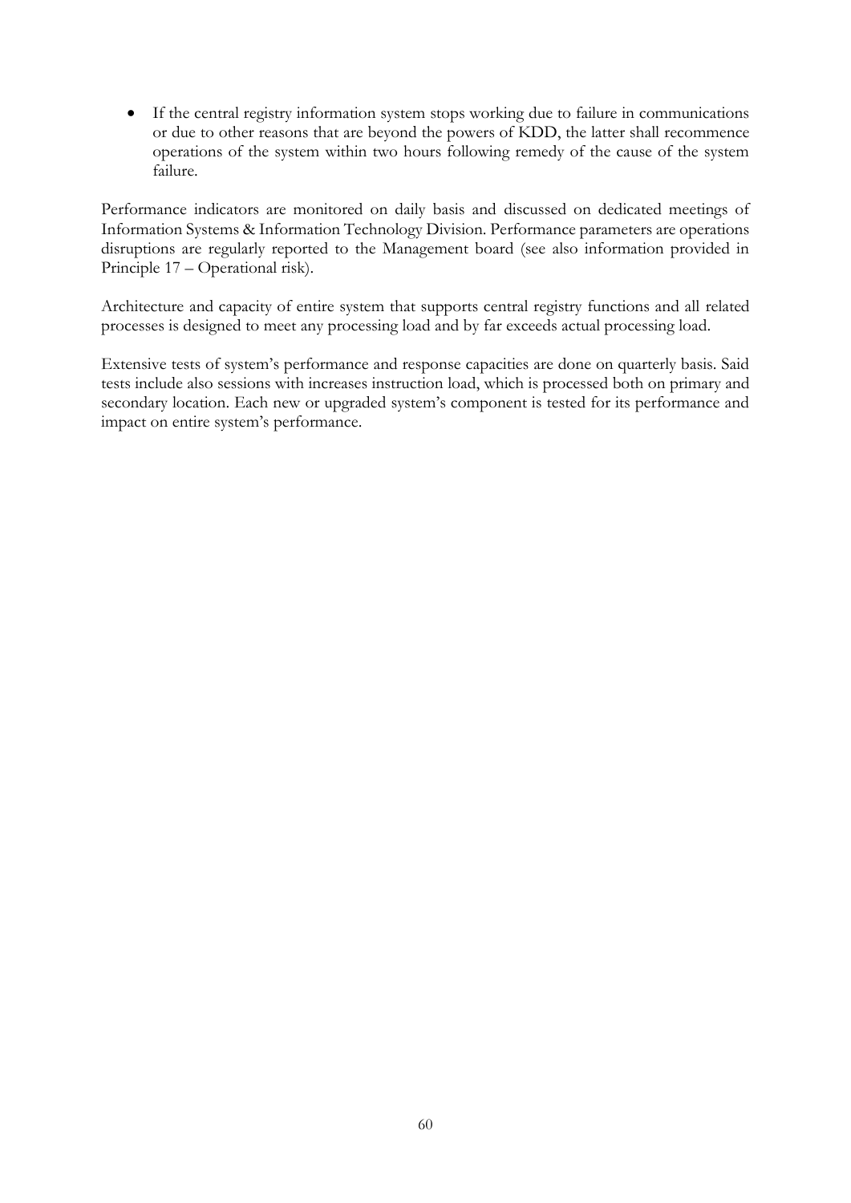- If the central registry information system stops working due to failure in communications or due to other reasons that are beyond the powers of KDD, the latter shall recommence operations of the system within two hours following remedy of the cause of the system failure.

Performance indicators are monitored on daily basis and discussed on dedicated meetings of Information Systems & Information Technology Division. Performance parameters are operations disruptions are regularly reported to the Management board (see also information provided in Principle 17 – Operational risk).

Architecture and capacity of entire system that supports central registry functions and all related processes is designed to meet any processing load and by far exceeds actual processing load.

Extensive tests of system's performance and response capacities are done on quarterly basis. Said tests include also sessions with increases instruction load, which is processed both on primary and secondary location. Each new or upgraded system's component is tested for its performance and impact on entire system's performance.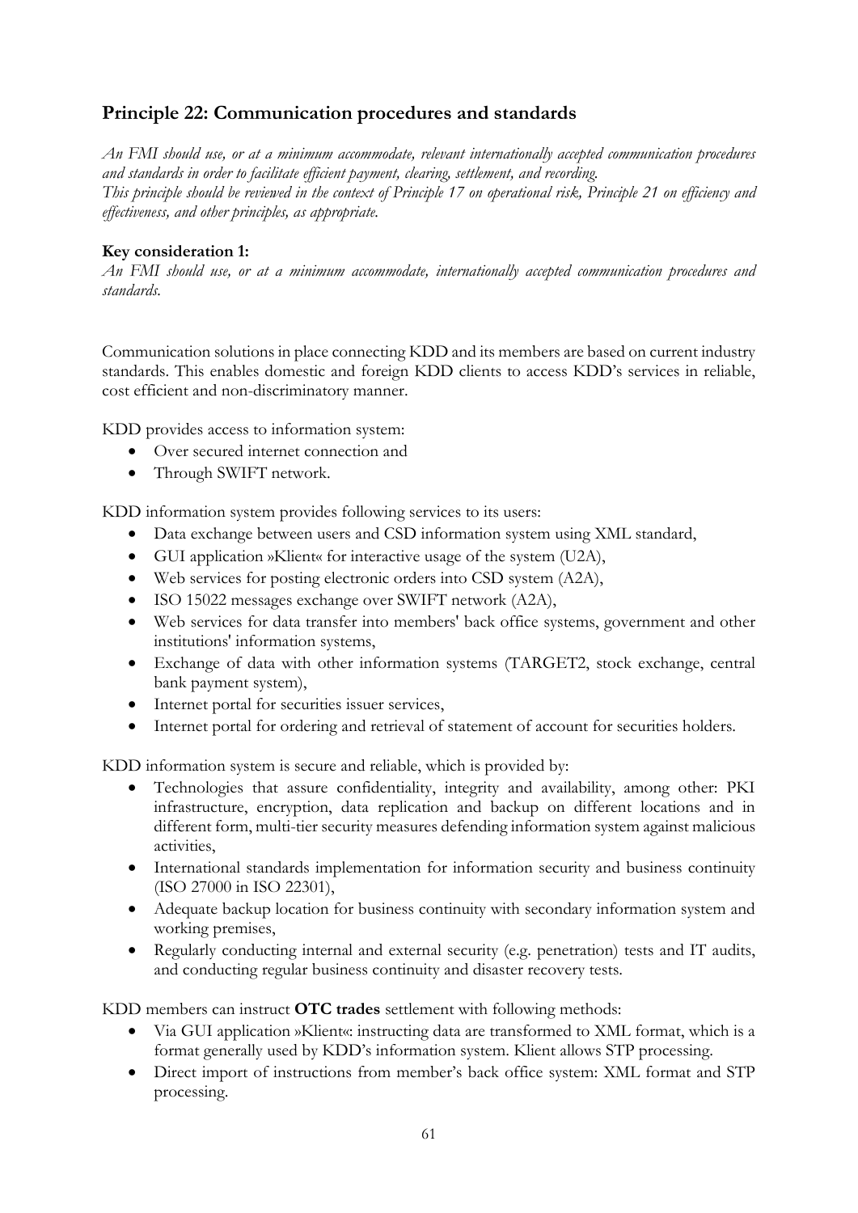## Principle 22: Communication procedures and standards

*An FMI should use, or at a minimum accommodate, relevant internationally accepted communication procedures and standards in order to facilitate efficient payment, clearing, settlement, and recording.*
*This principle should be reviewed in the context of Principle 17 on operational risk, Principle 21 on efficiency and effectiveness, and other principles, as appropriate.*

**Key consideration 1:**
*An FMI should use, or at a minimum accommodate, internationally accepted communication procedures and standards.*

Communication solutions in place connecting KDD and its members are based on current industry standards. This enables domestic and foreign KDD clients to access KDD's services in reliable, cost efficient and non-discriminatory manner.

KDD provides access to information system:

- Over secured internet connection and
- Through SWIFT network.

KDD information system provides following services to its users:

- Data exchange between users and CSD information system using XML standard,
- GUI application »Klient« for interactive usage of the system (U2A),
- Web services for posting electronic orders into CSD system (A2A),
- ISO 15022 messages exchange over SWIFT network (A2A),
- Web services for data transfer into members' back office systems, government and other institutions' information systems,
- Exchange of data with other information systems (TARGET2, stock exchange, central bank payment system),
- Internet portal for securities issuer services,
- Internet portal for ordering and retrieval of statement of account for securities holders.

KDD information system is secure and reliable, which is provided by:

- Technologies that assure confidentiality, integrity and availability, among other: PKI infrastructure, encryption, data replication and backup on different locations and in different form, multi-tier security measures defending information system against malicious activities,
- International standards implementation for information security and business continuity (ISO 27000 in ISO 22301),
- Adequate backup location for business continuity with secondary information system and working premises,
- Regularly conducting internal and external security (e.g. penetration) tests and IT audits, and conducting regular business continuity and disaster recovery tests.

KDD members can instruct **OTC trades** settlement with following methods:

- Via GUI application »Klient«: instructing data are transformed to XML format, which is a format generally used by KDD's information system. Klient allows STP processing.
- Direct import of instructions from member's back office system: XML format and STP processing.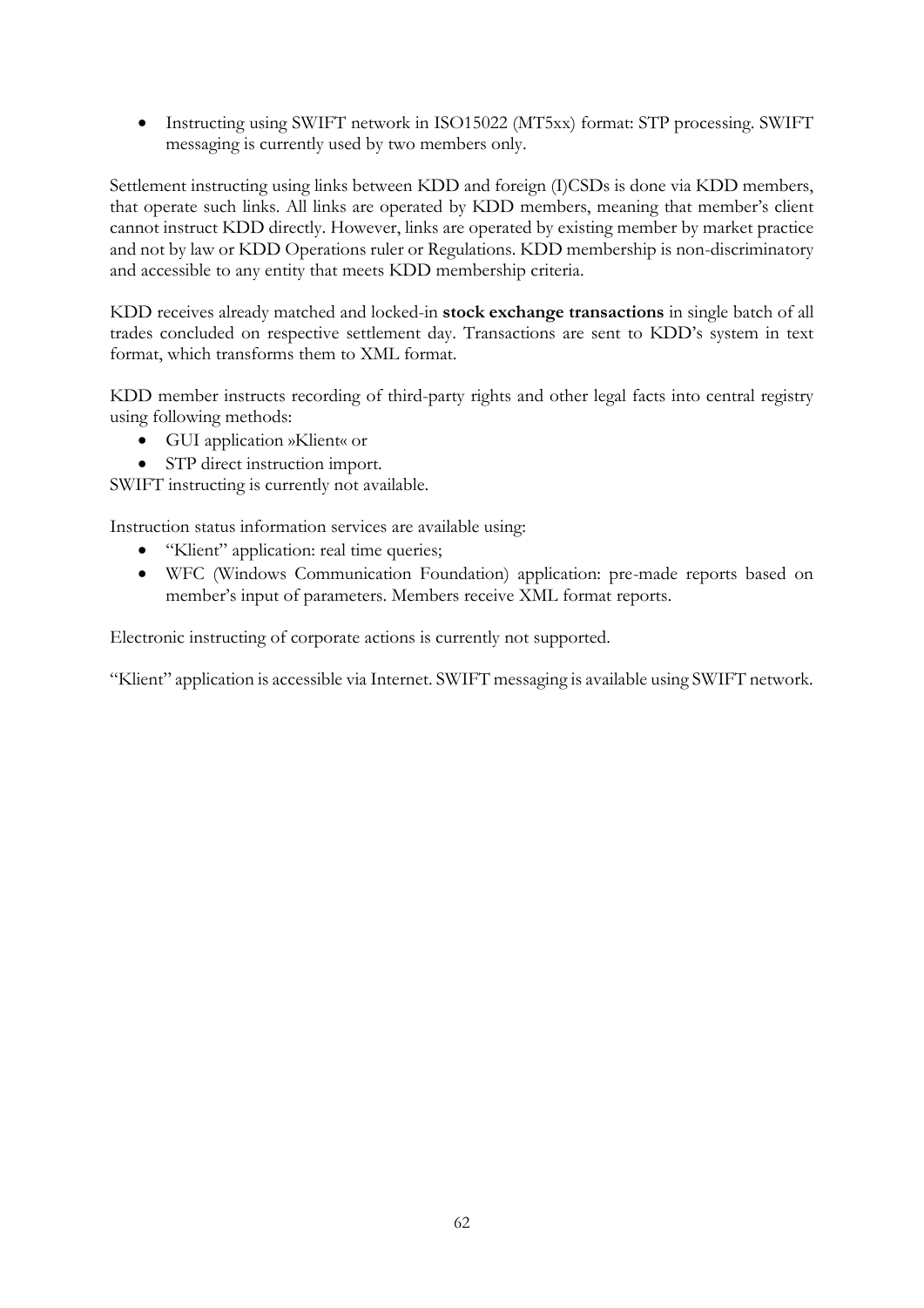- Instructing using SWIFT network in ISO15022 (MT5xx) format: STP processing. SWIFT messaging is currently used by two members only.

Settlement instructing using links between KDD and foreign (I)CSDs is done via KDD members, that operate such links. All links are operated by KDD members, meaning that member's client cannot instruct KDD directly. However, links are operated by existing member by market practice and not by law or KDD Operations ruler or Regulations. KDD membership is non-discriminatory and accessible to any entity that meets KDD membership criteria.

KDD receives already matched and locked-in **stock exchange transactions** in single batch of all trades concluded on respective settlement day. Transactions are sent to KDD's system in text format, which transforms them to XML format.

KDD member instructs recording of third-party rights and other legal facts into central registry using following methods:

- GUI application »Klient« or
- STP direct instruction import.

SWIFT instructing is currently not available.

Instruction status information services are available using:

- "Klient" application: real time queries;
- WFC (Windows Communication Foundation) application: pre-made reports based on member's input of parameters. Members receive XML format reports.

Electronic instructing of corporate actions is currently not supported.

"Klient" application is accessible via Internet. SWIFT messaging is available using SWIFT network.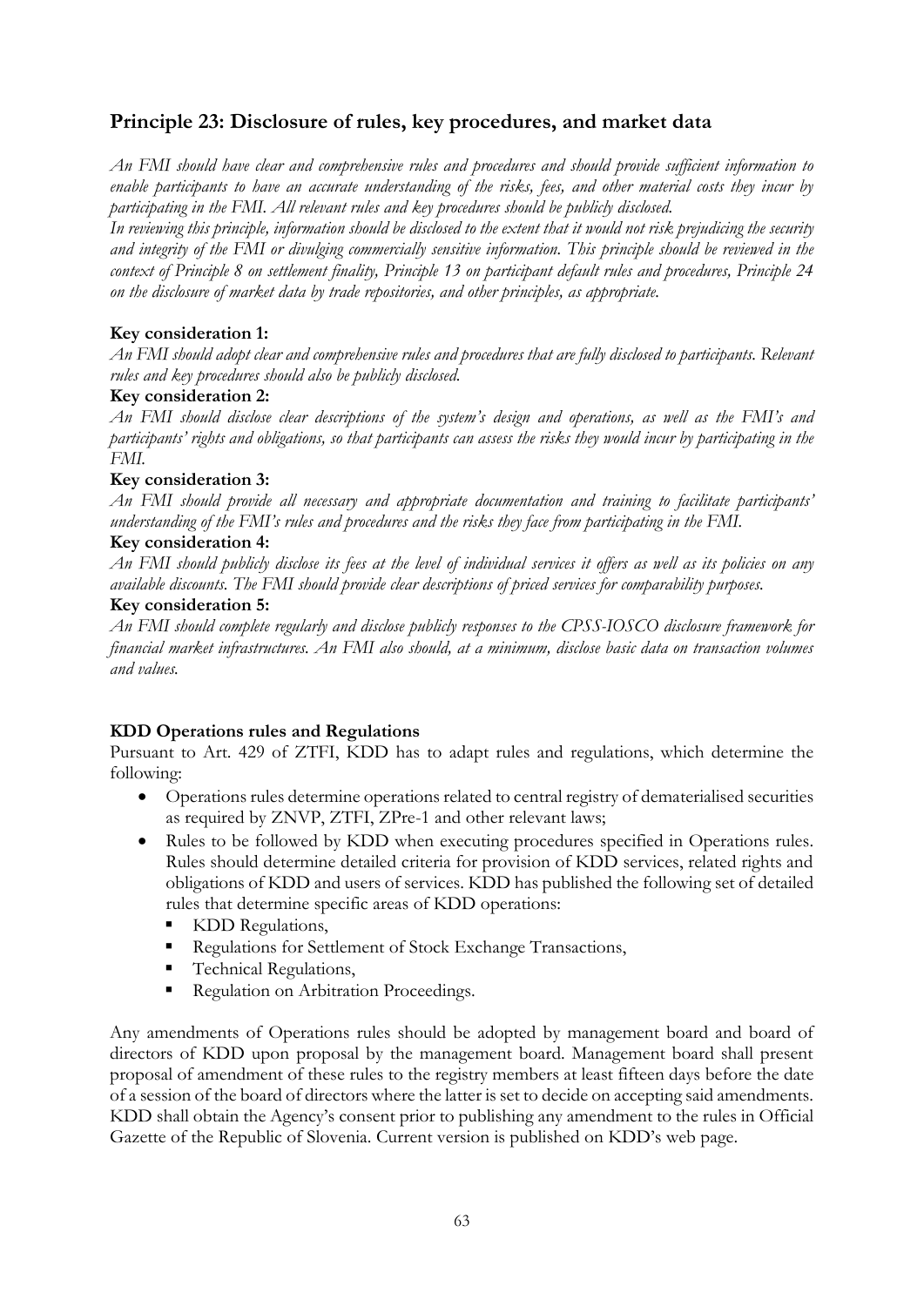## Principle 23: Disclosure of rules, key procedures, and market data

*An FMI should have clear and comprehensive rules and procedures and should provide sufficient information to enable participants to have an accurate understanding of the risks, fees, and other material costs they incur by participating in the FMI. All relevant rules and key procedures should be publicly disclosed.*

*In reviewing this principle, information should be disclosed to the extent that it would not risk prejudicing the security and integrity of the FMI or divulging commercially sensitive information. This principle should be reviewed in the context of Principle 8 on settlement finality, Principle 13 on participant default rules and procedures, Principle 24 on the disclosure of market data by trade repositories, and other principles, as appropriate.*

**Key consideration 1:**

*An FMI should adopt clear and comprehensive rules and procedures that are fully disclosed to participants. Relevant rules and key procedures should also be publicly disclosed.*

**Key consideration 2:**

*An FMI should disclose clear descriptions of the system's design and operations, as well as the FMI's and participants' rights and obligations, so that participants can assess the risks they would incur by participating in the FMI.*

**Key consideration 3:**

*An FMI should provide all necessary and appropriate documentation and training to facilitate participants' understanding of the FMI's rules and procedures and the risks they face from participating in the FMI.*

**Key consideration 4:**

*An FMI should publicly disclose its fees at the level of individual services it offers as well as its policies on any available discounts. The FMI should provide clear descriptions of priced services for comparability purposes.*

**Key consideration 5:**

*An FMI should complete regularly and disclose publicly responses to the CPSS-IOSCO disclosure framework for financial market infrastructures. An FMI also should, at a minimum, disclose basic data on transaction volumes and values.*

**KDD Operations rules and Regulations**

Pursuant to Art. 429 of ZTFI, KDD has to adapt rules and regulations, which determine the following:

- Operations rules determine operations related to central registry of dematerialised securities as required by ZNVP, ZTFI, ZPre-1 and other relevant laws;
- Rules to be followed by KDD when executing procedures specified in Operations rules. Rules should determine detailed criteria for provision of KDD services, related rights and obligations of KDD and users of services. KDD has published the following set of detailed rules that determine specific areas of KDD operations:
  - KDD Regulations,
  - Regulations for Settlement of Stock Exchange Transactions,
  - Technical Regulations,
  - Regulation on Arbitration Proceedings.

Any amendments of Operations rules should be adopted by management board and board of directors of KDD upon proposal by the management board. Management board shall present proposal of amendment of these rules to the registry members at least fifteen days before the date of a session of the board of directors where the latter is set to decide on accepting said amendments. KDD shall obtain the Agency's consent prior to publishing any amendment to the rules in Official Gazette of the Republic of Slovenia. Current version is published on KDD's web page.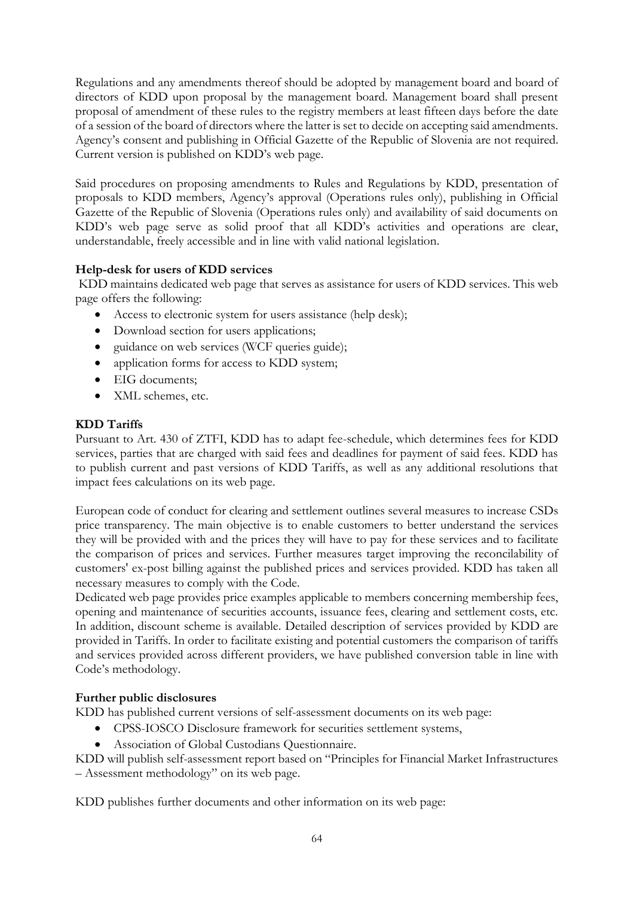Regulations and any amendments thereof should be adopted by management board and board of directors of KDD upon proposal by the management board. Management board shall present proposal of amendment of these rules to the registry members at least fifteen days before the date of a session of the board of directors where the latter is set to decide on accepting said amendments. Agency's consent and publishing in Official Gazette of the Republic of Slovenia are not required. Current version is published on KDD's web page.

Said procedures on proposing amendments to Rules and Regulations by KDD, presentation of proposals to KDD members, Agency's approval (Operations rules only), publishing in Official Gazette of the Republic of Slovenia (Operations rules only) and availability of said documents on KDD's web page serve as solid proof that all KDD's activities and operations are clear, understandable, freely accessible and in line with valid national legislation.

**Help-desk for users of KDD services**

KDD maintains dedicated web page that serves as assistance for users of KDD services. This web page offers the following:

- Access to electronic system for users assistance (help desk);
- Download section for users applications;
- guidance on web services (WCF queries guide);
- application forms for access to KDD system;
- EIG documents;
- XML schemes, etc.

**KDD Tariffs**

Pursuant to Art. 430 of ZTFI, KDD has to adapt fee-schedule, which determines fees for KDD services, parties that are charged with said fees and deadlines for payment of said fees. KDD has to publish current and past versions of KDD Tariffs, as well as any additional resolutions that impact fees calculations on its web page.

European code of conduct for clearing and settlement outlines several measures to increase CSDs price transparency. The main objective is to enable customers to better understand the services they will be provided with and the prices they will have to pay for these services and to facilitate the comparison of prices and services. Further measures target improving the reconcilability of customers' ex-post billing against the published prices and services provided. KDD has taken all necessary measures to comply with the Code.
Dedicated web page provides price examples applicable to members concerning membership fees, opening and maintenance of securities accounts, issuance fees, clearing and settlement costs, etc. In addition, discount scheme is available. Detailed description of services provided by KDD are provided in Tariffs. In order to facilitate existing and potential customers the comparison of tariffs and services provided across different providers, we have published conversion table in line with Code's methodology.

**Further public disclosures**

KDD has published current versions of self-assessment documents on its web page:

- CPSS-IOSCO Disclosure framework for securities settlement systems,
- Association of Global Custodians Questionnaire.

KDD will publish self-assessment report based on "Principles for Financial Market Infrastructures – Assessment methodology" on its web page.

KDD publishes further documents and other information on its web page: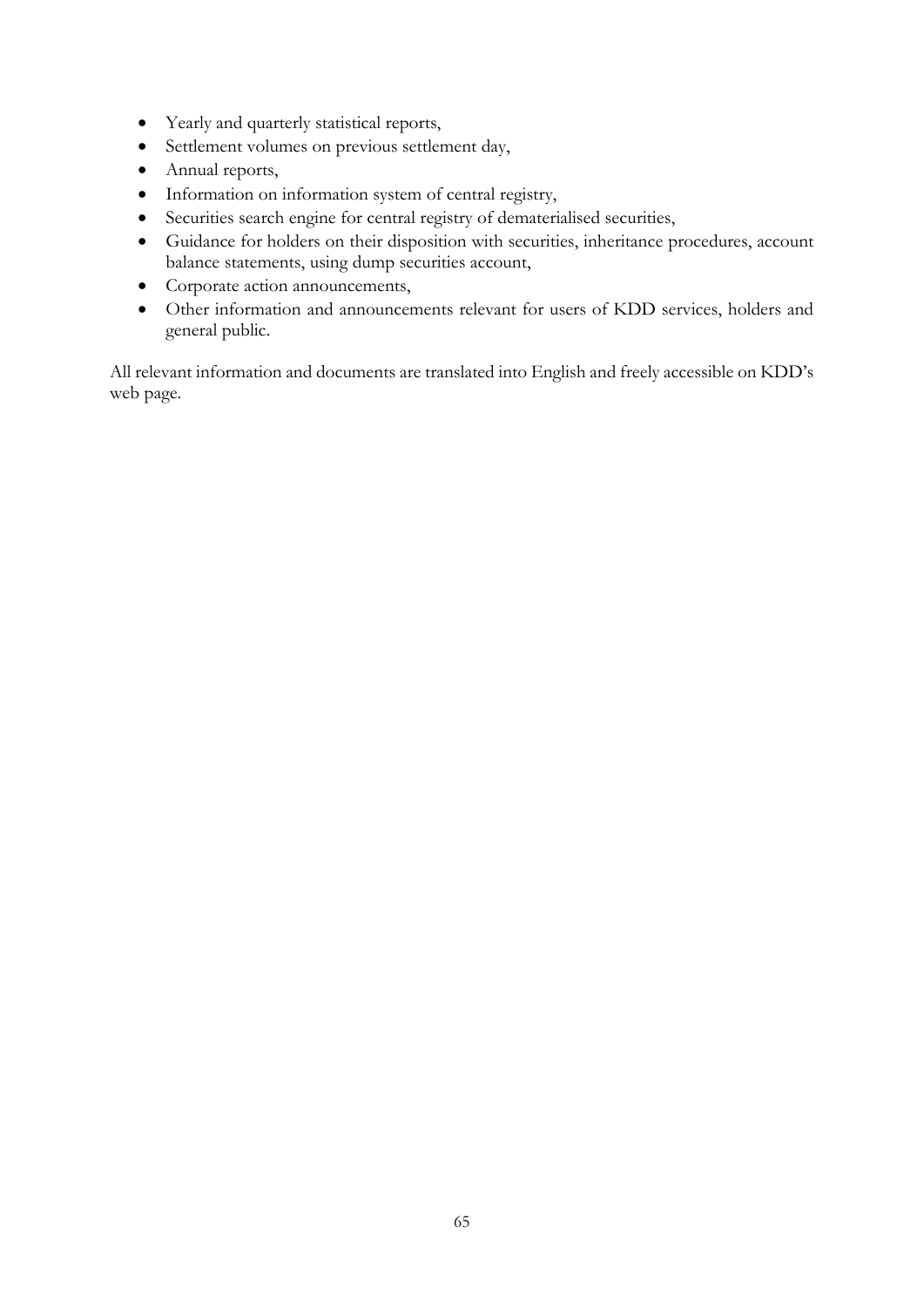- Yearly and quarterly statistical reports,
- Settlement volumes on previous settlement day,
- Annual reports,
- Information on information system of central registry,
- Securities search engine for central registry of dematerialised securities,
- Guidance for holders on their disposition with securities, inheritance procedures, account balance statements, using dump securities account,
- Corporate action announcements,
- Other information and announcements relevant for users of KDD services, holders and general public.

All relevant information and documents are translated into English and freely accessible on KDD's web page.